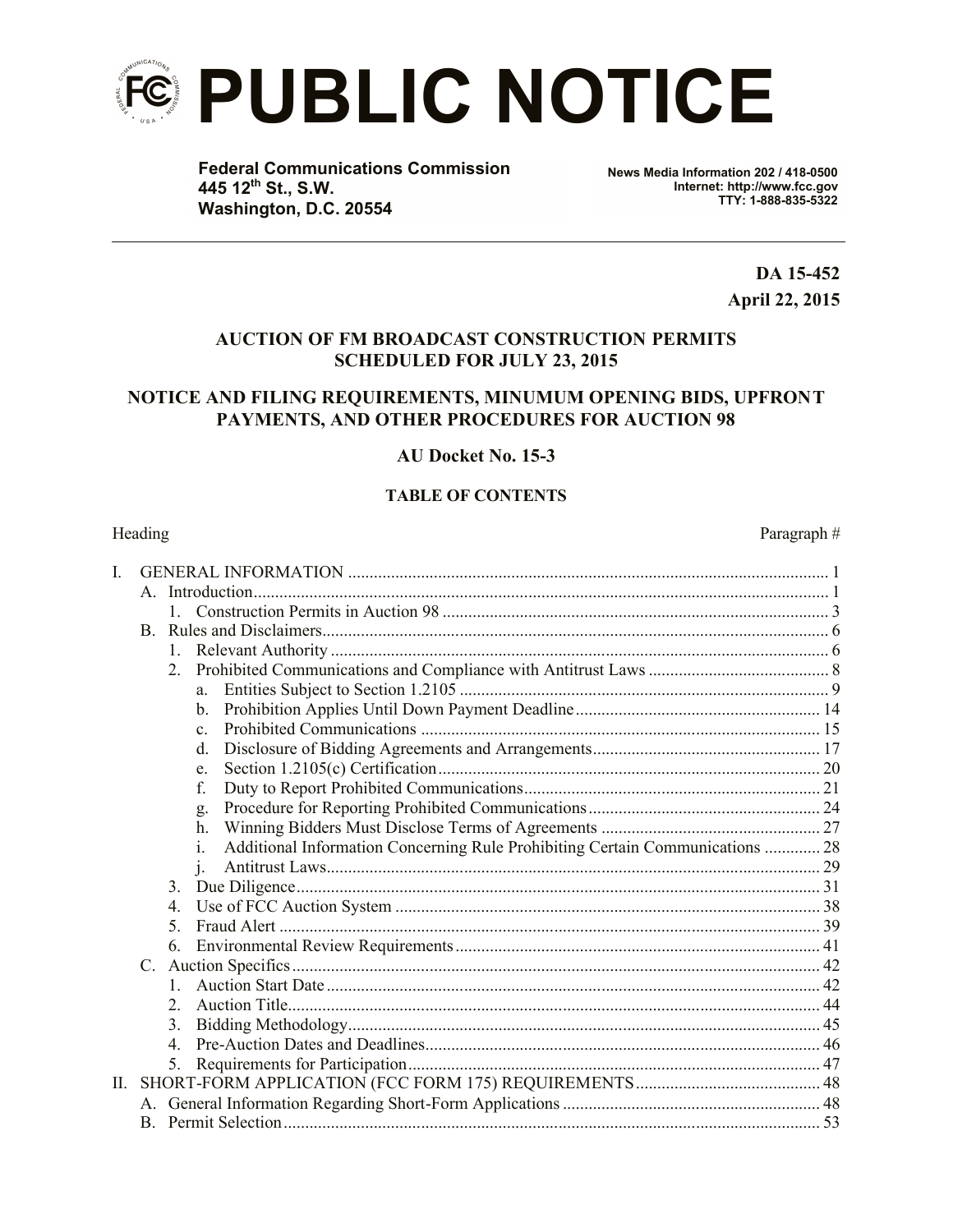# PUBLIC NOTICE

**Federal Communications Commission**
**445 12th St., S.W.**
**Washington, D.C. 20554**

**News Media Information 202 / 418-0500**
**Internet: http://www.fcc.gov**
**TTY: 1-888-835-5322**

**DA 15-452**
**April 22, 2015**

**AUCTION OF FM BROADCAST CONSTRUCTION PERMITS SCHEDULED FOR JULY 23, 2015**

**NOTICE AND FILING REQUIREMENTS, MINUMUM OPENING BIDS, UPFRONT PAYMENTS, AND OTHER PROCEDURES FOR AUCTION 98**

**AU Docket No. 15-3**

**TABLE OF CONTENTS**

| Heading | Paragraph # |
|---|---|
| I. GENERAL INFORMATION | 1 |
| A. Introduction | 1 |
| 1. Construction Permits in Auction 98 | 3 |
| B. Rules and Disclaimers | 6 |
| 1. Relevant Authority | 6 |
| 2. Prohibited Communications and Compliance with Antitrust Laws | 8 |
| a. Entities Subject to Section 1.2105 | 9 |
| b. Prohibition Applies Until Down Payment Deadline | 14 |
| c. Prohibited Communications | 15 |
| d. Disclosure of Bidding Agreements and Arrangements | 17 |
| e. Section 1.2105(c) Certification | 20 |
| f. Duty to Report Prohibited Communications | 21 |
| g. Procedure for Reporting Prohibited Communications | 24 |
| h. Winning Bidders Must Disclose Terms of Agreements | 27 |
| i. Additional Information Concerning Rule Prohibiting Certain Communications | 28 |
| j. Antitrust Laws | 29 |
| 3. Due Diligence | 31 |
| 4. Use of FCC Auction System | 38 |
| 5. Fraud Alert | 39 |
| 6. Environmental Review Requirements | 41 |
| C. Auction Specifics | 42 |
| 1. Auction Start Date | 42 |
| 2. Auction Title | 44 |
| 3. Bidding Methodology | 45 |
| 4. Pre-Auction Dates and Deadlines | 46 |
| 5. Requirements for Participation | 47 |
| II. SHORT-FORM APPLICATION (FCC FORM 175) REQUIREMENTS | 48 |
| A. General Information Regarding Short-Form Applications | 48 |
| B. Permit Selection | 53 |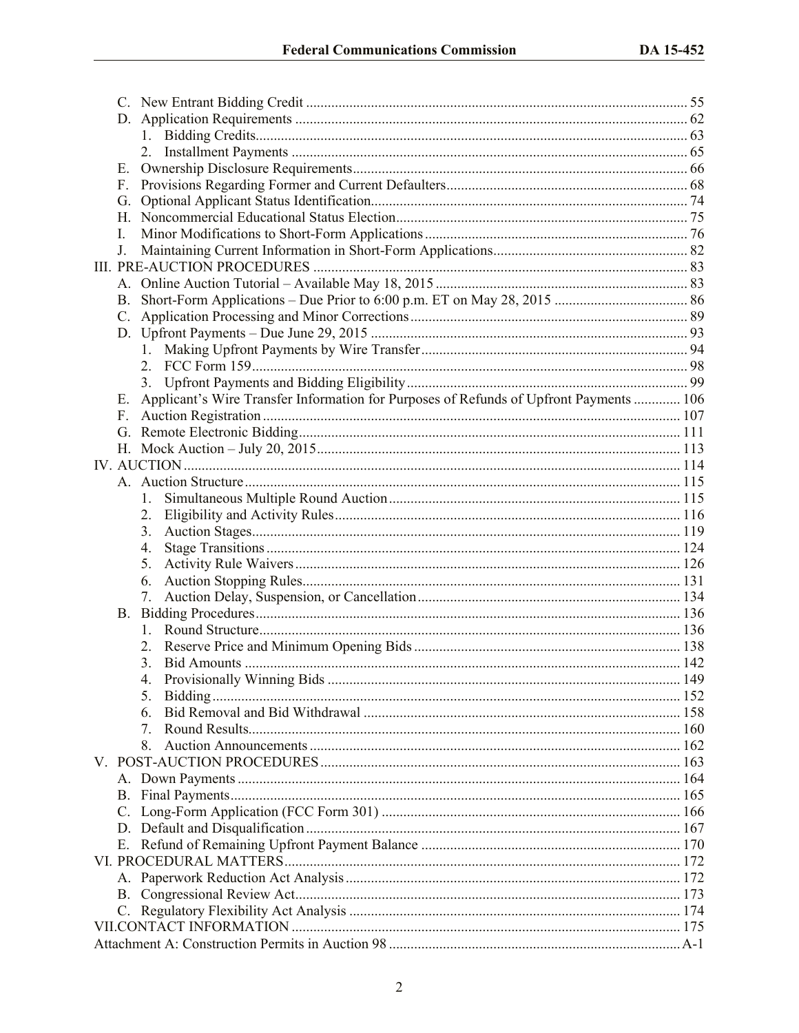C. New Entrant Bidding Credit ........................................................................................................ 55

D. Application Requirements ........................................................................................................... 62

1. Bidding Credits...................................................................................................................... 63

2. Installment Payments ............................................................................................................ 65

E. Ownership Disclosure Requirements........................................................................................... 66

F. Provisions Regarding Former and Current Defaulters.................................................................. 68

G. Optional Applicant Status Identification...................................................................................... 74

H. Noncommercial Educational Status Election................................................................................ 75

I. Minor Modifications to Short-Form Applications ........................................................................ 76

J. Maintaining Current Information in Short-Form Applications..................................................... 82

III. PRE-AUCTION PROCEDURES ...................................................................................................... 83

A. Online Auction Tutorial – Available May 18, 2015 ..................................................................... 83

B. Short-Form Applications – Due Prior to 6:00 p.m. ET on May 28, 2015 .................................... 86

C. Application Processing and Minor Corrections ........................................................................... 89

D. Upfront Payments – Due June 29, 2015 ....................................................................................... 93

1. Making Upfront Payments by Wire Transfer......................................................................... 94

2. FCC Form 159....................................................................................................................... 98

3. Upfront Payments and Bidding Eligibility............................................................................. 99

E. Applicant's Wire Transfer Information for Purposes of Refunds of Upfront Payments ............. 106

F. Auction Registration .................................................................................................................. 107

G. Remote Electronic Bidding........................................................................................................ 111

H. Mock Auction – July 20, 2015................................................................................................... 113

IV. AUCTION ....................................................................................................................................... 114

A. Auction Structure ....................................................................................................................... 115

1. Simultaneous Multiple Round Auction ................................................................................ 115

2. Eligibility and Activity Rules............................................................................................... 116

3. Auction Stages..................................................................................................................... 119

4. Stage Transitions ................................................................................................................. 124

5. Activity Rule Waivers.......................................................................................................... 126

6. Auction Stopping Rules........................................................................................................ 131

7. Auction Delay, Suspension, or Cancellation........................................................................ 134

B. Bidding Procedures.................................................................................................................... 136

1. Round Structure.................................................................................................................... 136

2. Reserve Price and Minimum Opening Bids ......................................................................... 138

3. Bid Amounts ........................................................................................................................ 142

4. Provisionally Winning Bids ................................................................................................. 149

5. Bidding................................................................................................................................. 152

6. Bid Removal and Bid Withdrawal ....................................................................................... 158

7. Round Results....................................................................................................................... 160

8. Auction Announcements ...................................................................................................... 162

V. POST-AUCTION PROCEDURES .................................................................................................. 163

A. Down Payments ......................................................................................................................... 164

B. Final Payments........................................................................................................................... 165

C. Long-Form Application (FCC Form 301) .................................................................................. 166

D. Default and Disqualification ...................................................................................................... 167

E. Refund of Remaining Upfront Payment Balance ....................................................................... 170

VI. PROCEDURAL MATTERS............................................................................................................ 172

A. Paperwork Reduction Act Analysis............................................................................................ 172

B. Congressional Review Act.......................................................................................................... 173

C. Regulatory Flexibility Act Analysis ........................................................................................... 174

VII. CONTACT INFORMATION .......................................................................................................... 175

Attachment A: Construction Permits in Auction 98 ...............................................................................A-1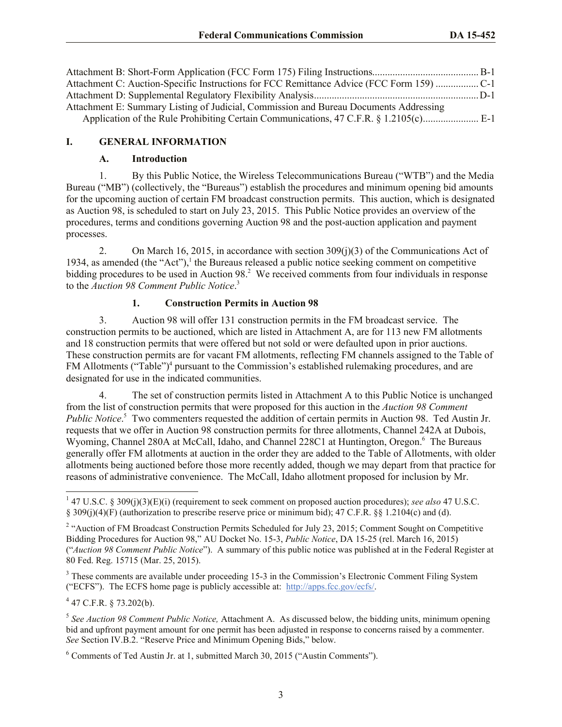Attachment B: Short-Form Application (FCC Form 175) Filing Instructions.......................................... B-1
Attachment C: Auction-Specific Instructions for FCC Remittance Advice (FCC Form 159) ................. C-1
Attachment D: Supplemental Regulatory Flexibility Analysis................................................................ D-1
Attachment E: Summary Listing of Judicial, Commission and Bureau Documents Addressing Application of the Rule Prohibiting Certain Communications, 47 C.F.R. § 1.2105(c)...................... E-1

## I. GENERAL INFORMATION

### A. Introduction

1. By this Public Notice, the Wireless Telecommunications Bureau ("WTB") and the Media Bureau ("MB") (collectively, the "Bureaus") establish the procedures and minimum opening bid amounts for the upcoming auction of certain FM broadcast construction permits. This auction, which is designated as Auction 98, is scheduled to start on July 23, 2015. This Public Notice provides an overview of the procedures, terms and conditions governing Auction 98 and the post-auction application and payment processes.

2. On March 16, 2015, in accordance with section 309(j)(3) of the Communications Act of 1934, as amended (the "Act"),[1] the Bureaus released a public notice seeking comment on competitive bidding procedures to be used in Auction 98.[2] We received comments from four individuals in response to the *Auction 98 Comment Public Notice*.[3]

#### 1. Construction Permits in Auction 98

3. Auction 98 will offer 131 construction permits in the FM broadcast service. The construction permits to be auctioned, which are listed in Attachment A, are for 113 new FM allotments and 18 construction permits that were offered but not sold or were defaulted upon in prior auctions. These construction permits are for vacant FM allotments, reflecting FM channels assigned to the Table of FM Allotments ("Table")[4] pursuant to the Commission's established rulemaking procedures, and are designated for use in the indicated communities.

4. The set of construction permits listed in Attachment A to this Public Notice is unchanged from the list of construction permits that were proposed for this auction in the *Auction 98 Comment Public Notice*.[5] Two commenters requested the addition of certain permits in Auction 98. Ted Austin Jr. requests that we offer in Auction 98 construction permits for three allotments, Channel 242A at Dubois, Wyoming, Channel 280A at McCall, Idaho, and Channel 228C1 at Huntington, Oregon.[6] The Bureaus generally offer FM allotments at auction in the order they are added to the Table of Allotments, with older allotments being auctioned before those more recently added, though we may depart from that practice for reasons of administrative convenience. The McCall, Idaho allotment proposed for inclusion by Mr.

---

[1] 47 U.S.C. § 309(j)(3)(E)(i) (requirement to seek comment on proposed auction procedures); *see also* 47 U.S.C. § 309(j)(4)(F) (authorization to prescribe reserve price or minimum bid); 47 C.F.R. §§ 1.2104(c) and (d).

[2] "Auction of FM Broadcast Construction Permits Scheduled for July 23, 2015; Comment Sought on Competitive Bidding Procedures for Auction 98," AU Docket No. 15-3, *Public Notice*, DA 15-25 (rel. March 16, 2015) ("*Auction 98 Comment Public Notice*"). A summary of this public notice was published at in the Federal Register at 80 Fed. Reg. 15715 (Mar. 25, 2015).

[3] These comments are available under proceeding 15-3 in the Commission's Electronic Comment Filing System ("ECFS"). The ECFS home page is publicly accessible at: http://apps.fcc.gov/ecfs/.

[4] 47 C.F.R. § 73.202(b).

[5] *See Auction 98 Comment Public Notice,* Attachment A. As discussed below, the bidding units, minimum opening bid and upfront payment amount for one permit has been adjusted in response to concerns raised by a commenter. *See* Section IV.B.2. "Reserve Price and Minimum Opening Bids," below.

[6] Comments of Ted Austin Jr. at 1, submitted March 30, 2015 ("Austin Comments").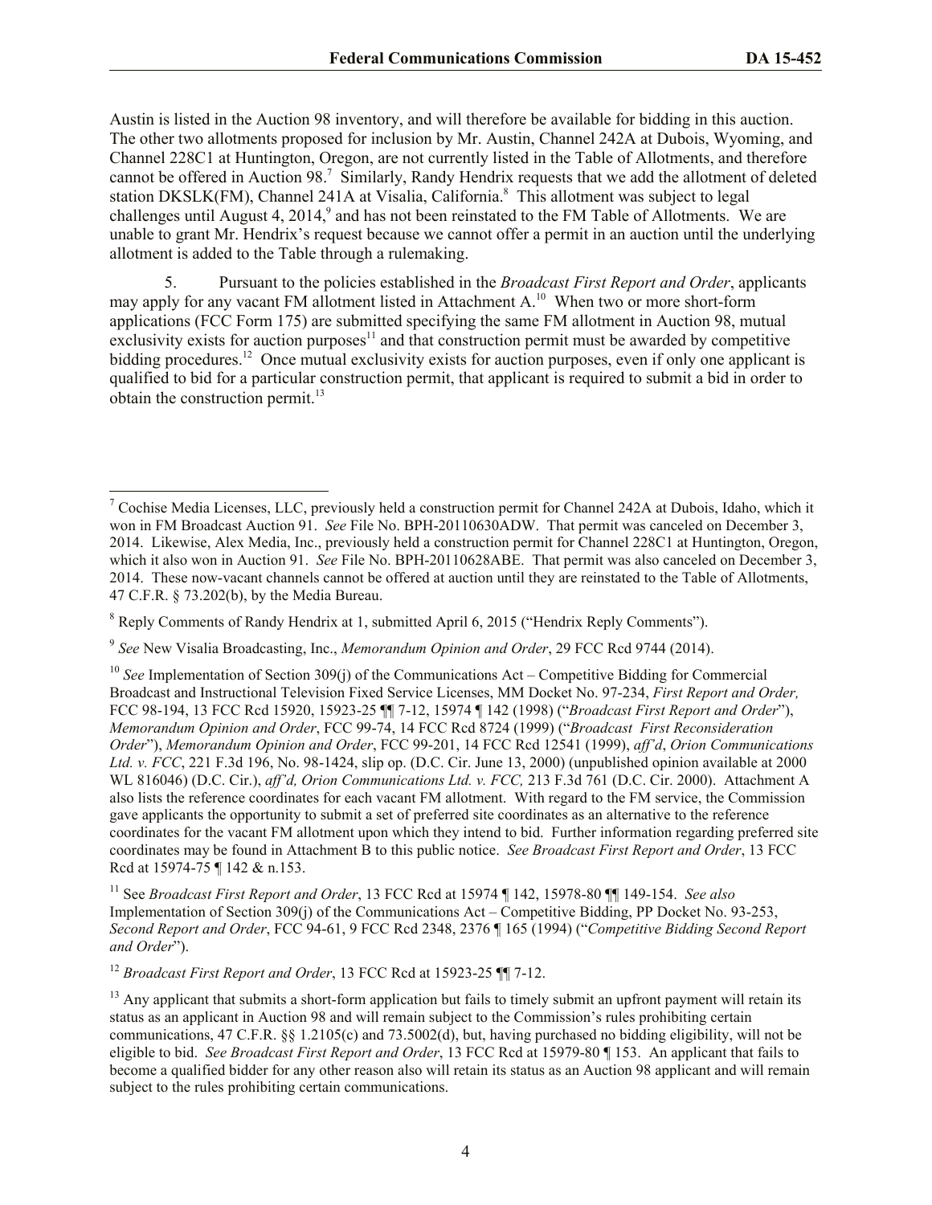Austin is listed in the Auction 98 inventory, and will therefore be available for bidding in this auction. The other two allotments proposed for inclusion by Mr. Austin, Channel 242A at Dubois, Wyoming, and Channel 228C1 at Huntington, Oregon, are not currently listed in the Table of Allotments, and therefore cannot be offered in Auction 98.[7] Similarly, Randy Hendrix requests that we add the allotment of deleted station DKSLK(FM), Channel 241A at Visalia, California.[8] This allotment was subject to legal challenges until August 4, 2014,[9] and has not been reinstated to the FM Table of Allotments. We are unable to grant Mr. Hendrix's request because we cannot offer a permit in an auction until the underlying allotment is added to the Table through a rulemaking.

5. Pursuant to the policies established in the *Broadcast First Report and Order*, applicants may apply for any vacant FM allotment listed in Attachment A.[10] When two or more short-form applications (FCC Form 175) are submitted specifying the same FM allotment in Auction 98, mutual exclusivity exists for auction purposes[11] and that construction permit must be awarded by competitive bidding procedures.[12] Once mutual exclusivity exists for auction purposes, even if only one applicant is qualified to bid for a particular construction permit, that applicant is required to submit a bid in order to obtain the construction permit.[13]

---

[7] Cochise Media Licenses, LLC, previously held a construction permit for Channel 242A at Dubois, Idaho, which it won in FM Broadcast Auction 91. *See* File No. BPH-20110630ADW. That permit was canceled on December 3, 2014. Likewise, Alex Media, Inc., previously held a construction permit for Channel 228C1 at Huntington, Oregon, which it also won in Auction 91. *See* File No. BPH-20110628ABE. That permit was also canceled on December 3, 2014. These now-vacant channels cannot be offered at auction until they are reinstated to the Table of Allotments, 47 C.F.R. § 73.202(b), by the Media Bureau.

[8] Reply Comments of Randy Hendrix at 1, submitted April 6, 2015 ("Hendrix Reply Comments").

[9] *See* New Visalia Broadcasting, Inc., *Memorandum Opinion and Order*, 29 FCC Rcd 9744 (2014).

[10] *See* Implementation of Section 309(j) of the Communications Act – Competitive Bidding for Commercial Broadcast and Instructional Television Fixed Service Licenses, MM Docket No. 97-234, *First Report and Order,* FCC 98-194, 13 FCC Rcd 15920, 15923-25 ¶¶ 7-12, 15974 ¶ 142 (1998) ("*Broadcast First Report and Order*"), *Memorandum Opinion and Order*, FCC 99-74, 14 FCC Rcd 8724 (1999) ("*Broadcast First Reconsideration Order*"), *Memorandum Opinion and Order*, FCC 99-201, 14 FCC Rcd 12541 (1999), *aff'd*, *Orion Communications Ltd. v. FCC*, 221 F.3d 196, No. 98-1424, slip op. (D.C. Cir. June 13, 2000) (unpublished opinion available at 2000 WL 816046) (D.C. Cir.), *aff'd, Orion Communications Ltd. v. FCC,* 213 F.3d 761 (D.C. Cir. 2000). Attachment A also lists the reference coordinates for each vacant FM allotment. With regard to the FM service, the Commission gave applicants the opportunity to submit a set of preferred site coordinates as an alternative to the reference coordinates for the vacant FM allotment upon which they intend to bid. Further information regarding preferred site coordinates may be found in Attachment B to this public notice. *See Broadcast First Report and Order*, 13 FCC Rcd at 15974-75 ¶ 142 & n.153.

[11] See *Broadcast First Report and Order*, 13 FCC Rcd at 15974 ¶ 142, 15978-80 ¶¶ 149-154. *See also* Implementation of Section 309(j) of the Communications Act – Competitive Bidding, PP Docket No. 93-253, *Second Report and Order*, FCC 94-61, 9 FCC Rcd 2348, 2376 ¶ 165 (1994) ("*Competitive Bidding Second Report and Order*").

[12] *Broadcast First Report and Order*, 13 FCC Rcd at 15923-25 ¶¶ 7-12.

[13] Any applicant that submits a short-form application but fails to timely submit an upfront payment will retain its status as an applicant in Auction 98 and will remain subject to the Commission's rules prohibiting certain communications, 47 C.F.R. §§ 1.2105(c) and 73.5002(d), but, having purchased no bidding eligibility, will not be eligible to bid. *See Broadcast First Report and Order*, 13 FCC Rcd at 15979-80 ¶ 153. An applicant that fails to become a qualified bidder for any other reason also will retain its status as an Auction 98 applicant and will remain subject to the rules prohibiting certain communications.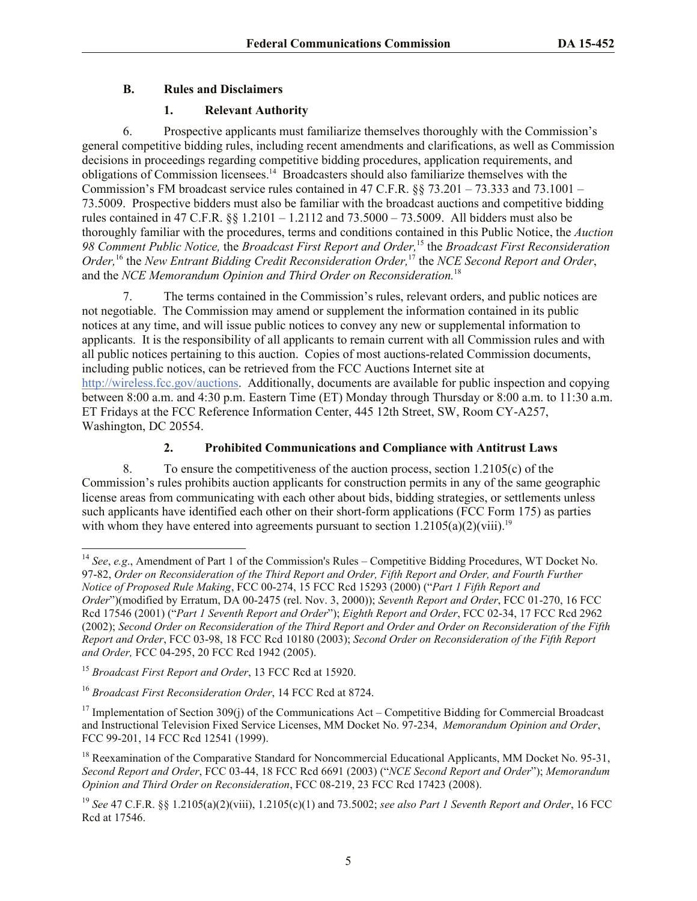### B. Rules and Disclaimers

#### 1. Relevant Authority

6. Prospective applicants must familiarize themselves thoroughly with the Commission's general competitive bidding rules, including recent amendments and clarifications, as well as Commission decisions in proceedings regarding competitive bidding procedures, application requirements, and obligations of Commission licensees.[14] Broadcasters should also familiarize themselves with the Commission's FM broadcast service rules contained in 47 C.F.R. §§ 73.201 – 73.333 and 73.1001 – 73.5009. Prospective bidders must also be familiar with the broadcast auctions and competitive bidding rules contained in 47 C.F.R. §§ 1.2101 – 1.2112 and 73.5000 – 73.5009. All bidders must also be thoroughly familiar with the procedures, terms and conditions contained in this Public Notice, the *Auction 98 Comment Public Notice,* the *Broadcast First Report and Order,*[15] the *Broadcast First Reconsideration Order,*[16] the *New Entrant Bidding Credit Reconsideration Order,*[17] the *NCE Second Report and Order*, and the *NCE Memorandum Opinion and Third Order on Reconsideration.*[18]

7. The terms contained in the Commission's rules, relevant orders, and public notices are not negotiable. The Commission may amend or supplement the information contained in its public notices at any time, and will issue public notices to convey any new or supplemental information to applicants. It is the responsibility of all applicants to remain current with all Commission rules and with all public notices pertaining to this auction. Copies of most auctions-related Commission documents, including public notices, can be retrieved from the FCC Auctions Internet site at http://wireless.fcc.gov/auctions. Additionally, documents are available for public inspection and copying between 8:00 a.m. and 4:30 p.m. Eastern Time (ET) Monday through Thursday or 8:00 a.m. to 11:30 a.m. ET Fridays at the FCC Reference Information Center, 445 12th Street, SW, Room CY-A257, Washington, DC 20554.

#### 2. Prohibited Communications and Compliance with Antitrust Laws

8. To ensure the competitiveness of the auction process, section 1.2105(c) of the Commission's rules prohibits auction applicants for construction permits in any of the same geographic license areas from communicating with each other about bids, bidding strategies, or settlements unless such applicants have identified each other on their short-form applications (FCC Form 175) as parties with whom they have entered into agreements pursuant to section 1.2105(a)(2)(viii).[19]

---

[14] *See*, *e.g*., Amendment of Part 1 of the Commission's Rules – Competitive Bidding Procedures, WT Docket No. 97-82, *Order on Reconsideration of the Third Report and Order, Fifth Report and Order, and Fourth Further Notice of Proposed Rule Making*, FCC 00-274, 15 FCC Rcd 15293 (2000) ("*Part 1 Fifth Report and Order*")(modified by Erratum, DA 00-2475 (rel. Nov. 3, 2000)); *Seventh Report and Order*, FCC 01-270, 16 FCC Rcd 17546 (2001) ("*Part 1 Seventh Report and Order*"); *Eighth Report and Order*, FCC 02-34, 17 FCC Rcd 2962 (2002); *Second Order on Reconsideration of the Third Report and Order and Order on Reconsideration of the Fifth Report and Order*, FCC 03-98, 18 FCC Rcd 10180 (2003); *Second Order on Reconsideration of the Fifth Report and Order,* FCC 04-295, 20 FCC Rcd 1942 (2005).

[15] *Broadcast First Report and Order*, 13 FCC Rcd at 15920.

[16] *Broadcast First Reconsideration Order*, 14 FCC Rcd at 8724.

[17] Implementation of Section 309(j) of the Communications Act – Competitive Bidding for Commercial Broadcast and Instructional Television Fixed Service Licenses, MM Docket No. 97-234, *Memorandum Opinion and Order*, FCC 99-201, 14 FCC Rcd 12541 (1999).

[18] Reexamination of the Comparative Standard for Noncommercial Educational Applicants, MM Docket No. 95-31, *Second Report and Order*, FCC 03-44, 18 FCC Rcd 6691 (2003) ("*NCE Second Report and Order*"); *Memorandum Opinion and Third Order on Reconsideration*, FCC 08-219, 23 FCC Rcd 17423 (2008).

[19] *See* 47 C.F.R. §§ 1.2105(a)(2)(viii), 1.2105(c)(1) and 73.5002; *see also Part 1 Seventh Report and Order*, 16 FCC Rcd at 17546.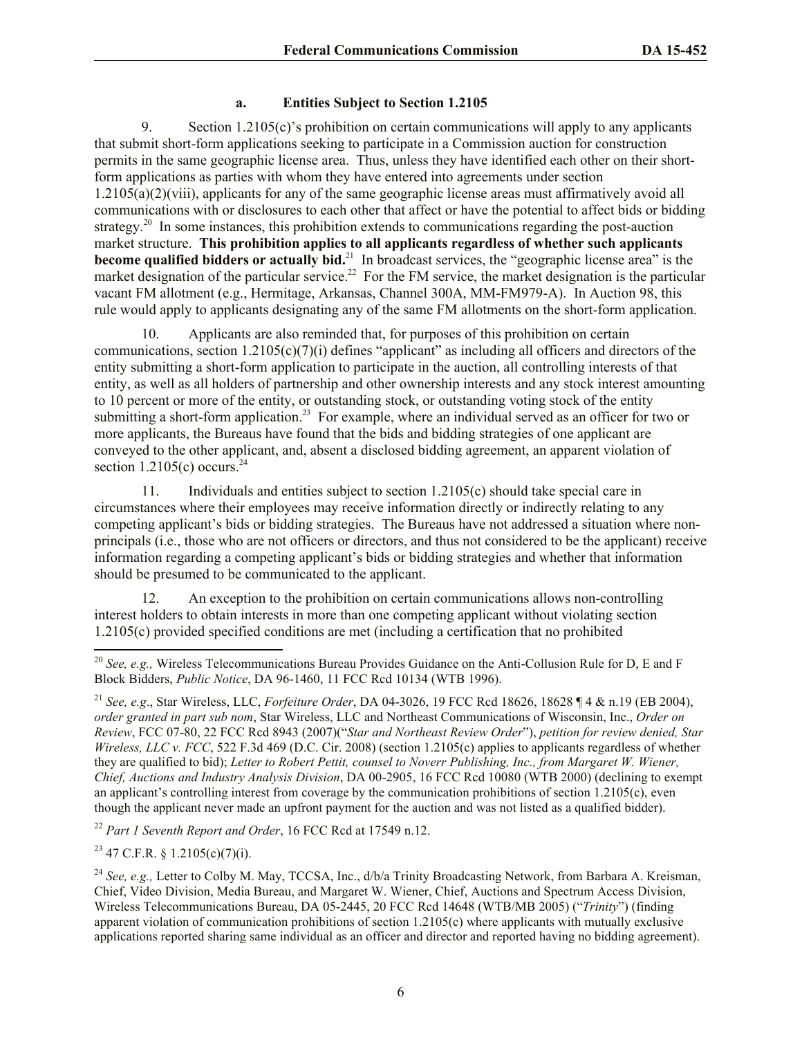### a. Entities Subject to Section 1.2105

9. Section 1.2105(c)'s prohibition on certain communications will apply to any applicants that submit short-form applications seeking to participate in a Commission auction for construction permits in the same geographic license area. Thus, unless they have identified each other on their short-form applications as parties with whom they have entered into agreements under section 1.2105(a)(2)(viii), applicants for any of the same geographic license areas must affirmatively avoid all communications with or disclosures to each other that affect or have the potential to affect bids or bidding strategy.[20] In some instances, this prohibition extends to communications regarding the post-auction market structure. **This prohibition applies to all applicants regardless of whether such applicants become qualified bidders or actually bid.**[21] In broadcast services, the "geographic license area" is the market designation of the particular service.[22] For the FM service, the market designation is the particular vacant FM allotment (e.g., Hermitage, Arkansas, Channel 300A, MM-FM979-A). In Auction 98, this rule would apply to applicants designating any of the same FM allotments on the short-form application.

10. Applicants are also reminded that, for purposes of this prohibition on certain communications, section 1.2105(c)(7)(i) defines "applicant" as including all officers and directors of the entity submitting a short-form application to participate in the auction, all controlling interests of that entity, as well as all holders of partnership and other ownership interests and any stock interest amounting to 10 percent or more of the entity, or outstanding stock, or outstanding voting stock of the entity submitting a short-form application.[23] For example, where an individual served as an officer for two or more applicants, the Bureaus have found that the bids and bidding strategies of one applicant are conveyed to the other applicant, and, absent a disclosed bidding agreement, an apparent violation of section 1.2105(c) occurs.[24]

11. Individuals and entities subject to section 1.2105(c) should take special care in circumstances where their employees may receive information directly or indirectly relating to any competing applicant's bids or bidding strategies. The Bureaus have not addressed a situation where non-principals (i.e., those who are not officers or directors, and thus not considered to be the applicant) receive information regarding a competing applicant's bids or bidding strategies and whether that information should be presumed to be communicated to the applicant.

12. An exception to the prohibition on certain communications allows non-controlling interest holders to obtain interests in more than one competing applicant without violating section 1.2105(c) provided specified conditions are met (including a certification that no prohibited

---

[20] *See, e.g.,* Wireless Telecommunications Bureau Provides Guidance on the Anti-Collusion Rule for D, E and F Block Bidders, *Public Notice*, DA 96-1460, 11 FCC Rcd 10134 (WTB 1996).

[21] *See, e.g*., Star Wireless, LLC, *Forfeiture Order*, DA 04-3026, 19 FCC Rcd 18626, 18628 ¶ 4 & n.19 (EB 2004), *order granted in part sub nom*, Star Wireless, LLC and Northeast Communications of Wisconsin, Inc., *Order on Review*, FCC 07-80, 22 FCC Rcd 8943 (2007)("*Star and Northeast Review Order*"), *petition for review denied, Star Wireless, LLC v. FCC*, 522 F.3d 469 (D.C. Cir. 2008) (section 1.2105(c) applies to applicants regardless of whether they are qualified to bid); *Letter to Robert Pettit, counsel to Noverr Publishing, Inc., from Margaret W. Wiener, Chief, Auctions and Industry Analysis Division*, DA 00-2905, 16 FCC Rcd 10080 (WTB 2000) (declining to exempt an applicant's controlling interest from coverage by the communication prohibitions of section 1.2105(c), even though the applicant never made an upfront payment for the auction and was not listed as a qualified bidder).

[22] *Part 1 Seventh Report and Order*, 16 FCC Rcd at 17549 n.12.

[23] 47 C.F.R. § 1.2105(c)(7)(i).

[24] *See, e.g.,* Letter to Colby M. May, TCCSA, Inc., d/b/a Trinity Broadcasting Network, from Barbara A. Kreisman, Chief, Video Division, Media Bureau, and Margaret W. Wiener, Chief, Auctions and Spectrum Access Division, Wireless Telecommunications Bureau, DA 05-2445, 20 FCC Rcd 14648 (WTB/MB 2005) ("*Trinity*") (finding apparent violation of communication prohibitions of section 1.2105(c) where applicants with mutually exclusive applications reported sharing same individual as an officer and director and reported having no bidding agreement).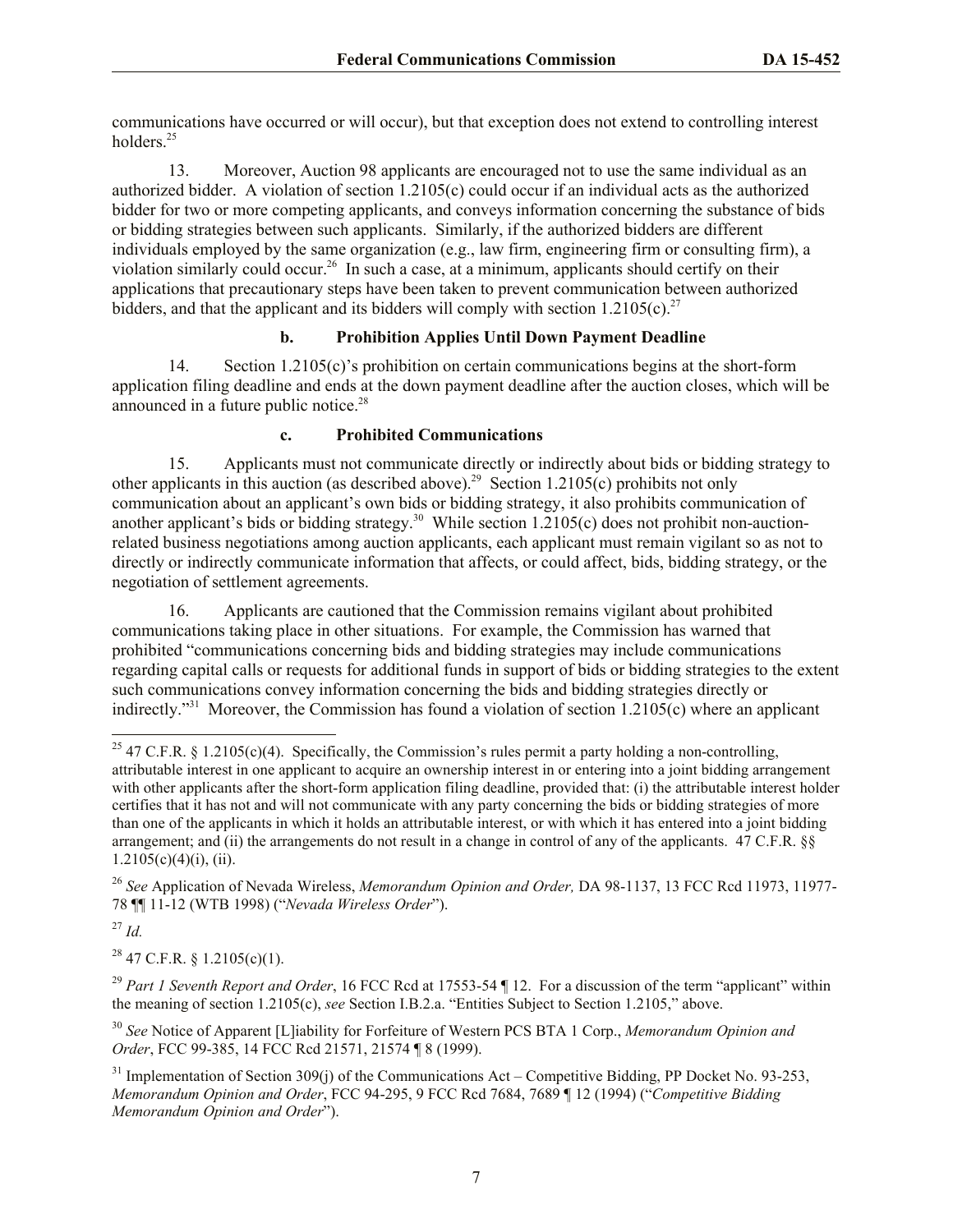communications have occurred or will occur), but that exception does not extend to controlling interest holders.[25]

13. Moreover, Auction 98 applicants are encouraged not to use the same individual as an authorized bidder. A violation of section 1.2105(c) could occur if an individual acts as the authorized bidder for two or more competing applicants, and conveys information concerning the substance of bids or bidding strategies between such applicants. Similarly, if the authorized bidders are different individuals employed by the same organization (e.g., law firm, engineering firm or consulting firm), a violation similarly could occur.[26] In such a case, at a minimum, applicants should certify on their applications that precautionary steps have been taken to prevent communication between authorized bidders, and that the applicant and its bidders will comply with section 1.2105(c).[27]

#### b. Prohibition Applies Until Down Payment Deadline

14. Section 1.2105(c)'s prohibition on certain communications begins at the short-form application filing deadline and ends at the down payment deadline after the auction closes, which will be announced in a future public notice.[28]

#### c. Prohibited Communications

15. Applicants must not communicate directly or indirectly about bids or bidding strategy to other applicants in this auction (as described above).[29] Section 1.2105(c) prohibits not only communication about an applicant's own bids or bidding strategy, it also prohibits communication of another applicant's bids or bidding strategy.[30] While section 1.2105(c) does not prohibit non-auction-related business negotiations among auction applicants, each applicant must remain vigilant so as not to directly or indirectly communicate information that affects, or could affect, bids, bidding strategy, or the negotiation of settlement agreements.

16. Applicants are cautioned that the Commission remains vigilant about prohibited communications taking place in other situations. For example, the Commission has warned that prohibited "communications concerning bids and bidding strategies may include communications regarding capital calls or requests for additional funds in support of bids or bidding strategies to the extent such communications convey information concerning the bids and bidding strategies directly or indirectly."[31] Moreover, the Commission has found a violation of section 1.2105(c) where an applicant

---

[25] 47 C.F.R. § 1.2105(c)(4). Specifically, the Commission's rules permit a party holding a non-controlling, attributable interest in one applicant to acquire an ownership interest in or entering into a joint bidding arrangement with other applicants after the short-form application filing deadline, provided that: (i) the attributable interest holder certifies that it has not and will not communicate with any party concerning the bids or bidding strategies of more than one of the applicants in which it holds an attributable interest, or with which it has entered into a joint bidding arrangement; and (ii) the arrangements do not result in a change in control of any of the applicants. 47 C.F.R. §§ 1.2105(c)(4)(i), (ii).

[26] *See* Application of Nevada Wireless, *Memorandum Opinion and Order,* DA 98-1137, 13 FCC Rcd 11973, 11977-78 ¶¶ 11-12 (WTB 1998) ("*Nevada Wireless Order*").

[27] *Id.*

[28] 47 C.F.R. § 1.2105(c)(1).

[29] *Part 1 Seventh Report and Order*, 16 FCC Rcd at 17553-54 ¶ 12. For a discussion of the term "applicant" within the meaning of section 1.2105(c), *see* Section I.B.2.a. "Entities Subject to Section 1.2105," above.

[30] *See* Notice of Apparent [L]iability for Forfeiture of Western PCS BTA 1 Corp., *Memorandum Opinion and Order*, FCC 99-385, 14 FCC Rcd 21571, 21574 ¶ 8 (1999).

[31] Implementation of Section 309(j) of the Communications Act – Competitive Bidding, PP Docket No. 93-253, *Memorandum Opinion and Order*, FCC 94-295, 9 FCC Rcd 7684, 7689 ¶ 12 (1994) ("*Competitive Bidding Memorandum Opinion and Order*").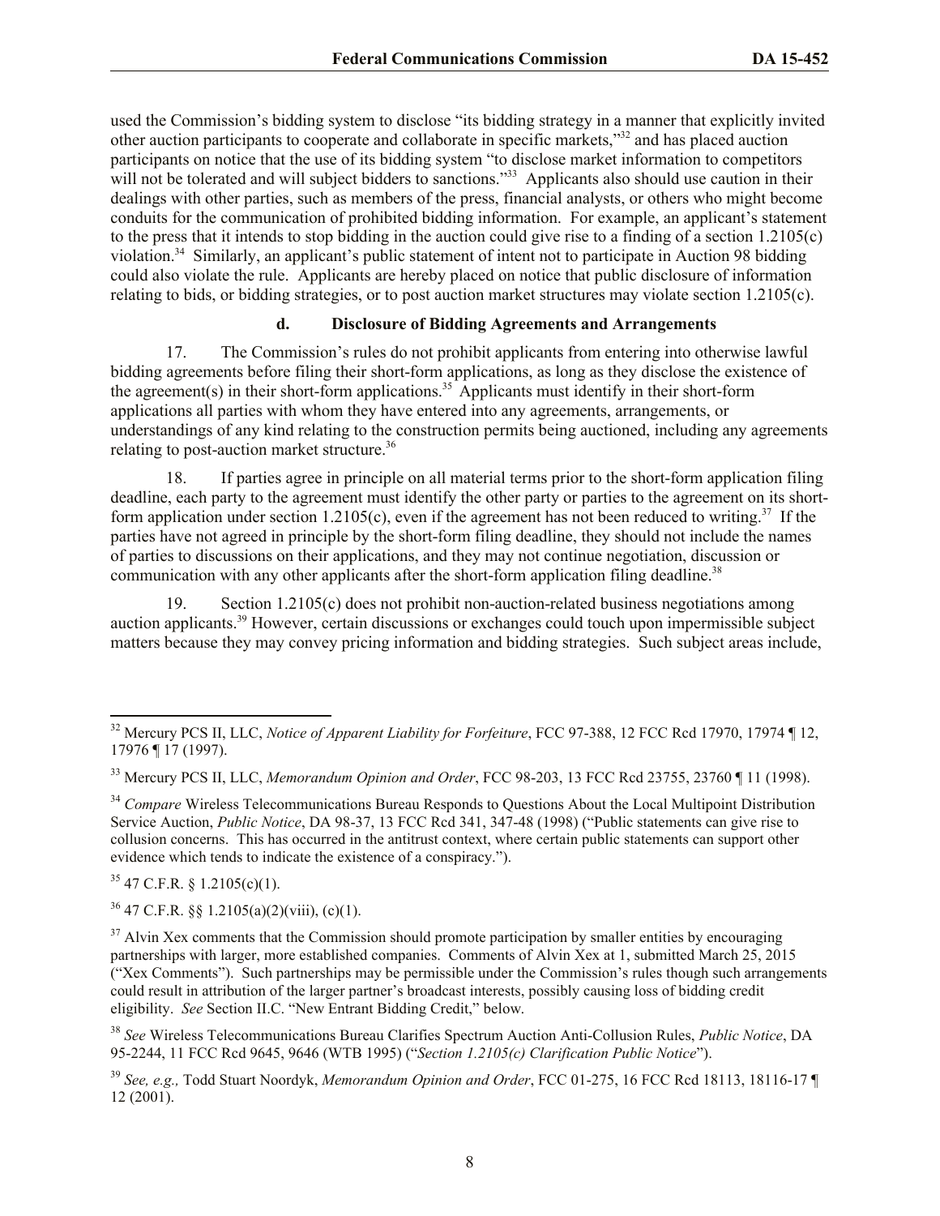used the Commission's bidding system to disclose "its bidding strategy in a manner that explicitly invited other auction participants to cooperate and collaborate in specific markets,"[32] and has placed auction participants on notice that the use of its bidding system "to disclose market information to competitors will not be tolerated and will subject bidders to sanctions."[33] Applicants also should use caution in their dealings with other parties, such as members of the press, financial analysts, or others who might become conduits for the communication of prohibited bidding information. For example, an applicant's statement to the press that it intends to stop bidding in the auction could give rise to a finding of a section 1.2105(c) violation.[34] Similarly, an applicant's public statement of intent not to participate in Auction 98 bidding could also violate the rule. Applicants are hereby placed on notice that public disclosure of information relating to bids, or bidding strategies, or to post auction market structures may violate section 1.2105(c).

#### d. Disclosure of Bidding Agreements and Arrangements

17. The Commission's rules do not prohibit applicants from entering into otherwise lawful bidding agreements before filing their short-form applications, as long as they disclose the existence of the agreement(s) in their short-form applications.[35] Applicants must identify in their short-form applications all parties with whom they have entered into any agreements, arrangements, or understandings of any kind relating to the construction permits being auctioned, including any agreements relating to post-auction market structure.[36]

18. If parties agree in principle on all material terms prior to the short-form application filing deadline, each party to the agreement must identify the other party or parties to the agreement on its short-form application under section 1.2105(c), even if the agreement has not been reduced to writing.[37] If the parties have not agreed in principle by the short-form filing deadline, they should not include the names of parties to discussions on their applications, and they may not continue negotiation, discussion or communication with any other applicants after the short-form application filing deadline.[38]

19. Section 1.2105(c) does not prohibit non-auction-related business negotiations among auction applicants.[39] However, certain discussions or exchanges could touch upon impermissible subject matters because they may convey pricing information and bidding strategies. Such subject areas include,

---

[32] Mercury PCS II, LLC, *Notice of Apparent Liability for Forfeiture*, FCC 97-388, 12 FCC Rcd 17970, 17974 ¶ 12, 17976 ¶ 17 (1997).

[33] Mercury PCS II, LLC, *Memorandum Opinion and Order*, FCC 98-203, 13 FCC Rcd 23755, 23760 ¶ 11 (1998).

[34] *Compare* Wireless Telecommunications Bureau Responds to Questions About the Local Multipoint Distribution Service Auction, *Public Notice*, DA 98-37, 13 FCC Rcd 341, 347-48 (1998) ("Public statements can give rise to collusion concerns. This has occurred in the antitrust context, where certain public statements can support other evidence which tends to indicate the existence of a conspiracy.").

[35] 47 C.F.R. § 1.2105(c)(1).

[36] 47 C.F.R. §§ 1.2105(a)(2)(viii), (c)(1).

[37] Alvin Xex comments that the Commission should promote participation by smaller entities by encouraging partnerships with larger, more established companies. Comments of Alvin Xex at 1, submitted March 25, 2015 ("Xex Comments"). Such partnerships may be permissible under the Commission's rules though such arrangements could result in attribution of the larger partner's broadcast interests, possibly causing loss of bidding credit eligibility. *See* Section II.C. "New Entrant Bidding Credit," below.

[38] *See* Wireless Telecommunications Bureau Clarifies Spectrum Auction Anti-Collusion Rules, *Public Notice*, DA 95-2244, 11 FCC Rcd 9645, 9646 (WTB 1995) ("*Section 1.2105(c) Clarification Public Notice*").

[39] *See, e.g.,* Todd Stuart Noordyk, *Memorandum Opinion and Order*, FCC 01-275, 16 FCC Rcd 18113, 18116-17 ¶ 12 (2001).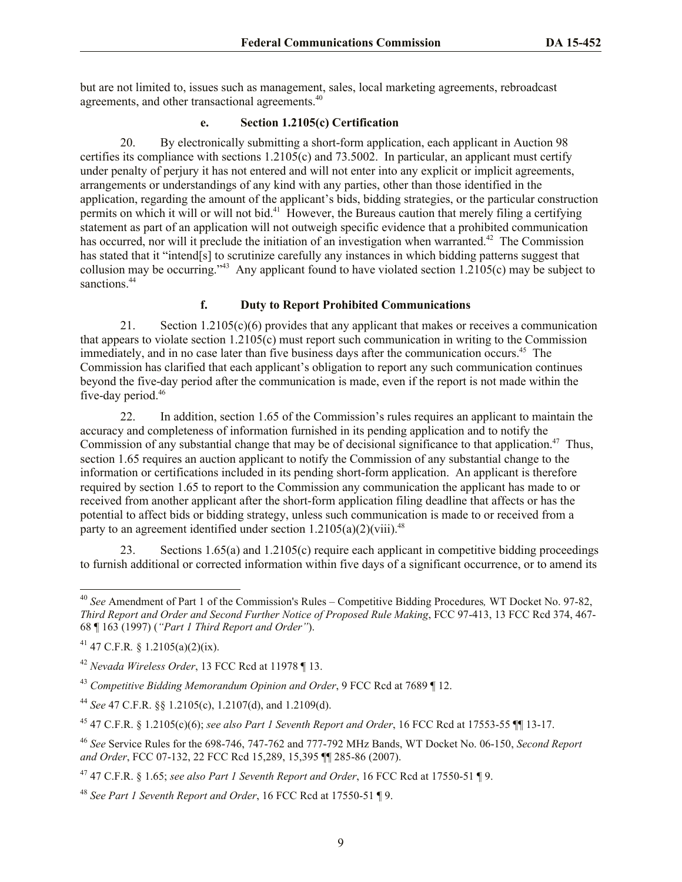but are not limited to, issues such as management, sales, local marketing agreements, rebroadcast agreements, and other transactional agreements.[40]

#### e. Section 1.2105(c) Certification

20. By electronically submitting a short-form application, each applicant in Auction 98 certifies its compliance with sections 1.2105(c) and 73.5002. In particular, an applicant must certify under penalty of perjury it has not entered and will not enter into any explicit or implicit agreements, arrangements or understandings of any kind with any parties, other than those identified in the application, regarding the amount of the applicant's bids, bidding strategies, or the particular construction permits on which it will or will not bid.[41] However, the Bureaus caution that merely filing a certifying statement as part of an application will not outweigh specific evidence that a prohibited communication has occurred, nor will it preclude the initiation of an investigation when warranted.[42] The Commission has stated that it "intend[s] to scrutinize carefully any instances in which bidding patterns suggest that collusion may be occurring."[43] Any applicant found to have violated section 1.2105(c) may be subject to sanctions.[44]

#### f. Duty to Report Prohibited Communications

21. Section 1.2105(c)(6) provides that any applicant that makes or receives a communication that appears to violate section 1.2105(c) must report such communication in writing to the Commission immediately, and in no case later than five business days after the communication occurs.[45] The Commission has clarified that each applicant's obligation to report any such communication continues beyond the five-day period after the communication is made, even if the report is not made within the five-day period.[46]

22. In addition, section 1.65 of the Commission's rules requires an applicant to maintain the accuracy and completeness of information furnished in its pending application and to notify the Commission of any substantial change that may be of decisional significance to that application.[47] Thus, section 1.65 requires an auction applicant to notify the Commission of any substantial change to the information or certifications included in its pending short-form application. An applicant is therefore required by section 1.65 to report to the Commission any communication the applicant has made to or received from another applicant after the short-form application filing deadline that affects or has the potential to affect bids or bidding strategy, unless such communication is made to or received from a party to an agreement identified under section 1.2105(a)(2)(viii).[48]

23. Sections 1.65(a) and 1.2105(c) require each applicant in competitive bidding proceedings to furnish additional or corrected information within five days of a significant occurrence, or to amend its

---

[40] *See* Amendment of Part 1 of the Commission's Rules – Competitive Bidding Procedures*,* WT Docket No. 97-82, *Third Report and Order and Second Further Notice of Proposed Rule Making*, FCC 97-413, 13 FCC Rcd 374, 467-68 ¶ 163 (1997) (*"Part 1 Third Report and Order"*).

[41] 47 C.F.R. § 1.2105(a)(2)(ix).

[42] *Nevada Wireless Order*, 13 FCC Rcd at 11978 ¶ 13.

[43] *Competitive Bidding Memorandum Opinion and Order*, 9 FCC Rcd at 7689 ¶ 12.

[44] *See* 47 C.F.R. §§ 1.2105(c), 1.2107(d), and 1.2109(d).

[45] 47 C.F.R. § 1.2105(c)(6); *see also Part 1 Seventh Report and Order*, 16 FCC Rcd at 17553-55 ¶¶ 13-17.

[46] *See* Service Rules for the 698-746, 747-762 and 777-792 MHz Bands, WT Docket No. 06-150, *Second Report and Order*, FCC 07-132, 22 FCC Rcd 15,289, 15,395 ¶¶ 285-86 (2007).

[47] 47 C.F.R. § 1.65; *see also Part 1 Seventh Report and Order*, 16 FCC Rcd at 17550-51 ¶ 9.

[48] *See Part 1 Seventh Report and Order*, 16 FCC Rcd at 17550-51 ¶ 9.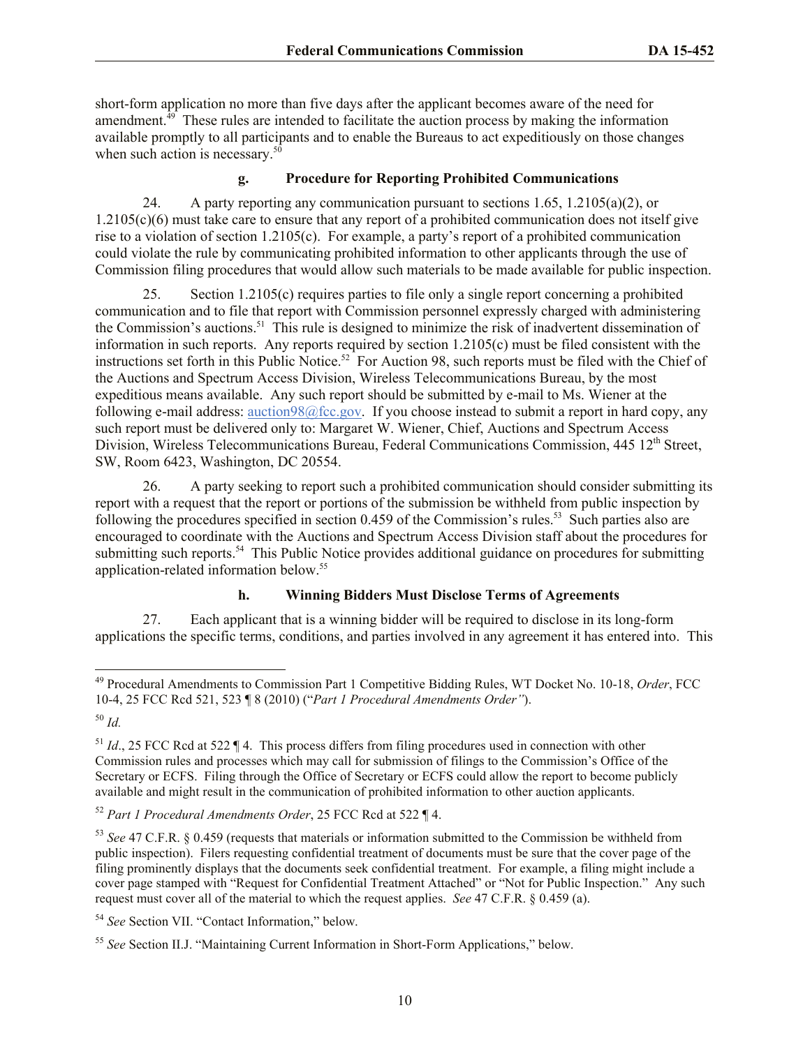short-form application no more than five days after the applicant becomes aware of the need for amendment.[49] These rules are intended to facilitate the auction process by making the information available promptly to all participants and to enable the Bureaus to act expeditiously on those changes when such action is necessary.[50]

#### g. Procedure for Reporting Prohibited Communications

24. A party reporting any communication pursuant to sections 1.65, 1.2105(a)(2), or 1.2105(c)(6) must take care to ensure that any report of a prohibited communication does not itself give rise to a violation of section 1.2105(c). For example, a party's report of a prohibited communication could violate the rule by communicating prohibited information to other applicants through the use of Commission filing procedures that would allow such materials to be made available for public inspection.

25. Section 1.2105(c) requires parties to file only a single report concerning a prohibited communication and to file that report with Commission personnel expressly charged with administering the Commission's auctions.[51] This rule is designed to minimize the risk of inadvertent dissemination of information in such reports. Any reports required by section 1.2105(c) must be filed consistent with the instructions set forth in this Public Notice.[52] For Auction 98, such reports must be filed with the Chief of the Auctions and Spectrum Access Division, Wireless Telecommunications Bureau, by the most expeditious means available. Any such report should be submitted by e-mail to Ms. Wiener at the following e-mail address: auction98@fcc.gov. If you choose instead to submit a report in hard copy, any such report must be delivered only to: Margaret W. Wiener, Chief, Auctions and Spectrum Access Division, Wireless Telecommunications Bureau, Federal Communications Commission, 445 12th Street, SW, Room 6423, Washington, DC 20554.

26. A party seeking to report such a prohibited communication should consider submitting its report with a request that the report or portions of the submission be withheld from public inspection by following the procedures specified in section 0.459 of the Commission's rules.[53] Such parties also are encouraged to coordinate with the Auctions and Spectrum Access Division staff about the procedures for submitting such reports.[54] This Public Notice provides additional guidance on procedures for submitting application-related information below.[55]

#### h. Winning Bidders Must Disclose Terms of Agreements

27. Each applicant that is a winning bidder will be required to disclose in its long-form applications the specific terms, conditions, and parties involved in any agreement it has entered into. This

---

[49] Procedural Amendments to Commission Part 1 Competitive Bidding Rules, WT Docket No. 10-18, *Order*, FCC 10-4, 25 FCC Rcd 521, 523 ¶ 8 (2010) ("*Part 1 Procedural Amendments Order"*).

[50] *Id.*

[51] *Id*., 25 FCC Rcd at 522 ¶ 4. This process differs from filing procedures used in connection with other Commission rules and processes which may call for submission of filings to the Commission's Office of the Secretary or ECFS. Filing through the Office of Secretary or ECFS could allow the report to become publicly available and might result in the communication of prohibited information to other auction applicants.

[52] *Part 1 Procedural Amendments Order*, 25 FCC Rcd at 522 ¶ 4.

[53] *See* 47 C.F.R. § 0.459 (requests that materials or information submitted to the Commission be withheld from public inspection). Filers requesting confidential treatment of documents must be sure that the cover page of the filing prominently displays that the documents seek confidential treatment. For example, a filing might include a cover page stamped with "Request for Confidential Treatment Attached" or "Not for Public Inspection." Any such request must cover all of the material to which the request applies. *See* 47 C.F.R. § 0.459 (a).

[54] *See* Section VII. "Contact Information," below.

[55] *See* Section II.J. "Maintaining Current Information in Short-Form Applications," below.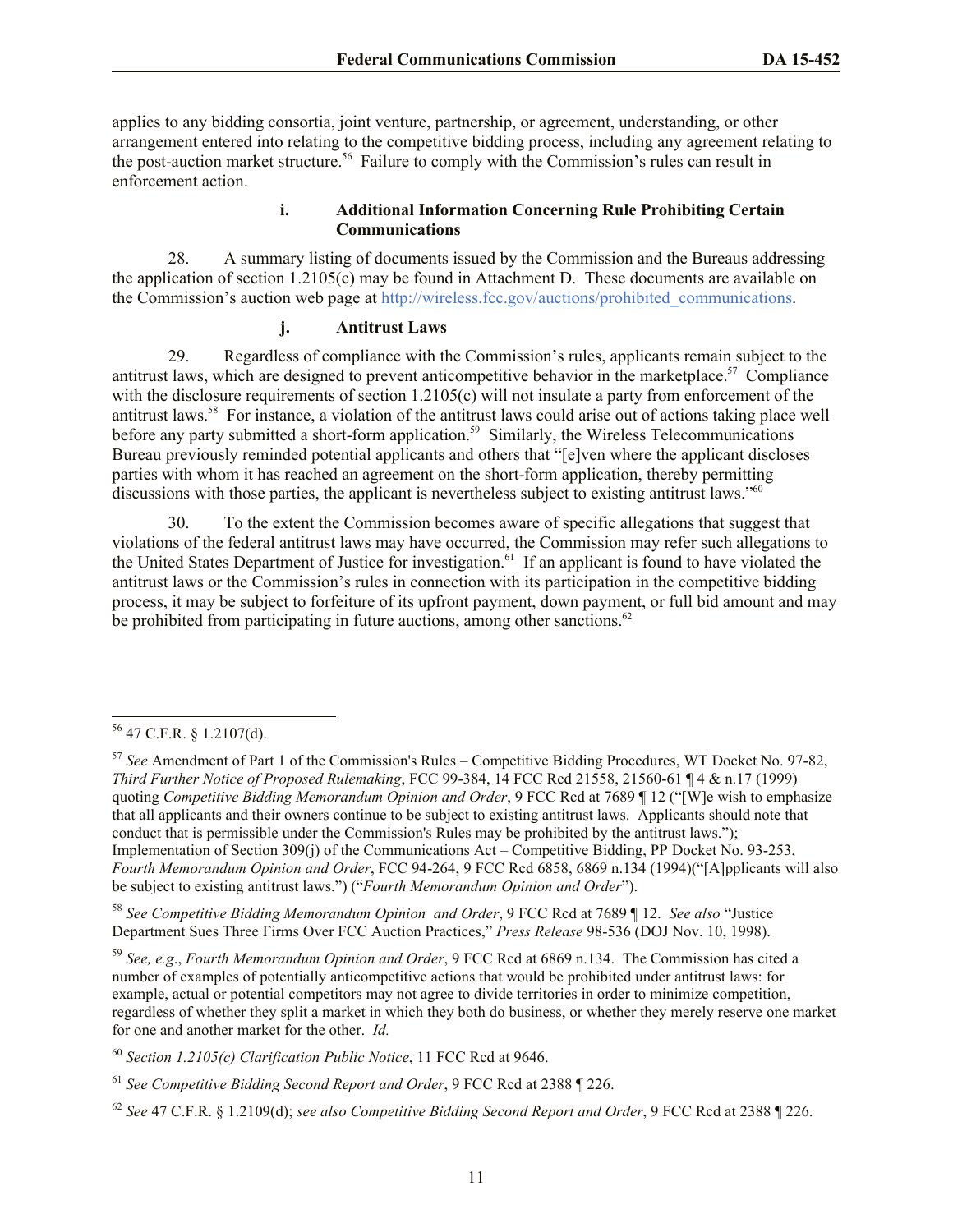applies to any bidding consortia, joint venture, partnership, or agreement, understanding, or other arrangement entered into relating to the competitive bidding process, including any agreement relating to the post-auction market structure.[56] Failure to comply with the Commission's rules can result in enforcement action.

#### i. Additional Information Concerning Rule Prohibiting Certain Communications

28. A summary listing of documents issued by the Commission and the Bureaus addressing the application of section 1.2105(c) may be found in Attachment D. These documents are available on the Commission's auction web page at http://wireless.fcc.gov/auctions/prohibited_communications.

#### j. Antitrust Laws

29. Regardless of compliance with the Commission's rules, applicants remain subject to the antitrust laws, which are designed to prevent anticompetitive behavior in the marketplace.[57] Compliance with the disclosure requirements of section 1.2105(c) will not insulate a party from enforcement of the antitrust laws.[58] For instance, a violation of the antitrust laws could arise out of actions taking place well before any party submitted a short-form application.[59] Similarly, the Wireless Telecommunications Bureau previously reminded potential applicants and others that "[e]ven where the applicant discloses parties with whom it has reached an agreement on the short-form application, thereby permitting discussions with those parties, the applicant is nevertheless subject to existing antitrust laws."[60]

30. To the extent the Commission becomes aware of specific allegations that suggest that violations of the federal antitrust laws may have occurred, the Commission may refer such allegations to the United States Department of Justice for investigation.[61] If an applicant is found to have violated the antitrust laws or the Commission's rules in connection with its participation in the competitive bidding process, it may be subject to forfeiture of its upfront payment, down payment, or full bid amount and may be prohibited from participating in future auctions, among other sanctions.[62]

---

[56] 47 C.F.R. § 1.2107(d).

[57] *See* Amendment of Part 1 of the Commission's Rules – Competitive Bidding Procedures, WT Docket No. 97-82, *Third Further Notice of Proposed Rulemaking*, FCC 99-384, 14 FCC Rcd 21558, 21560-61 ¶ 4 & n.17 (1999) quoting *Competitive Bidding Memorandum Opinion and Order*, 9 FCC Rcd at 7689 ¶ 12 ("[W]e wish to emphasize that all applicants and their owners continue to be subject to existing antitrust laws. Applicants should note that conduct that is permissible under the Commission's Rules may be prohibited by the antitrust laws."); Implementation of Section 309(j) of the Communications Act – Competitive Bidding, PP Docket No. 93-253, *Fourth Memorandum Opinion and Order*, FCC 94-264, 9 FCC Rcd 6858, 6869 n.134 (1994)("[A]pplicants will also be subject to existing antitrust laws.") ("*Fourth Memorandum Opinion and Order*").

[58] *See Competitive Bidding Memorandum Opinion and Order*, 9 FCC Rcd at 7689 ¶ 12. *See also* "Justice Department Sues Three Firms Over FCC Auction Practices," *Press Release* 98-536 (DOJ Nov. 10, 1998).

[59] *See, e.g.*, *Fourth Memorandum Opinion and Order*, 9 FCC Rcd at 6869 n.134. The Commission has cited a number of examples of potentially anticompetitive actions that would be prohibited under antitrust laws: for example, actual or potential competitors may not agree to divide territories in order to minimize competition, regardless of whether they split a market in which they both do business, or whether they merely reserve one market for one and another market for the other. *Id.*

[60] *Section 1.2105(c) Clarification Public Notice*, 11 FCC Rcd at 9646.

[61] *See Competitive Bidding Second Report and Order*, 9 FCC Rcd at 2388 ¶ 226.

[62] *See* 47 C.F.R. § 1.2109(d); *see also Competitive Bidding Second Report and Order*, 9 FCC Rcd at 2388 ¶ 226.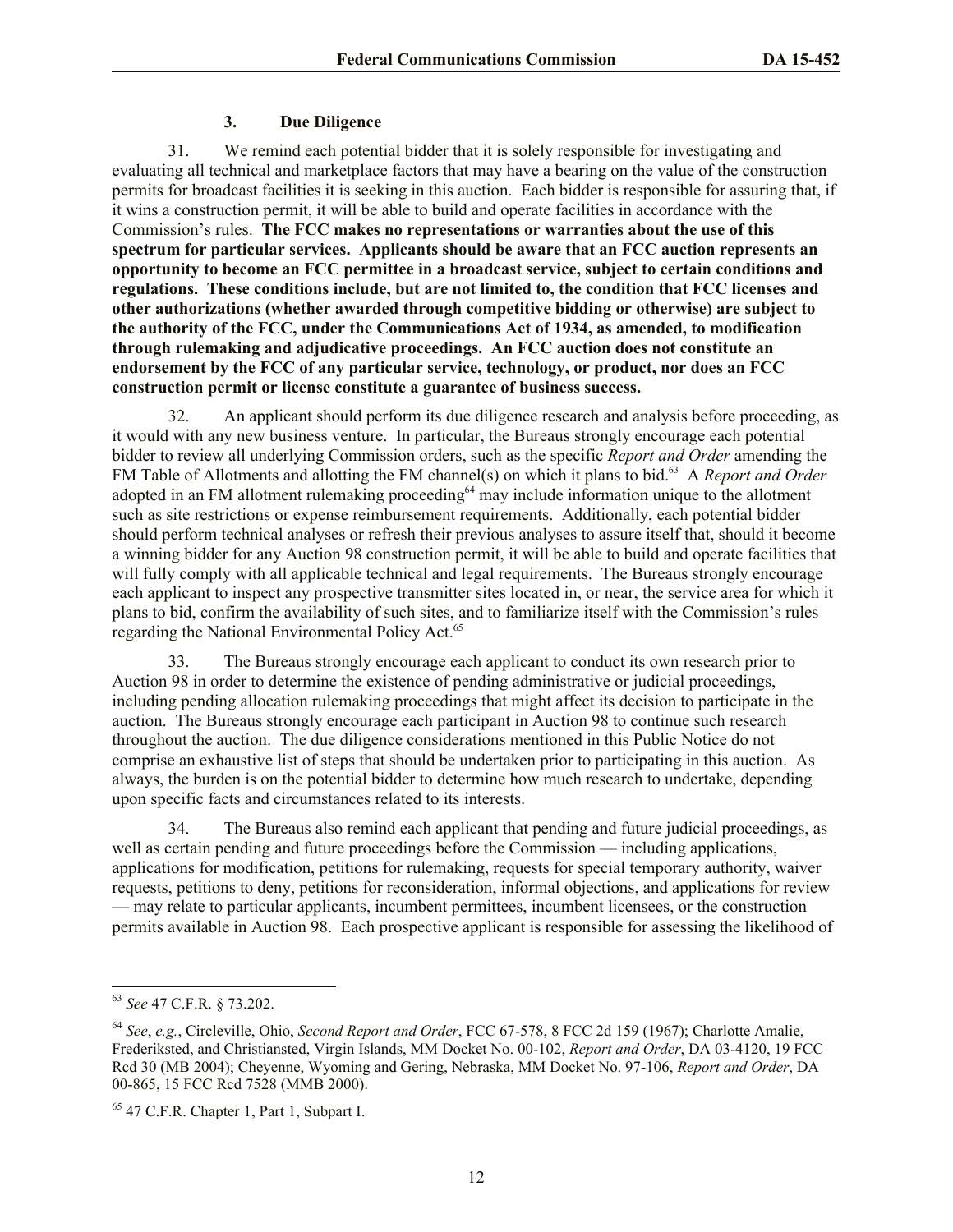### 3. Due Diligence

31. We remind each potential bidder that it is solely responsible for investigating and evaluating all technical and marketplace factors that may have a bearing on the value of the construction permits for broadcast facilities it is seeking in this auction. Each bidder is responsible for assuring that, if it wins a construction permit, it will be able to build and operate facilities in accordance with the Commission's rules. **The FCC makes no representations or warranties about the use of this spectrum for particular services. Applicants should be aware that an FCC auction represents an opportunity to become an FCC permittee in a broadcast service, subject to certain conditions and regulations. These conditions include, but are not limited to, the condition that FCC licenses and other authorizations (whether awarded through competitive bidding or otherwise) are subject to the authority of the FCC, under the Communications Act of 1934, as amended, to modification through rulemaking and adjudicative proceedings. An FCC auction does not constitute an endorsement by the FCC of any particular service, technology, or product, nor does an FCC construction permit or license constitute a guarantee of business success.**

32. An applicant should perform its due diligence research and analysis before proceeding, as it would with any new business venture. In particular, the Bureaus strongly encourage each potential bidder to review all underlying Commission orders, such as the specific *Report and Order* amending the FM Table of Allotments and allotting the FM channel(s) on which it plans to bid.[63] A *Report and Order* adopted in an FM allotment rulemaking proceeding[64] may include information unique to the allotment such as site restrictions or expense reimbursement requirements. Additionally, each potential bidder should perform technical analyses or refresh their previous analyses to assure itself that, should it become a winning bidder for any Auction 98 construction permit, it will be able to build and operate facilities that will fully comply with all applicable technical and legal requirements. The Bureaus strongly encourage each applicant to inspect any prospective transmitter sites located in, or near, the service area for which it plans to bid, confirm the availability of such sites, and to familiarize itself with the Commission's rules regarding the National Environmental Policy Act.[65]

33. The Bureaus strongly encourage each applicant to conduct its own research prior to Auction 98 in order to determine the existence of pending administrative or judicial proceedings, including pending allocation rulemaking proceedings that might affect its decision to participate in the auction. The Bureaus strongly encourage each participant in Auction 98 to continue such research throughout the auction. The due diligence considerations mentioned in this Public Notice do not comprise an exhaustive list of steps that should be undertaken prior to participating in this auction. As always, the burden is on the potential bidder to determine how much research to undertake, depending upon specific facts and circumstances related to its interests.

34. The Bureaus also remind each applicant that pending and future judicial proceedings, as well as certain pending and future proceedings before the Commission — including applications, applications for modification, petitions for rulemaking, requests for special temporary authority, waiver requests, petitions to deny, petitions for reconsideration, informal objections, and applications for review — may relate to particular applicants, incumbent permittees, incumbent licensees, or the construction permits available in Auction 98. Each prospective applicant is responsible for assessing the likelihood of

---

[63] *See* 47 C.F.R. § 73.202.

[64] *See*, *e.g.*, Circleville, Ohio, *Second Report and Order*, FCC 67-578, 8 FCC 2d 159 (1967); Charlotte Amalie, Frederiksted, and Christiansted, Virgin Islands, MM Docket No. 00-102, *Report and Order*, DA 03-4120, 19 FCC Rcd 30 (MB 2004); Cheyenne, Wyoming and Gering, Nebraska, MM Docket No. 97-106, *Report and Order*, DA 00-865, 15 FCC Rcd 7528 (MMB 2000).

[65] 47 C.F.R. Chapter 1, Part 1, Subpart I.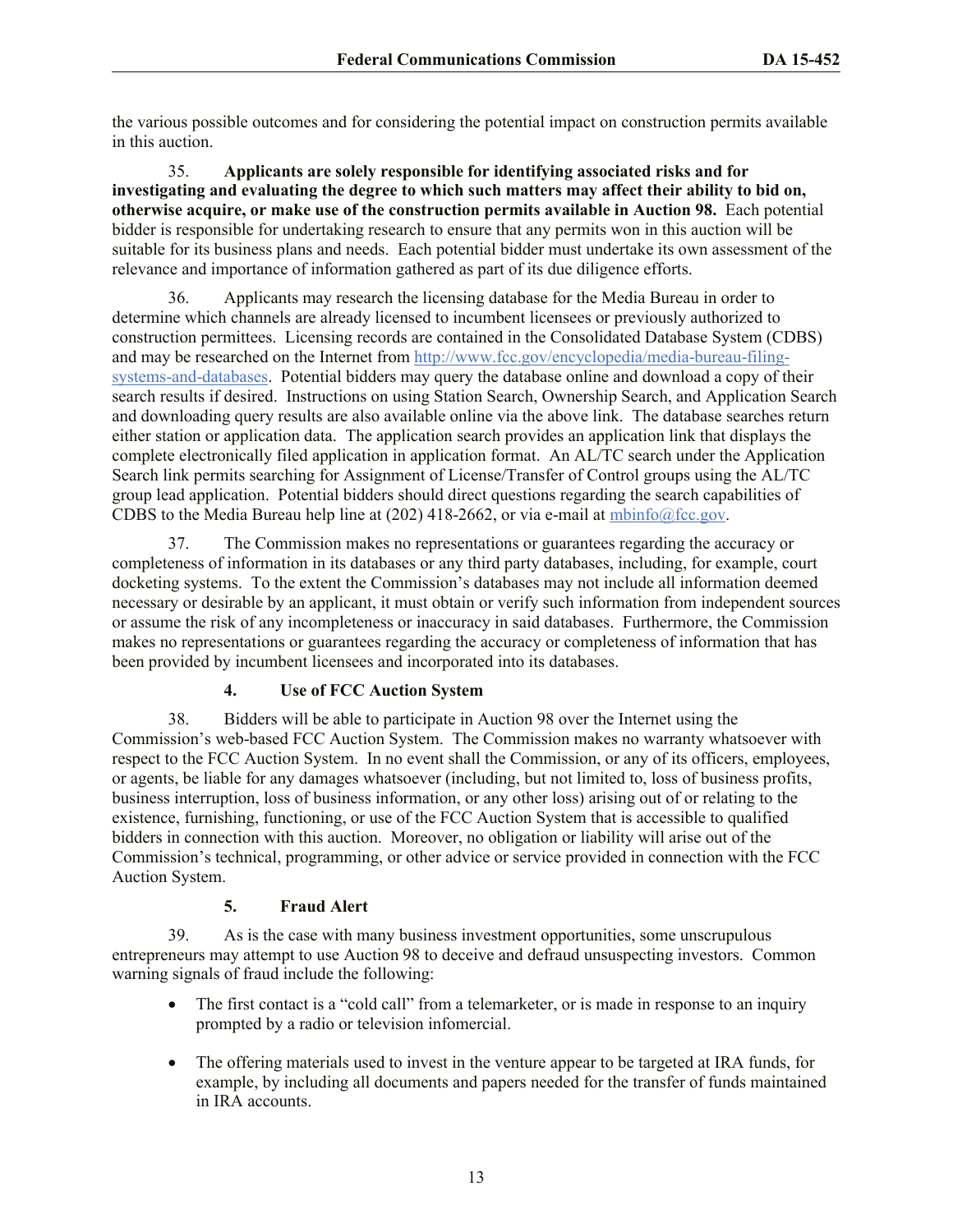the various possible outcomes and for considering the potential impact on construction permits available in this auction.

35. **Applicants are solely responsible for identifying associated risks and for investigating and evaluating the degree to which such matters may affect their ability to bid on, otherwise acquire, or make use of the construction permits available in Auction 98.** Each potential bidder is responsible for undertaking research to ensure that any permits won in this auction will be suitable for its business plans and needs. Each potential bidder must undertake its own assessment of the relevance and importance of information gathered as part of its due diligence efforts.

36. Applicants may research the licensing database for the Media Bureau in order to determine which channels are already licensed to incumbent licensees or previously authorized to construction permittees. Licensing records are contained in the Consolidated Database System (CDBS) and may be researched on the Internet from [http://www.fcc.gov/encyclopedia/media-bureau-filing-systems-and-databases](http://www.fcc.gov/encyclopedia/media-bureau-filing-systems-and-databases). Potential bidders may query the database online and download a copy of their search results if desired. Instructions on using Station Search, Ownership Search, and Application Search and downloading query results are also available online via the above link. The database searches return either station or application data. The application search provides an application link that displays the complete electronically filed application in application format. An AL/TC search under the Application Search link permits searching for Assignment of License/Transfer of Control groups using the AL/TC group lead application. Potential bidders should direct questions regarding the search capabilities of CDBS to the Media Bureau help line at (202) 418-2662, or via e-mail at [mbinfo@fcc.gov](mailto:mbinfo@fcc.gov).

37. The Commission makes no representations or guarantees regarding the accuracy or completeness of information in its databases or any third party databases, including, for example, court docketing systems. To the extent the Commission's databases may not include all information deemed necessary or desirable by an applicant, it must obtain or verify such information from independent sources or assume the risk of any incompleteness or inaccuracy in said databases. Furthermore, the Commission makes no representations or guarantees regarding the accuracy or completeness of information that has been provided by incumbent licensees and incorporated into its databases.

#### 4. Use of FCC Auction System

38. Bidders will be able to participate in Auction 98 over the Internet using the Commission's web-based FCC Auction System. The Commission makes no warranty whatsoever with respect to the FCC Auction System. In no event shall the Commission, or any of its officers, employees, or agents, be liable for any damages whatsoever (including, but not limited to, loss of business profits, business interruption, loss of business information, or any other loss) arising out of or relating to the existence, furnishing, functioning, or use of the FCC Auction System that is accessible to qualified bidders in connection with this auction. Moreover, no obligation or liability will arise out of the Commission's technical, programming, or other advice or service provided in connection with the FCC Auction System.

#### 5. Fraud Alert

39. As is the case with many business investment opportunities, some unscrupulous entrepreneurs may attempt to use Auction 98 to deceive and defraud unsuspecting investors. Common warning signals of fraud include the following:

- The first contact is a "cold call" from a telemarketer, or is made in response to an inquiry prompted by a radio or television infomercial.
- The offering materials used to invest in the venture appear to be targeted at IRA funds, for example, by including all documents and papers needed for the transfer of funds maintained in IRA accounts.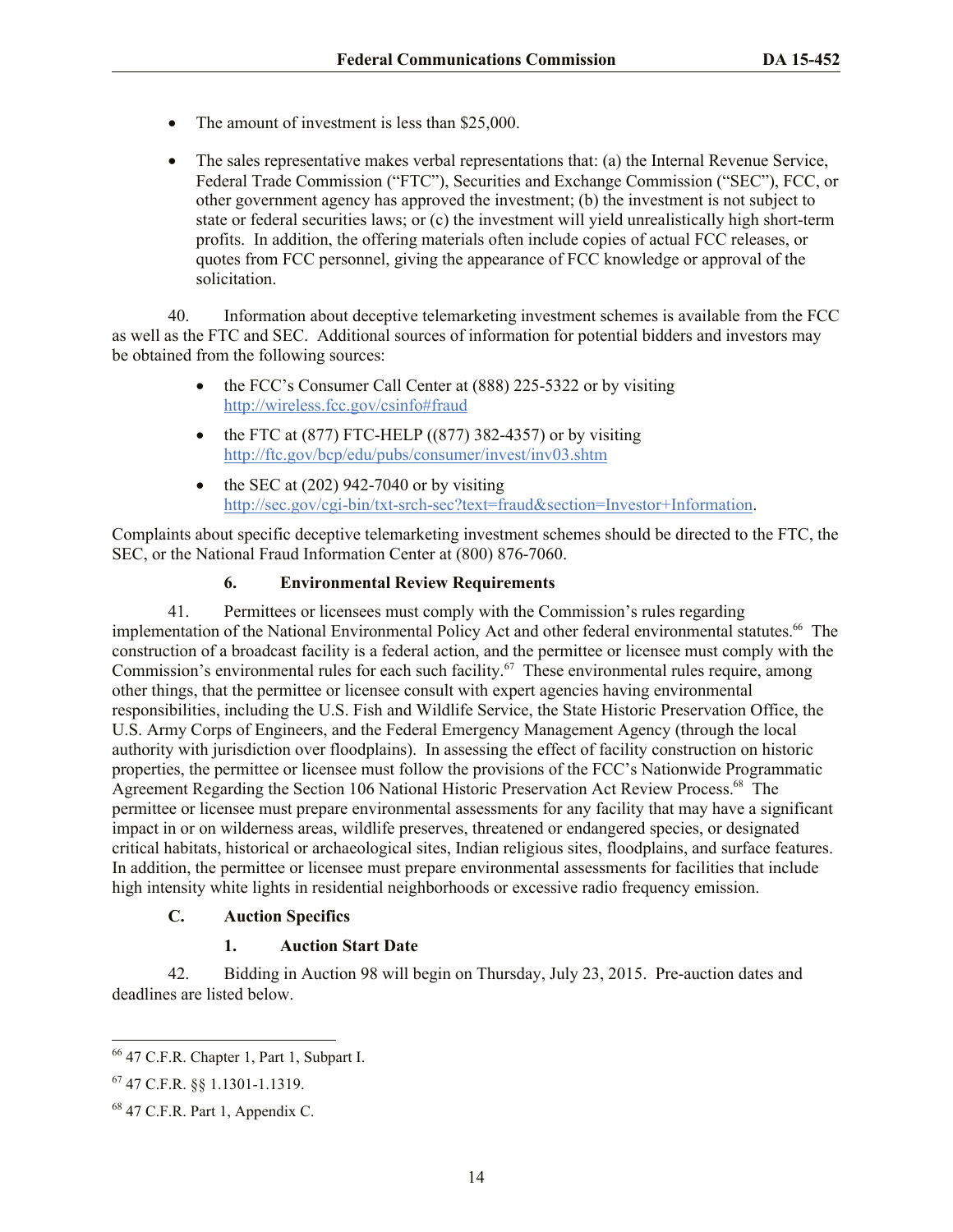- The amount of investment is less than $25,000.
- The sales representative makes verbal representations that: (a) the Internal Revenue Service, Federal Trade Commission ("FTC"), Securities and Exchange Commission ("SEC"), FCC, or other government agency has approved the investment; (b) the investment is not subject to state or federal securities laws; or (c) the investment will yield unrealistically high short-term profits. In addition, the offering materials often include copies of actual FCC releases, or quotes from FCC personnel, giving the appearance of FCC knowledge or approval of the solicitation.

40. Information about deceptive telemarketing investment schemes is available from the FCC as well as the FTC and SEC. Additional sources of information for potential bidders and investors may be obtained from the following sources:

- the FCC's Consumer Call Center at (888) 225-5322 or by visiting http://wireless.fcc.gov/csinfo#fraud
- the FTC at (877) FTC-HELP ((877) 382-4357) or by visiting http://ftc.gov/bcp/edu/pubs/consumer/invest/inv03.shtm
- the SEC at (202) 942-7040 or by visiting http://sec.gov/cgi-bin/txt-srch-sec?text=fraud&section=Investor+Information.

Complaints about specific deceptive telemarketing investment schemes should be directed to the FTC, the SEC, or the National Fraud Information Center at (800) 876-7060.

#### 6. Environmental Review Requirements

41. Permittees or licensees must comply with the Commission's rules regarding implementation of the National Environmental Policy Act and other federal environmental statutes.[66] The construction of a broadcast facility is a federal action, and the permittee or licensee must comply with the Commission's environmental rules for each such facility.[67] These environmental rules require, among other things, that the permittee or licensee consult with expert agencies having environmental responsibilities, including the U.S. Fish and Wildlife Service, the State Historic Preservation Office, the U.S. Army Corps of Engineers, and the Federal Emergency Management Agency (through the local authority with jurisdiction over floodplains). In assessing the effect of facility construction on historic properties, the permittee or licensee must follow the provisions of the FCC's Nationwide Programmatic Agreement Regarding the Section 106 National Historic Preservation Act Review Process.[68] The permittee or licensee must prepare environmental assessments for any facility that may have a significant impact in or on wilderness areas, wildlife preserves, threatened or endangered species, or designated critical habitats, historical or archaeological sites, Indian religious sites, floodplains, and surface features. In addition, the permittee or licensee must prepare environmental assessments for facilities that include high intensity white lights in residential neighborhoods or excessive radio frequency emission.

### C. Auction Specifics

#### 1. Auction Start Date

42. Bidding in Auction 98 will begin on Thursday, July 23, 2015. Pre-auction dates and deadlines are listed below.

---

[66] 47 C.F.R. Chapter 1, Part 1, Subpart I.

[67] 47 C.F.R. §§ 1.1301-1.1319.

[68] 47 C.F.R. Part 1, Appendix C.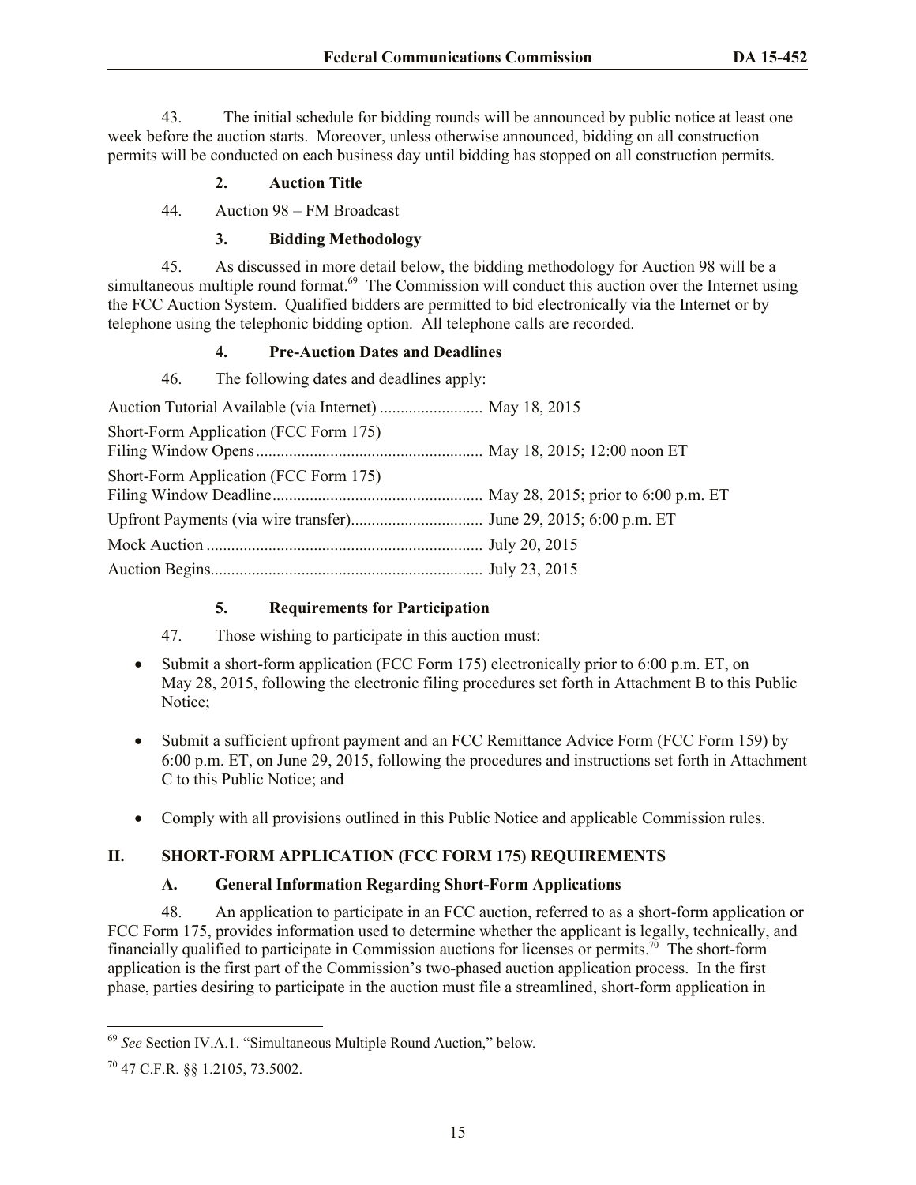43. The initial schedule for bidding rounds will be announced by public notice at least one week before the auction starts. Moreover, unless otherwise announced, bidding on all construction permits will be conducted on each business day until bidding has stopped on all construction permits.

### 2. Auction Title

44. Auction 98 – FM Broadcast

### 3. Bidding Methodology

45. As discussed in more detail below, the bidding methodology for Auction 98 will be a simultaneous multiple round format.[69] The Commission will conduct this auction over the Internet using the FCC Auction System. Qualified bidders are permitted to bid electronically via the Internet or by telephone using the telephonic bidding option. All telephone calls are recorded.

### 4. Pre-Auction Dates and Deadlines

46. The following dates and deadlines apply:

| | |
|---|---|
| Auction Tutorial Available (via Internet) | May 18, 2015 |
| Short-Form Application (FCC Form 175) Filing Window Opens | May 18, 2015; 12:00 noon ET |
| Short-Form Application (FCC Form 175) Filing Window Deadline | May 28, 2015; prior to 6:00 p.m. ET |
| Upfront Payments (via wire transfer) | June 29, 2015; 6:00 p.m. ET |
| Mock Auction | July 20, 2015 |
| Auction Begins | July 23, 2015 |

### 5. Requirements for Participation

47. Those wishing to participate in this auction must:

- Submit a short-form application (FCC Form 175) electronically prior to 6:00 p.m. ET, on May 28, 2015, following the electronic filing procedures set forth in Attachment B to this Public Notice;
- Submit a sufficient upfront payment and an FCC Remittance Advice Form (FCC Form 159) by 6:00 p.m. ET, on June 29, 2015, following the procedures and instructions set forth in Attachment C to this Public Notice; and
- Comply with all provisions outlined in this Public Notice and applicable Commission rules.

## II. SHORT-FORM APPLICATION (FCC FORM 175) REQUIREMENTS

### A. General Information Regarding Short-Form Applications

48. An application to participate in an FCC auction, referred to as a short-form application or FCC Form 175, provides information used to determine whether the applicant is legally, technically, and financially qualified to participate in Commission auctions for licenses or permits.[70] The short-form application is the first part of the Commission's two-phased auction application process. In the first phase, parties desiring to participate in the auction must file a streamlined, short-form application in

---

[69] *See* Section IV.A.1. "Simultaneous Multiple Round Auction," below.

[70] 47 C.F.R. §§ 1.2105, 73.5002.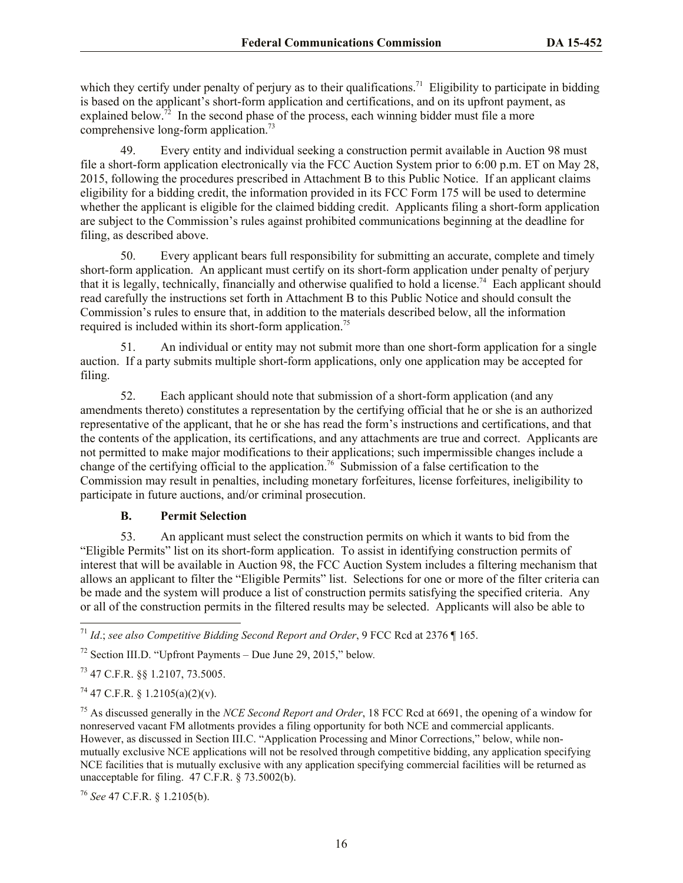which they certify under penalty of perjury as to their qualifications.[71] Eligibility to participate in bidding is based on the applicant's short-form application and certifications, and on its upfront payment, as explained below.[72] In the second phase of the process, each winning bidder must file a more comprehensive long-form application.[73]

49. Every entity and individual seeking a construction permit available in Auction 98 must file a short-form application electronically via the FCC Auction System prior to 6:00 p.m. ET on May 28, 2015, following the procedures prescribed in Attachment B to this Public Notice. If an applicant claims eligibility for a bidding credit, the information provided in its FCC Form 175 will be used to determine whether the applicant is eligible for the claimed bidding credit. Applicants filing a short-form application are subject to the Commission's rules against prohibited communications beginning at the deadline for filing, as described above.

50. Every applicant bears full responsibility for submitting an accurate, complete and timely short-form application. An applicant must certify on its short-form application under penalty of perjury that it is legally, technically, financially and otherwise qualified to hold a license.[74] Each applicant should read carefully the instructions set forth in Attachment B to this Public Notice and should consult the Commission's rules to ensure that, in addition to the materials described below, all the information required is included within its short-form application.[75]

51. An individual or entity may not submit more than one short-form application for a single auction. If a party submits multiple short-form applications, only one application may be accepted for filing.

52. Each applicant should note that submission of a short-form application (and any amendments thereto) constitutes a representation by the certifying official that he or she is an authorized representative of the applicant, that he or she has read the form's instructions and certifications, and that the contents of the application, its certifications, and any attachments are true and correct. Applicants are not permitted to make major modifications to their applications; such impermissible changes include a change of the certifying official to the application.[76] Submission of a false certification to the Commission may result in penalties, including monetary forfeitures, license forfeitures, ineligibility to participate in future auctions, and/or criminal prosecution.

### B. Permit Selection

53. An applicant must select the construction permits on which it wants to bid from the "Eligible Permits" list on its short-form application. To assist in identifying construction permits of interest that will be available in Auction 98, the FCC Auction System includes a filtering mechanism that allows an applicant to filter the "Eligible Permits" list. Selections for one or more of the filter criteria can be made and the system will produce a list of construction permits satisfying the specified criteria. Any or all of the construction permits in the filtered results may be selected. Applicants will also be able to

---

[71] *Id*.; *see also Competitive Bidding Second Report and Order*, 9 FCC Rcd at 2376 ¶ 165.

[72] Section III.D. "Upfront Payments – Due June 29, 2015," below.

[73] 47 C.F.R. §§ 1.2107, 73.5005.

[74] 47 C.F.R. § 1.2105(a)(2)(v).

[75] As discussed generally in the *NCE Second Report and Order*, 18 FCC Rcd at 6691, the opening of a window for nonreserved vacant FM allotments provides a filing opportunity for both NCE and commercial applicants. However, as discussed in Section III.C. "Application Processing and Minor Corrections," below, while non-mutually exclusive NCE applications will not be resolved through competitive bidding, any application specifying NCE facilities that is mutually exclusive with any application specifying commercial facilities will be returned as unacceptable for filing. 47 C.F.R. § 73.5002(b).

[76] *See* 47 C.F.R. § 1.2105(b).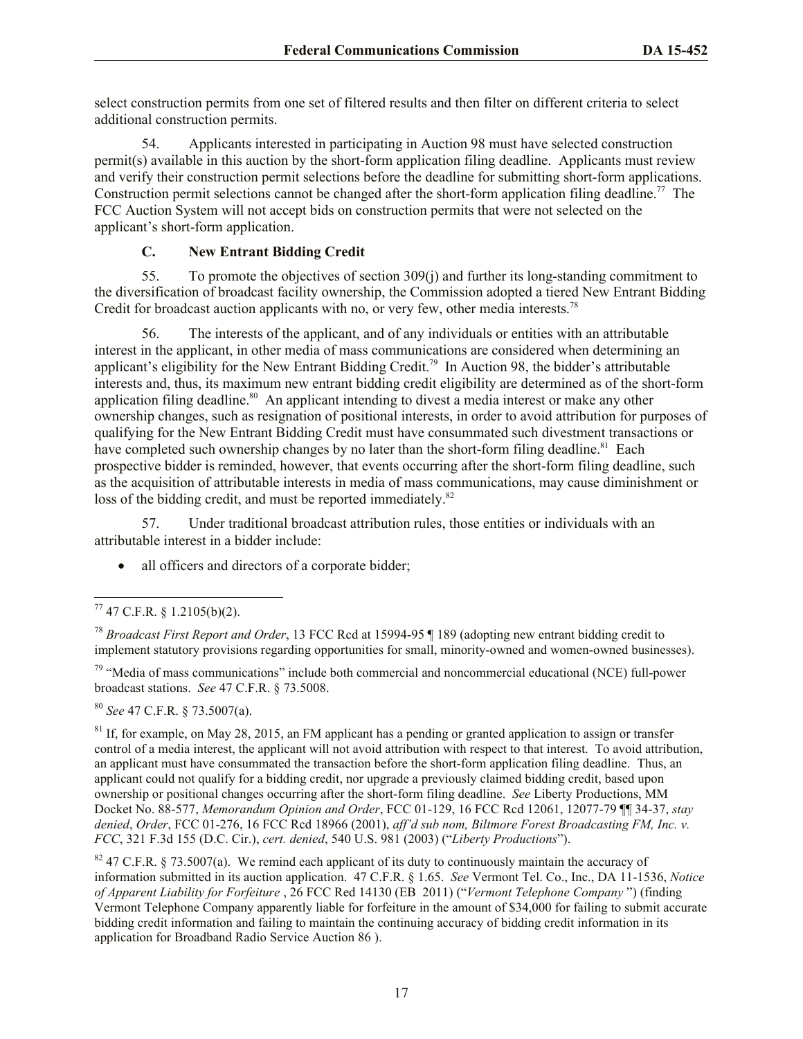select construction permits from one set of filtered results and then filter on different criteria to select additional construction permits.

54. Applicants interested in participating in Auction 98 must have selected construction permit(s) available in this auction by the short-form application filing deadline. Applicants must review and verify their construction permit selections before the deadline for submitting short-form applications. Construction permit selections cannot be changed after the short-form application filing deadline.[77] The FCC Auction System will not accept bids on construction permits that were not selected on the applicant's short-form application.

### C. New Entrant Bidding Credit

55. To promote the objectives of section 309(j) and further its long-standing commitment to the diversification of broadcast facility ownership, the Commission adopted a tiered New Entrant Bidding Credit for broadcast auction applicants with no, or very few, other media interests.[78]

56. The interests of the applicant, and of any individuals or entities with an attributable interest in the applicant, in other media of mass communications are considered when determining an applicant's eligibility for the New Entrant Bidding Credit.[79] In Auction 98, the bidder's attributable interests and, thus, its maximum new entrant bidding credit eligibility are determined as of the short-form application filing deadline.[80] An applicant intending to divest a media interest or make any other ownership changes, such as resignation of positional interests, in order to avoid attribution for purposes of qualifying for the New Entrant Bidding Credit must have consummated such divestment transactions or have completed such ownership changes by no later than the short-form filing deadline.[81] Each prospective bidder is reminded, however, that events occurring after the short-form filing deadline, such as the acquisition of attributable interests in media of mass communications, may cause diminishment or loss of the bidding credit, and must be reported immediately.[82]

57. Under traditional broadcast attribution rules, those entities or individuals with an attributable interest in a bidder include:

- all officers and directors of a corporate bidder;

---

[77] 47 C.F.R. § 1.2105(b)(2).

[78] *Broadcast First Report and Order*, 13 FCC Rcd at 15994-95 ¶ 189 (adopting new entrant bidding credit to implement statutory provisions regarding opportunities for small, minority-owned and women-owned businesses).

[79] "Media of mass communications" include both commercial and noncommercial educational (NCE) full-power broadcast stations. *See* 47 C.F.R. § 73.5008.

[80] *See* 47 C.F.R. § 73.5007(a).

[81] If, for example, on May 28, 2015, an FM applicant has a pending or granted application to assign or transfer control of a media interest, the applicant will not avoid attribution with respect to that interest. To avoid attribution, an applicant must have consummated the transaction before the short-form application filing deadline. Thus, an applicant could not qualify for a bidding credit, nor upgrade a previously claimed bidding credit, based upon ownership or positional changes occurring after the short-form filing deadline. *See* Liberty Productions, MM Docket No. 88-577, *Memorandum Opinion and Order*, FCC 01-129, 16 FCC Rcd 12061, 12077-79 ¶¶ 34-37, *stay denied*, *Order*, FCC 01-276, 16 FCC Rcd 18966 (2001), *aff'd sub nom, Biltmore Forest Broadcasting FM, Inc. v. FCC*, 321 F.3d 155 (D.C. Cir.), *cert. denied*, 540 U.S. 981 (2003) ("*Liberty Productions*").

[82] 47 C.F.R. § 73.5007(a). We remind each applicant of its duty to continuously maintain the accuracy of information submitted in its auction application. 47 C.F.R. § 1.65. *See* Vermont Tel. Co., Inc., DA 11-1536, *Notice of Apparent Liability for Forfeiture* , 26 FCC Red 14130 (EB 2011) ("*Vermont Telephone Company* ") (finding Vermont Telephone Company apparently liable for forfeiture in the amount of $34,000 for failing to submit accurate bidding credit information and failing to maintain the continuing accuracy of bidding credit information in its application for Broadband Radio Service Auction 86 ).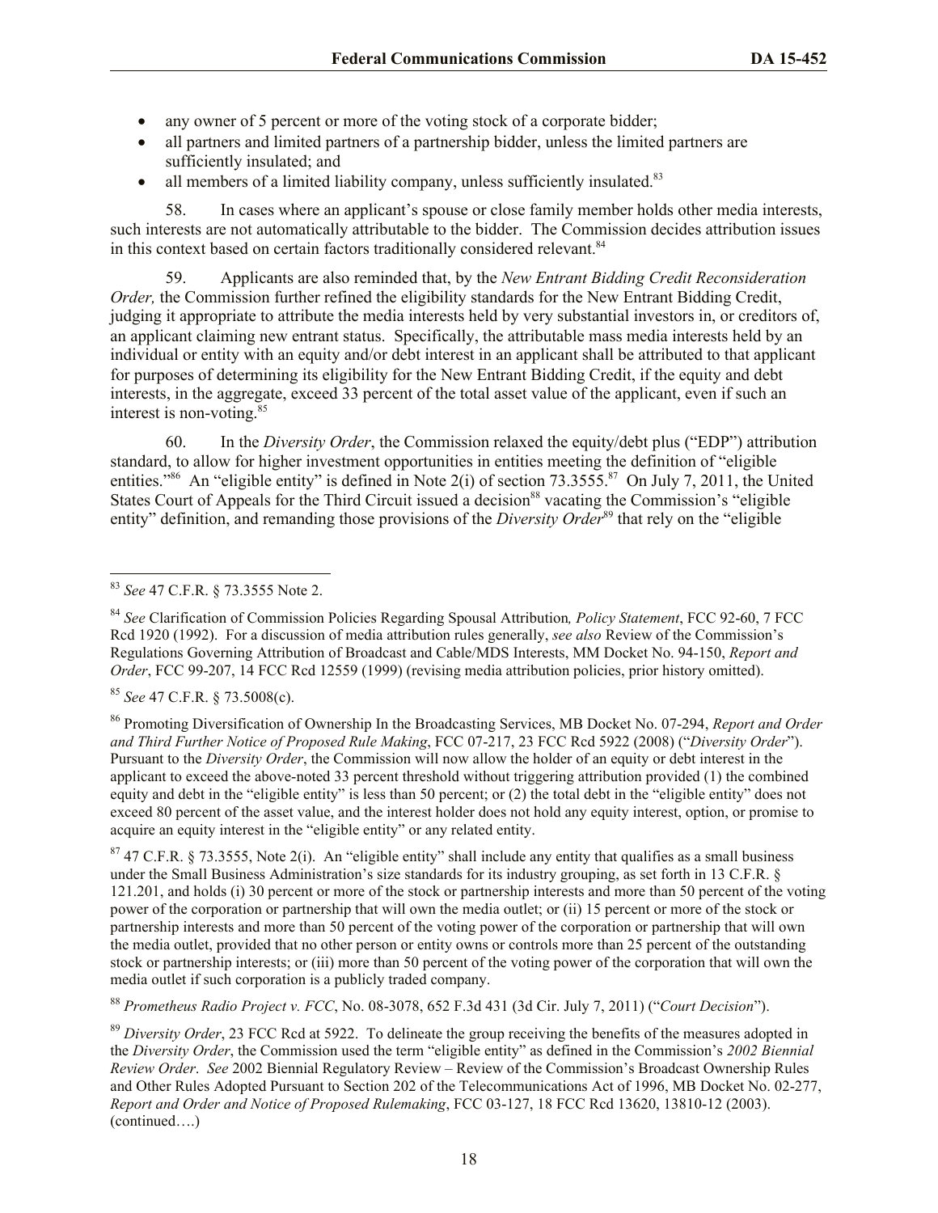- any owner of 5 percent or more of the voting stock of a corporate bidder;
- all partners and limited partners of a partnership bidder, unless the limited partners are sufficiently insulated; and
- all members of a limited liability company, unless sufficiently insulated.[83]

58. In cases where an applicant's spouse or close family member holds other media interests, such interests are not automatically attributable to the bidder. The Commission decides attribution issues in this context based on certain factors traditionally considered relevant.[84]

59. Applicants are also reminded that, by the *New Entrant Bidding Credit Reconsideration Order,* the Commission further refined the eligibility standards for the New Entrant Bidding Credit, judging it appropriate to attribute the media interests held by very substantial investors in, or creditors of, an applicant claiming new entrant status. Specifically, the attributable mass media interests held by an individual or entity with an equity and/or debt interest in an applicant shall be attributed to that applicant for purposes of determining its eligibility for the New Entrant Bidding Credit, if the equity and debt interests, in the aggregate, exceed 33 percent of the total asset value of the applicant, even if such an interest is non-voting.[85]

60. In the *Diversity Order*, the Commission relaxed the equity/debt plus ("EDP") attribution standard, to allow for higher investment opportunities in entities meeting the definition of "eligible entities."[86] An "eligible entity" is defined in Note 2(i) of section 73.3555.[87] On July 7, 2011, the United States Court of Appeals for the Third Circuit issued a decision[88] vacating the Commission's "eligible entity" definition, and remanding those provisions of the *Diversity Order*[89] that rely on the "eligible

---

[83] *See* 47 C.F.R. § 73.3555 Note 2.

[84] *See* Clarification of Commission Policies Regarding Spousal Attribution*, Policy Statement*, FCC 92-60, 7 FCC Rcd 1920 (1992). For a discussion of media attribution rules generally, *see also* Review of the Commission's Regulations Governing Attribution of Broadcast and Cable/MDS Interests, MM Docket No. 94-150, *Report and Order*, FCC 99-207, 14 FCC Rcd 12559 (1999) (revising media attribution policies, prior history omitted).

[85] *See* 47 C.F.R. § 73.5008(c).

[86] Promoting Diversification of Ownership In the Broadcasting Services, MB Docket No. 07-294, *Report and Order and Third Further Notice of Proposed Rule Making*, FCC 07-217, 23 FCC Rcd 5922 (2008) ("*Diversity Order*"). Pursuant to the *Diversity Order*, the Commission will now allow the holder of an equity or debt interest in the applicant to exceed the above-noted 33 percent threshold without triggering attribution provided (1) the combined equity and debt in the "eligible entity" is less than 50 percent; or (2) the total debt in the "eligible entity" does not exceed 80 percent of the asset value, and the interest holder does not hold any equity interest, option, or promise to acquire an equity interest in the "eligible entity" or any related entity.

[87] 47 C.F.R. § 73.3555, Note 2(i). An "eligible entity" shall include any entity that qualifies as a small business under the Small Business Administration's size standards for its industry grouping, as set forth in 13 C.F.R. § 121.201, and holds (i) 30 percent or more of the stock or partnership interests and more than 50 percent of the voting power of the corporation or partnership that will own the media outlet; or (ii) 15 percent or more of the stock or partnership interests and more than 50 percent of the voting power of the corporation or partnership that will own the media outlet, provided that no other person or entity owns or controls more than 25 percent of the outstanding stock or partnership interests; or (iii) more than 50 percent of the voting power of the corporation that will own the media outlet if such corporation is a publicly traded company.

[88] *Prometheus Radio Project v. FCC*, No. 08-3078, 652 F.3d 431 (3d Cir. July 7, 2011) ("*Court Decision*").

[89] *Diversity Order*, 23 FCC Rcd at 5922. To delineate the group receiving the benefits of the measures adopted in the *Diversity Order*, the Commission used the term "eligible entity" as defined in the Commission's *2002 Biennial Review Order*. *See* 2002 Biennial Regulatory Review – Review of the Commission's Broadcast Ownership Rules and Other Rules Adopted Pursuant to Section 202 of the Telecommunications Act of 1996, MB Docket No. 02-277, *Report and Order and Notice of Proposed Rulemaking*, FCC 03-127, 18 FCC Rcd 13620, 13810-12 (2003). (continued….)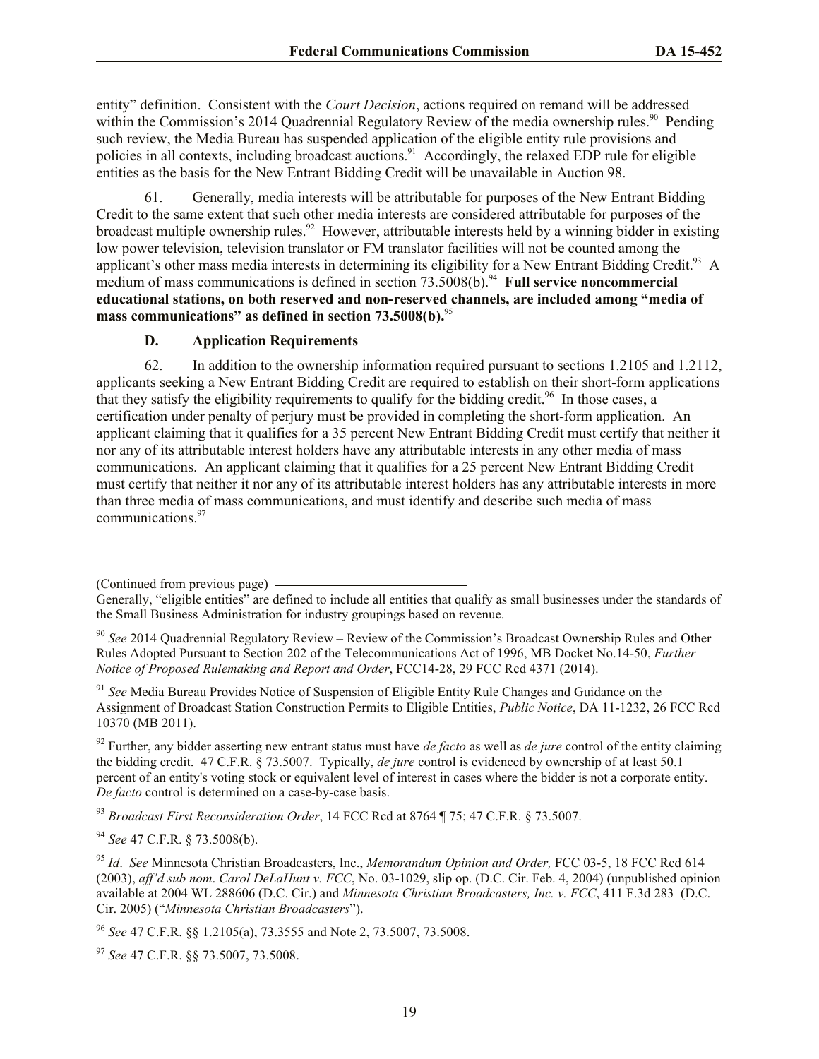entity" definition. Consistent with the *Court Decision*, actions required on remand will be addressed within the Commission's 2014 Quadrennial Regulatory Review of the media ownership rules.[90] Pending such review, the Media Bureau has suspended application of the eligible entity rule provisions and policies in all contexts, including broadcast auctions.[91] Accordingly, the relaxed EDP rule for eligible entities as the basis for the New Entrant Bidding Credit will be unavailable in Auction 98.

61. Generally, media interests will be attributable for purposes of the New Entrant Bidding Credit to the same extent that such other media interests are considered attributable for purposes of the broadcast multiple ownership rules.[92] However, attributable interests held by a winning bidder in existing low power television, television translator or FM translator facilities will not be counted among the applicant's other mass media interests in determining its eligibility for a New Entrant Bidding Credit.[93] A medium of mass communications is defined in section 73.5008(b).[94] **Full service noncommercial educational stations, on both reserved and non-reserved channels, are included among "media of mass communications" as defined in section 73.5008(b).**[95]

### D. Application Requirements

62. In addition to the ownership information required pursuant to sections 1.2105 and 1.2112, applicants seeking a New Entrant Bidding Credit are required to establish on their short-form applications that they satisfy the eligibility requirements to qualify for the bidding credit.[96] In those cases, a certification under penalty of perjury must be provided in completing the short-form application. An applicant claiming that it qualifies for a 35 percent New Entrant Bidding Credit must certify that neither it nor any of its attributable interest holders have any attributable interests in any other media of mass communications. An applicant claiming that it qualifies for a 25 percent New Entrant Bidding Credit must certify that neither it nor any of its attributable interest holders has any attributable interests in more than three media of mass communications, and must identify and describe such media of mass communications.[97]

(Continued from previous page)

Generally, "eligible entities" are defined to include all entities that qualify as small businesses under the standards of the Small Business Administration for industry groupings based on revenue.

[90] *See* 2014 Quadrennial Regulatory Review – Review of the Commission's Broadcast Ownership Rules and Other Rules Adopted Pursuant to Section 202 of the Telecommunications Act of 1996, MB Docket No.14-50, *Further Notice of Proposed Rulemaking and Report and Order*, FCC14-28, 29 FCC Rcd 4371 (2014).

[91] *See* Media Bureau Provides Notice of Suspension of Eligible Entity Rule Changes and Guidance on the Assignment of Broadcast Station Construction Permits to Eligible Entities, *Public Notice*, DA 11-1232, 26 FCC Rcd 10370 (MB 2011).

[92] Further, any bidder asserting new entrant status must have *de facto* as well as *de jure* control of the entity claiming the bidding credit. 47 C.F.R. § 73.5007. Typically, *de jure* control is evidenced by ownership of at least 50.1 percent of an entity's voting stock or equivalent level of interest in cases where the bidder is not a corporate entity. *De facto* control is determined on a case-by-case basis.

[93] *Broadcast First Reconsideration Order*, 14 FCC Rcd at 8764 ¶ 75; 47 C.F.R. § 73.5007.

[94] *See* 47 C.F.R. § 73.5008(b).

[95] *Id*. *See* Minnesota Christian Broadcasters, Inc., *Memorandum Opinion and Order,* FCC 03-5, 18 FCC Rcd 614 (2003), *aff'd sub nom*. *Carol DeLaHunt v. FCC*, No. 03-1029, slip op. (D.C. Cir. Feb. 4, 2004) (unpublished opinion available at 2004 WL 288606 (D.C. Cir.) and *Minnesota Christian Broadcasters, Inc. v. FCC*, 411 F.3d 283 (D.C. Cir. 2005) ("*Minnesota Christian Broadcasters*").

[96] *See* 47 C.F.R. §§ 1.2105(a), 73.3555 and Note 2, 73.5007, 73.5008.

[97] *See* 47 C.F.R. §§ 73.5007, 73.5008.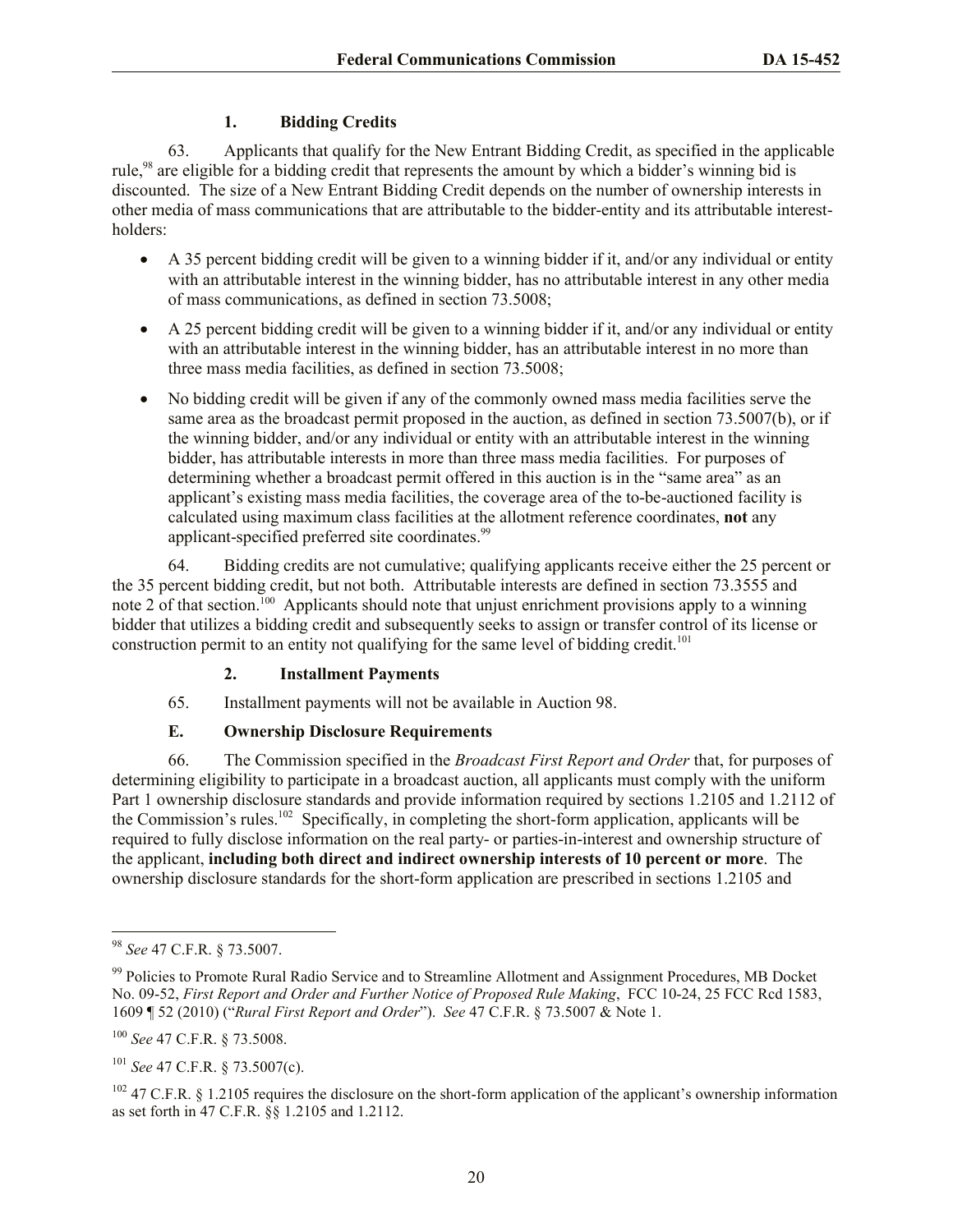### 1. Bidding Credits

63. Applicants that qualify for the New Entrant Bidding Credit, as specified in the applicable rule,[98] are eligible for a bidding credit that represents the amount by which a bidder's winning bid is discounted. The size of a New Entrant Bidding Credit depends on the number of ownership interests in other media of mass communications that are attributable to the bidder-entity and its attributable interest-holders:

- A 35 percent bidding credit will be given to a winning bidder if it, and/or any individual or entity with an attributable interest in the winning bidder, has no attributable interest in any other media of mass communications, as defined in section 73.5008;
- A 25 percent bidding credit will be given to a winning bidder if it, and/or any individual or entity with an attributable interest in the winning bidder, has an attributable interest in no more than three mass media facilities, as defined in section 73.5008;
- No bidding credit will be given if any of the commonly owned mass media facilities serve the same area as the broadcast permit proposed in the auction, as defined in section 73.5007(b), or if the winning bidder, and/or any individual or entity with an attributable interest in the winning bidder, has attributable interests in more than three mass media facilities. For purposes of determining whether a broadcast permit offered in this auction is in the "same area" as an applicant's existing mass media facilities, the coverage area of the to-be-auctioned facility is calculated using maximum class facilities at the allotment reference coordinates, **not** any applicant-specified preferred site coordinates.[99]

64. Bidding credits are not cumulative; qualifying applicants receive either the 25 percent or the 35 percent bidding credit, but not both. Attributable interests are defined in section 73.3555 and note 2 of that section.[100] Applicants should note that unjust enrichment provisions apply to a winning bidder that utilizes a bidding credit and subsequently seeks to assign or transfer control of its license or construction permit to an entity not qualifying for the same level of bidding credit.[101]

### 2. Installment Payments

65. Installment payments will not be available in Auction 98.

## E. Ownership Disclosure Requirements

66. The Commission specified in the *Broadcast First Report and Order* that, for purposes of determining eligibility to participate in a broadcast auction, all applicants must comply with the uniform Part 1 ownership disclosure standards and provide information required by sections 1.2105 and 1.2112 of the Commission's rules.[102] Specifically, in completing the short-form application, applicants will be required to fully disclose information on the real party- or parties-in-interest and ownership structure of the applicant, **including both direct and indirect ownership interests of 10 percent or more**. The ownership disclosure standards for the short-form application are prescribed in sections 1.2105 and

---

[98] *See* 47 C.F.R. § 73.5007.

[99] Policies to Promote Rural Radio Service and to Streamline Allotment and Assignment Procedures, MB Docket No. 09-52, *First Report and Order and Further Notice of Proposed Rule Making*, FCC 10-24, 25 FCC Rcd 1583, 1609 ¶ 52 (2010) ("*Rural First Report and Order*"). *See* 47 C.F.R. § 73.5007 & Note 1.

[100] *See* 47 C.F.R. § 73.5008.

[101] *See* 47 C.F.R. § 73.5007(c).

[102] 47 C.F.R. § 1.2105 requires the disclosure on the short-form application of the applicant's ownership information as set forth in 47 C.F.R. §§ 1.2105 and 1.2112.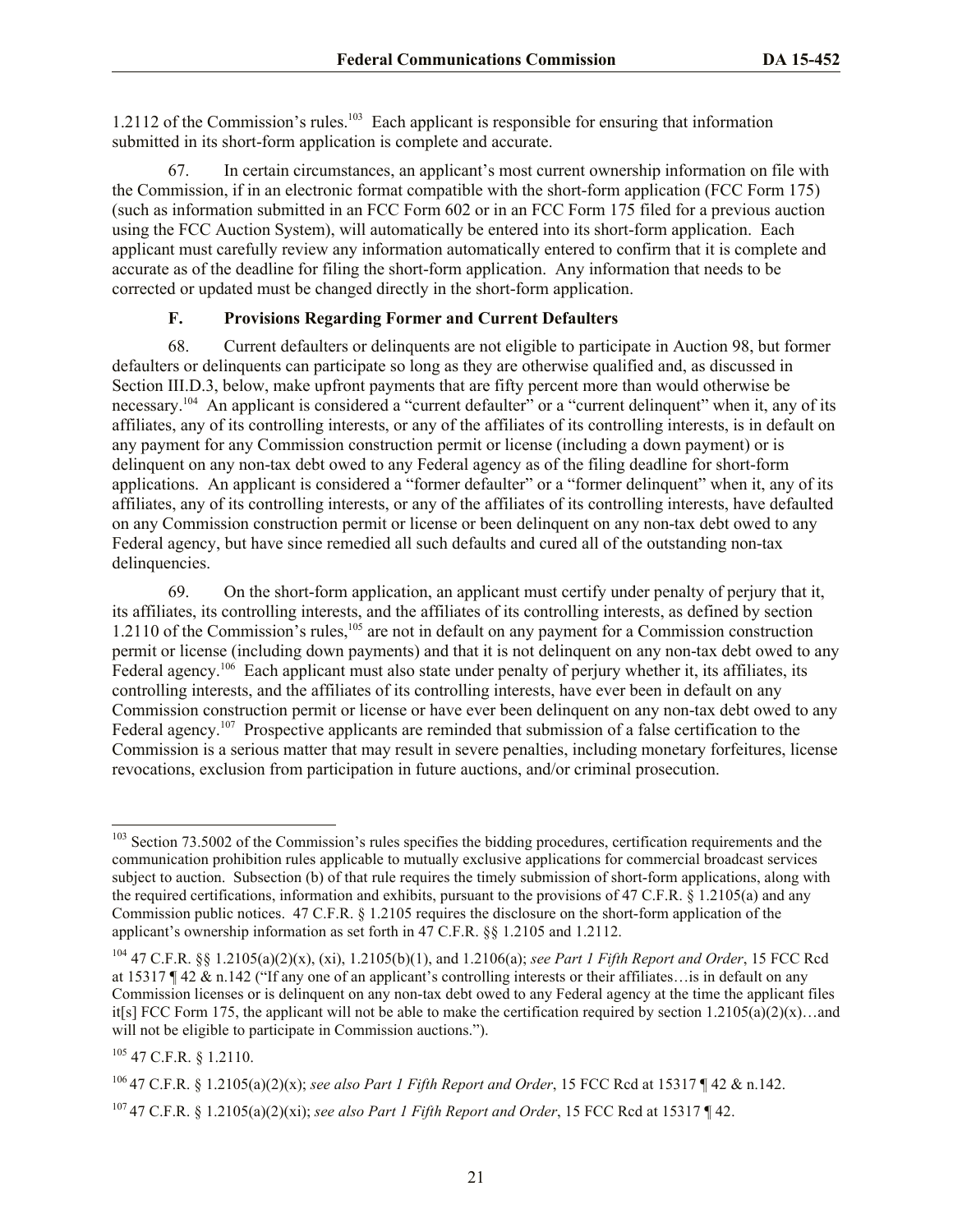1.2112 of the Commission's rules.[103] Each applicant is responsible for ensuring that information submitted in its short-form application is complete and accurate.

67. In certain circumstances, an applicant's most current ownership information on file with the Commission, if in an electronic format compatible with the short-form application (FCC Form 175) (such as information submitted in an FCC Form 602 or in an FCC Form 175 filed for a previous auction using the FCC Auction System), will automatically be entered into its short-form application. Each applicant must carefully review any information automatically entered to confirm that it is complete and accurate as of the deadline for filing the short-form application. Any information that needs to be corrected or updated must be changed directly in the short-form application.

### F. Provisions Regarding Former and Current Defaulters

68. Current defaulters or delinquents are not eligible to participate in Auction 98, but former defaulters or delinquents can participate so long as they are otherwise qualified and, as discussed in Section III.D.3, below, make upfront payments that are fifty percent more than would otherwise be necessary.[104] An applicant is considered a "current defaulter" or a "current delinquent" when it, any of its affiliates, any of its controlling interests, or any of the affiliates of its controlling interests, is in default on any payment for any Commission construction permit or license (including a down payment) or is delinquent on any non-tax debt owed to any Federal agency as of the filing deadline for short-form applications. An applicant is considered a "former defaulter" or a "former delinquent" when it, any of its affiliates, any of its controlling interests, or any of the affiliates of its controlling interests, have defaulted on any Commission construction permit or license or been delinquent on any non-tax debt owed to any Federal agency, but have since remedied all such defaults and cured all of the outstanding non-tax delinquencies.

69. On the short-form application, an applicant must certify under penalty of perjury that it, its affiliates, its controlling interests, and the affiliates of its controlling interests, as defined by section 1.2110 of the Commission's rules,[105] are not in default on any payment for a Commission construction permit or license (including down payments) and that it is not delinquent on any non-tax debt owed to any Federal agency.[106] Each applicant must also state under penalty of perjury whether it, its affiliates, its controlling interests, and the affiliates of its controlling interests, have ever been in default on any Commission construction permit or license or have ever been delinquent on any non-tax debt owed to any Federal agency.[107] Prospective applicants are reminded that submission of a false certification to the Commission is a serious matter that may result in severe penalties, including monetary forfeitures, license revocations, exclusion from participation in future auctions, and/or criminal prosecution.

---

[103] Section 73.5002 of the Commission's rules specifies the bidding procedures, certification requirements and the communication prohibition rules applicable to mutually exclusive applications for commercial broadcast services subject to auction. Subsection (b) of that rule requires the timely submission of short-form applications, along with the required certifications, information and exhibits, pursuant to the provisions of 47 C.F.R. § 1.2105(a) and any Commission public notices. 47 C.F.R. § 1.2105 requires the disclosure on the short-form application of the applicant's ownership information as set forth in 47 C.F.R. §§ 1.2105 and 1.2112.

[104] 47 C.F.R. §§ 1.2105(a)(2)(x), (xi), 1.2105(b)(1), and 1.2106(a); *see Part 1 Fifth Report and Order*, 15 FCC Rcd at 15317 ¶ 42 & n.142 ("If any one of an applicant's controlling interests or their affiliates…is in default on any Commission licenses or is delinquent on any non-tax debt owed to any Federal agency at the time the applicant files it[s] FCC Form 175, the applicant will not be able to make the certification required by section 1.2105(a)(2)(x)…and will not be eligible to participate in Commission auctions.").

[105] 47 C.F.R. § 1.2110.

[106] 47 C.F.R. § 1.2105(a)(2)(x); *see also Part 1 Fifth Report and Order*, 15 FCC Rcd at 15317 ¶ 42 & n.142.

[107] 47 C.F.R. § 1.2105(a)(2)(xi); *see also Part 1 Fifth Report and Order*, 15 FCC Rcd at 15317 ¶ 42.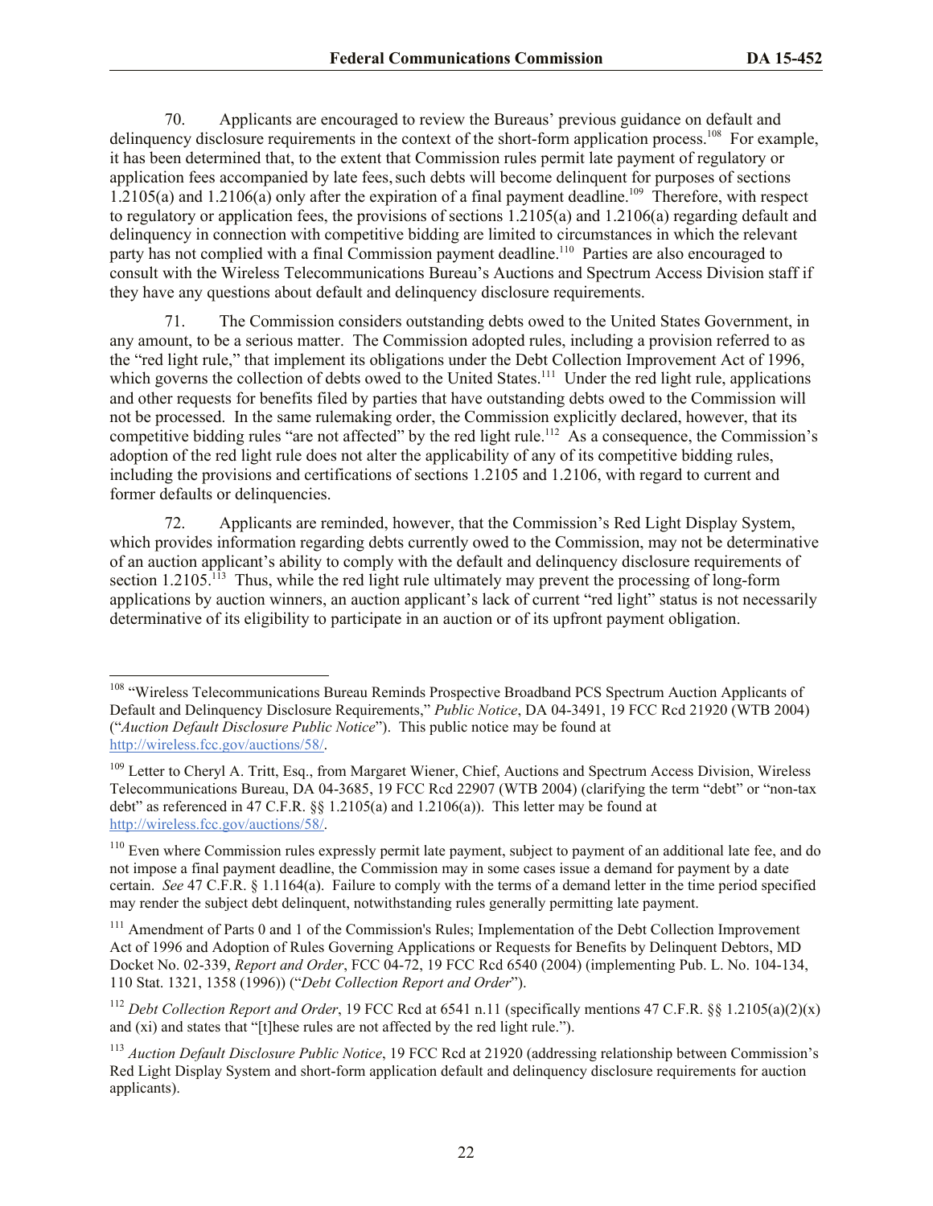70. Applicants are encouraged to review the Bureaus' previous guidance on default and delinquency disclosure requirements in the context of the short-form application process.[108] For example, it has been determined that, to the extent that Commission rules permit late payment of regulatory or application fees accompanied by late fees, such debts will become delinquent for purposes of sections 1.2105(a) and 1.2106(a) only after the expiration of a final payment deadline.[109] Therefore, with respect to regulatory or application fees, the provisions of sections 1.2105(a) and 1.2106(a) regarding default and delinquency in connection with competitive bidding are limited to circumstances in which the relevant party has not complied with a final Commission payment deadline.[110] Parties are also encouraged to consult with the Wireless Telecommunications Bureau's Auctions and Spectrum Access Division staff if they have any questions about default and delinquency disclosure requirements.

71. The Commission considers outstanding debts owed to the United States Government, in any amount, to be a serious matter. The Commission adopted rules, including a provision referred to as the "red light rule," that implement its obligations under the Debt Collection Improvement Act of 1996, which governs the collection of debts owed to the United States.[111] Under the red light rule, applications and other requests for benefits filed by parties that have outstanding debts owed to the Commission will not be processed. In the same rulemaking order, the Commission explicitly declared, however, that its competitive bidding rules "are not affected" by the red light rule.[112] As a consequence, the Commission's adoption of the red light rule does not alter the applicability of any of its competitive bidding rules, including the provisions and certifications of sections 1.2105 and 1.2106, with regard to current and former defaults or delinquencies.

72. Applicants are reminded, however, that the Commission's Red Light Display System, which provides information regarding debts currently owed to the Commission, may not be determinative of an auction applicant's ability to comply with the default and delinquency disclosure requirements of section 1.2105.[113] Thus, while the red light rule ultimately may prevent the processing of long-form applications by auction winners, an auction applicant's lack of current "red light" status is not necessarily determinative of its eligibility to participate in an auction or of its upfront payment obligation.

---

[108] "Wireless Telecommunications Bureau Reminds Prospective Broadband PCS Spectrum Auction Applicants of Default and Delinquency Disclosure Requirements," *Public Notice*, DA 04-3491, 19 FCC Rcd 21920 (WTB 2004) ("*Auction Default Disclosure Public Notice*"). This public notice may be found at http://wireless.fcc.gov/auctions/58/.

[109] Letter to Cheryl A. Tritt, Esq., from Margaret Wiener, Chief, Auctions and Spectrum Access Division, Wireless Telecommunications Bureau, DA 04-3685, 19 FCC Rcd 22907 (WTB 2004) (clarifying the term "debt" or "non-tax debt" as referenced in 47 C.F.R. §§ 1.2105(a) and 1.2106(a)). This letter may be found at http://wireless.fcc.gov/auctions/58/.

[110] Even where Commission rules expressly permit late payment, subject to payment of an additional late fee, and do not impose a final payment deadline, the Commission may in some cases issue a demand for payment by a date certain. *See* 47 C.F.R. § 1.1164(a). Failure to comply with the terms of a demand letter in the time period specified may render the subject debt delinquent, notwithstanding rules generally permitting late payment.

[111] Amendment of Parts 0 and 1 of the Commission's Rules; Implementation of the Debt Collection Improvement Act of 1996 and Adoption of Rules Governing Applications or Requests for Benefits by Delinquent Debtors, MD Docket No. 02-339, *Report and Order*, FCC 04-72, 19 FCC Rcd 6540 (2004) (implementing Pub. L. No. 104-134, 110 Stat. 1321, 1358 (1996)) ("*Debt Collection Report and Order*").

[112] *Debt Collection Report and Order*, 19 FCC Rcd at 6541 n.11 (specifically mentions 47 C.F.R. §§ 1.2105(a)(2)(x) and (xi) and states that "[t]hese rules are not affected by the red light rule.").

[113] *Auction Default Disclosure Public Notice*, 19 FCC Rcd at 21920 (addressing relationship between Commission's Red Light Display System and short-form application default and delinquency disclosure requirements for auction applicants).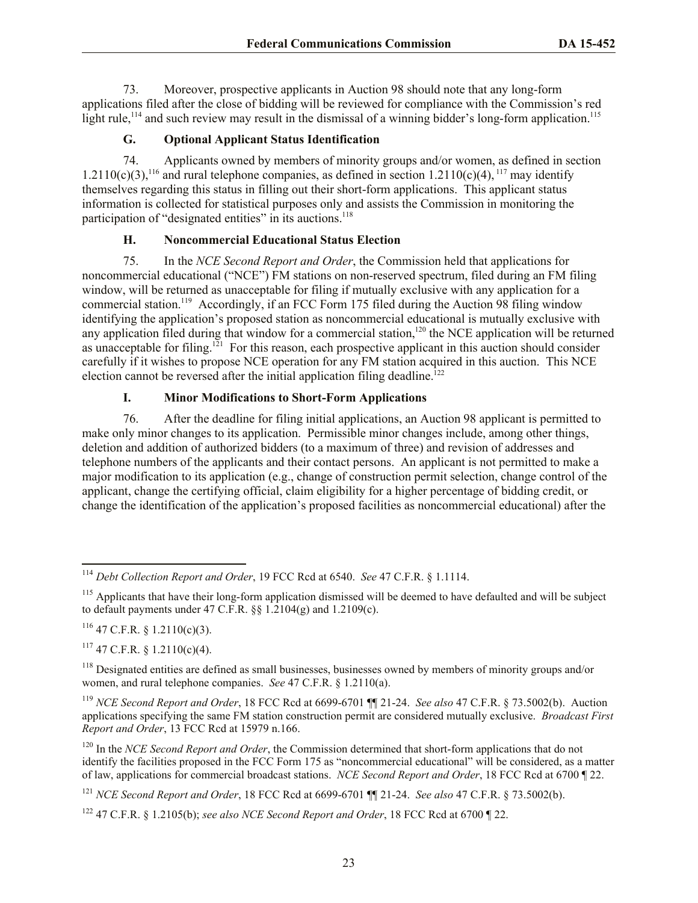73. Moreover, prospective applicants in Auction 98 should note that any long-form applications filed after the close of bidding will be reviewed for compliance with the Commission's red light rule,[114] and such review may result in the dismissal of a winning bidder's long-form application.[115]

### G. Optional Applicant Status Identification

74. Applicants owned by members of minority groups and/or women, as defined in section 1.2110(c)(3),[116] and rural telephone companies, as defined in section 1.2110(c)(4),[117] may identify themselves regarding this status in filling out their short-form applications. This applicant status information is collected for statistical purposes only and assists the Commission in monitoring the participation of "designated entities" in its auctions.[118]

### H. Noncommercial Educational Status Election

75. In the *NCE Second Report and Order*, the Commission held that applications for noncommercial educational ("NCE") FM stations on non-reserved spectrum, filed during an FM filing window, will be returned as unacceptable for filing if mutually exclusive with any application for a commercial station.[119] Accordingly, if an FCC Form 175 filed during the Auction 98 filing window identifying the application's proposed station as noncommercial educational is mutually exclusive with any application filed during that window for a commercial station,[120] the NCE application will be returned as unacceptable for filing.[121] For this reason, each prospective applicant in this auction should consider carefully if it wishes to propose NCE operation for any FM station acquired in this auction. This NCE election cannot be reversed after the initial application filing deadline.[122]

### I. Minor Modifications to Short-Form Applications

76. After the deadline for filing initial applications, an Auction 98 applicant is permitted to make only minor changes to its application. Permissible minor changes include, among other things, deletion and addition of authorized bidders (to a maximum of three) and revision of addresses and telephone numbers of the applicants and their contact persons. An applicant is not permitted to make a major modification to its application (e.g., change of construction permit selection, change control of the applicant, change the certifying official, claim eligibility for a higher percentage of bidding credit, or change the identification of the application's proposed facilities as noncommercial educational) after the

---

[114] *Debt Collection Report and Order*, 19 FCC Rcd at 6540. *See* 47 C.F.R. § 1.1114.

[115] Applicants that have their long-form application dismissed will be deemed to have defaulted and will be subject to default payments under 47 C.F.R. §§ 1.2104(g) and 1.2109(c).

[116] 47 C.F.R. § 1.2110(c)(3).

[117] 47 C.F.R. § 1.2110(c)(4).

[118] Designated entities are defined as small businesses, businesses owned by members of minority groups and/or women, and rural telephone companies. *See* 47 C.F.R. § 1.2110(a).

[119] *NCE Second Report and Order*, 18 FCC Rcd at 6699-6701 ¶¶ 21-24. *See also* 47 C.F.R. § 73.5002(b). Auction applications specifying the same FM station construction permit are considered mutually exclusive. *Broadcast First Report and Order*, 13 FCC Rcd at 15979 n.166.

[120] In the *NCE Second Report and Order*, the Commission determined that short-form applications that do not identify the facilities proposed in the FCC Form 175 as "noncommercial educational" will be considered, as a matter of law, applications for commercial broadcast stations. *NCE Second Report and Order*, 18 FCC Rcd at 6700 ¶ 22.

[121] *NCE Second Report and Order*, 18 FCC Rcd at 6699-6701 ¶¶ 21-24. *See also* 47 C.F.R. § 73.5002(b).

[122] 47 C.F.R. § 1.2105(b); *see also NCE Second Report and Order*, 18 FCC Rcd at 6700 ¶ 22.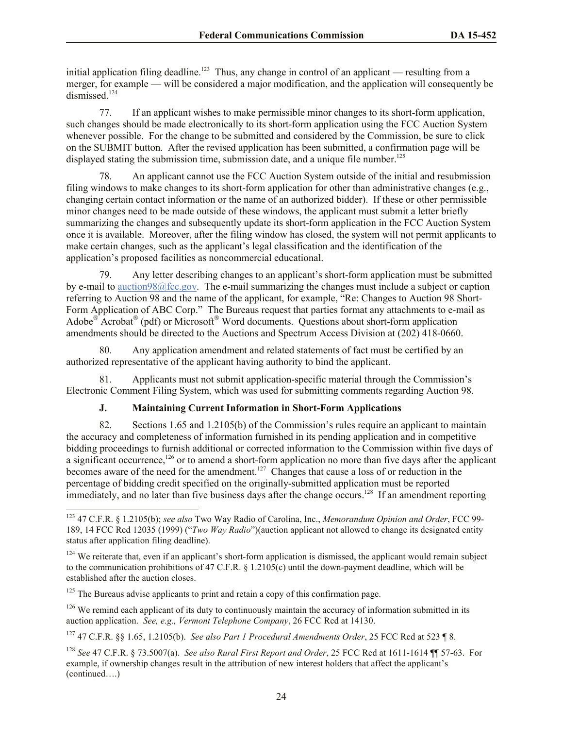initial application filing deadline.[123] Thus, any change in control of an applicant — resulting from a merger, for example — will be considered a major modification, and the application will consequently be dismissed.[124]

77. If an applicant wishes to make permissible minor changes to its short-form application, such changes should be made electronically to its short-form application using the FCC Auction System whenever possible. For the change to be submitted and considered by the Commission, be sure to click on the SUBMIT button. After the revised application has been submitted, a confirmation page will be displayed stating the submission time, submission date, and a unique file number.[125]

78. An applicant cannot use the FCC Auction System outside of the initial and resubmission filing windows to make changes to its short-form application for other than administrative changes (e.g., changing certain contact information or the name of an authorized bidder). If these or other permissible minor changes need to be made outside of these windows, the applicant must submit a letter briefly summarizing the changes and subsequently update its short-form application in the FCC Auction System once it is available. Moreover, after the filing window has closed, the system will not permit applicants to make certain changes, such as the applicant's legal classification and the identification of the application's proposed facilities as noncommercial educational.

79. Any letter describing changes to an applicant's short-form application must be submitted by e-mail to auction98@fcc.gov. The e-mail summarizing the changes must include a subject or caption referring to Auction 98 and the name of the applicant, for example, "Re: Changes to Auction 98 Short-Form Application of ABC Corp." The Bureaus request that parties format any attachments to e-mail as Adobe® Acrobat® (pdf) or Microsoft® Word documents. Questions about short-form application amendments should be directed to the Auctions and Spectrum Access Division at (202) 418-0660.

80. Any application amendment and related statements of fact must be certified by an authorized representative of the applicant having authority to bind the applicant.

81. Applicants must not submit application-specific material through the Commission's Electronic Comment Filing System, which was used for submitting comments regarding Auction 98.

### J. Maintaining Current Information in Short-Form Applications

82. Sections 1.65 and 1.2105(b) of the Commission's rules require an applicant to maintain the accuracy and completeness of information furnished in its pending application and in competitive bidding proceedings to furnish additional or corrected information to the Commission within five days of a significant occurrence,[126] or to amend a short-form application no more than five days after the applicant becomes aware of the need for the amendment.[127] Changes that cause a loss of or reduction in the percentage of bidding credit specified on the originally-submitted application must be reported immediately, and no later than five business days after the change occurs.[128] If an amendment reporting

---

[123] 47 C.F.R. § 1.2105(b); *see also* Two Way Radio of Carolina, Inc., *Memorandum Opinion and Order*, FCC 99-189, 14 FCC Rcd 12035 (1999) ("*Two Way Radio*")(auction applicant not allowed to change its designated entity status after application filing deadline).

[124] We reiterate that, even if an applicant's short-form application is dismissed, the applicant would remain subject to the communication prohibitions of 47 C.F.R. § 1.2105(c) until the down-payment deadline, which will be established after the auction closes.

[125] The Bureaus advise applicants to print and retain a copy of this confirmation page.

[126] We remind each applicant of its duty to continuously maintain the accuracy of information submitted in its auction application. *See, e.g., Vermont Telephone Company*, 26 FCC Rcd at 14130.

[127] 47 C.F.R. §§ 1.65, 1.2105(b). *See also Part 1 Procedural Amendments Order*, 25 FCC Rcd at 523 ¶ 8.

[128] *See* 47 C.F.R. § 73.5007(a). *See also Rural First Report and Order*, 25 FCC Rcd at 1611-1614 ¶¶ 57-63. For example, if ownership changes result in the attribution of new interest holders that affect the applicant's (continued….)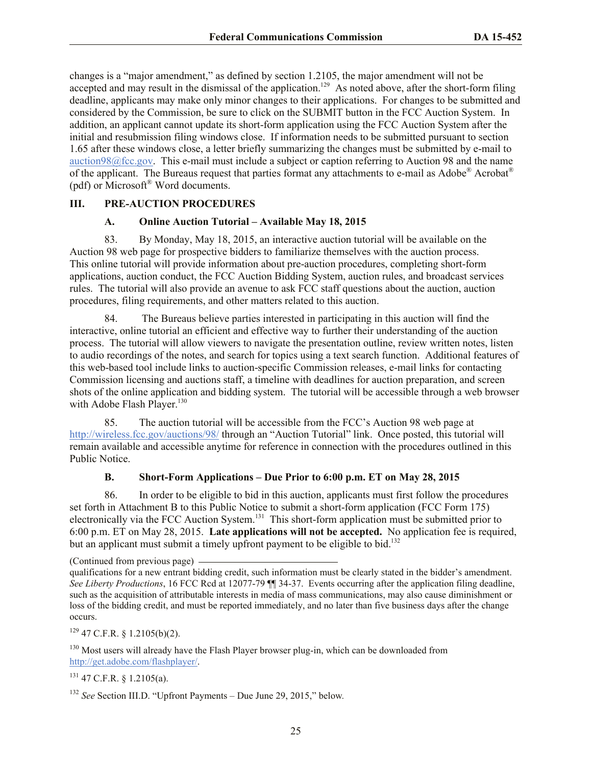changes is a "major amendment," as defined by section 1.2105, the major amendment will not be accepted and may result in the dismissal of the application.[129] As noted above, after the short-form filing deadline, applicants may make only minor changes to their applications. For changes to be submitted and considered by the Commission, be sure to click on the SUBMIT button in the FCC Auction System. In addition, an applicant cannot update its short-form application using the FCC Auction System after the initial and resubmission filing windows close. If information needs to be submitted pursuant to section 1.65 after these windows close, a letter briefly summarizing the changes must be submitted by e-mail to auction98@fcc.gov. This e-mail must include a subject or caption referring to Auction 98 and the name of the applicant. The Bureaus request that parties format any attachments to e-mail as Adobe® Acrobat® (pdf) or Microsoft® Word documents.

## III. PRE-AUCTION PROCEDURES

### A. Online Auction Tutorial – Available May 18, 2015

83. By Monday, May 18, 2015, an interactive auction tutorial will be available on the Auction 98 web page for prospective bidders to familiarize themselves with the auction process. This online tutorial will provide information about pre-auction procedures, completing short-form applications, auction conduct, the FCC Auction Bidding System, auction rules, and broadcast services rules. The tutorial will also provide an avenue to ask FCC staff questions about the auction, auction procedures, filing requirements, and other matters related to this auction.

84. The Bureaus believe parties interested in participating in this auction will find the interactive, online tutorial an efficient and effective way to further their understanding of the auction process. The tutorial will allow viewers to navigate the presentation outline, review written notes, listen to audio recordings of the notes, and search for topics using a text search function. Additional features of this web-based tool include links to auction-specific Commission releases, e-mail links for contacting Commission licensing and auctions staff, a timeline with deadlines for auction preparation, and screen shots of the online application and bidding system. The tutorial will be accessible through a web browser with Adobe Flash Player.[130]

85. The auction tutorial will be accessible from the FCC's Auction 98 web page at http://wireless.fcc.gov/auctions/98/ through an "Auction Tutorial" link. Once posted, this tutorial will remain available and accessible anytime for reference in connection with the procedures outlined in this Public Notice.

### B. Short-Form Applications – Due Prior to 6:00 p.m. ET on May 28, 2015

86. In order to be eligible to bid in this auction, applicants must first follow the procedures set forth in Attachment B to this Public Notice to submit a short-form application (FCC Form 175) electronically via the FCC Auction System.[131] This short-form application must be submitted prior to 6:00 p.m. ET on May 28, 2015. **Late applications will not be accepted.** No application fee is required, but an applicant must submit a timely upfront payment to be eligible to bid.[132]

---

(Continued from previous page)
qualifications for a new entrant bidding credit, such information must be clearly stated in the bidder's amendment. *See Liberty Productions*, 16 FCC Rcd at 12077-79 ¶¶ 34-37. Events occurring after the application filing deadline, such as the acquisition of attributable interests in media of mass communications, may also cause diminishment or loss of the bidding credit, and must be reported immediately, and no later than five business days after the change occurs.

[129] 47 C.F.R. § 1.2105(b)(2).

[130] Most users will already have the Flash Player browser plug-in, which can be downloaded from http://get.adobe.com/flashplayer/.

[131] 47 C.F.R. § 1.2105(a).

[132] *See* Section III.D. "Upfront Payments – Due June 29, 2015," below.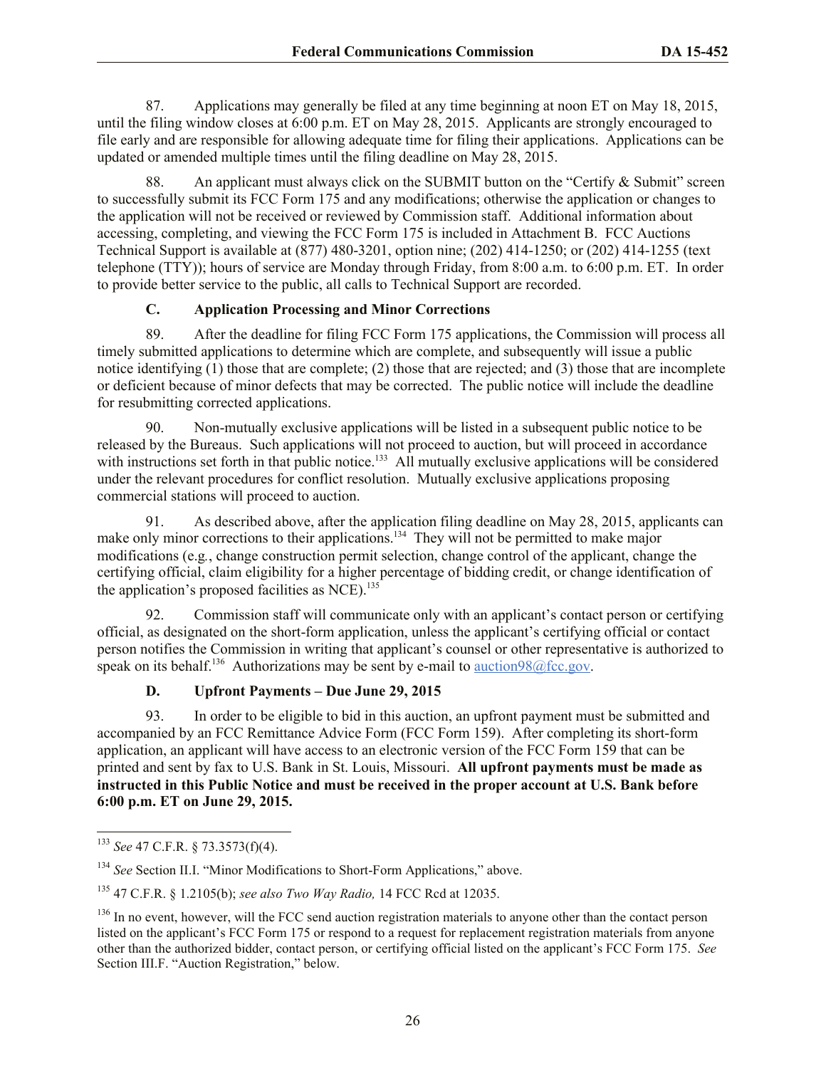87. Applications may generally be filed at any time beginning at noon ET on May 18, 2015, until the filing window closes at 6:00 p.m. ET on May 28, 2015. Applicants are strongly encouraged to file early and are responsible for allowing adequate time for filing their applications. Applications can be updated or amended multiple times until the filing deadline on May 28, 2015.

88. An applicant must always click on the SUBMIT button on the "Certify & Submit" screen to successfully submit its FCC Form 175 and any modifications; otherwise the application or changes to the application will not be received or reviewed by Commission staff. Additional information about accessing, completing, and viewing the FCC Form 175 is included in Attachment B. FCC Auctions Technical Support is available at (877) 480-3201, option nine; (202) 414-1250; or (202) 414-1255 (text telephone (TTY)); hours of service are Monday through Friday, from 8:00 a.m. to 6:00 p.m. ET. In order to provide better service to the public, all calls to Technical Support are recorded.

### C. Application Processing and Minor Corrections

89. After the deadline for filing FCC Form 175 applications, the Commission will process all timely submitted applications to determine which are complete, and subsequently will issue a public notice identifying (1) those that are complete; (2) those that are rejected; and (3) those that are incomplete or deficient because of minor defects that may be corrected. The public notice will include the deadline for resubmitting corrected applications.

90. Non-mutually exclusive applications will be listed in a subsequent public notice to be released by the Bureaus. Such applications will not proceed to auction, but will proceed in accordance with instructions set forth in that public notice.[133] All mutually exclusive applications will be considered under the relevant procedures for conflict resolution. Mutually exclusive applications proposing commercial stations will proceed to auction.

91. As described above, after the application filing deadline on May 28, 2015, applicants can make only minor corrections to their applications.[134] They will not be permitted to make major modifications (e.g., change construction permit selection, change control of the applicant, change the certifying official, claim eligibility for a higher percentage of bidding credit, or change identification of the application's proposed facilities as NCE).[135]

92. Commission staff will communicate only with an applicant's contact person or certifying official, as designated on the short-form application, unless the applicant's certifying official or contact person notifies the Commission in writing that applicant's counsel or other representative is authorized to speak on its behalf.[136] Authorizations may be sent by e-mail to auction98@fcc.gov.

### D. Upfront Payments – Due June 29, 2015

93. In order to be eligible to bid in this auction, an upfront payment must be submitted and accompanied by an FCC Remittance Advice Form (FCC Form 159). After completing its short-form application, an applicant will have access to an electronic version of the FCC Form 159 that can be printed and sent by fax to U.S. Bank in St. Louis, Missouri. **All upfront payments must be made as instructed in this Public Notice and must be received in the proper account at U.S. Bank before 6:00 p.m. ET on June 29, 2015.**

---

[133] *See* 47 C.F.R. § 73.3573(f)(4).

[134] *See* Section II.I. "Minor Modifications to Short-Form Applications," above.

[135] 47 C.F.R. § 1.2105(b); *see also Two Way Radio,* 14 FCC Rcd at 12035.

[136] In no event, however, will the FCC send auction registration materials to anyone other than the contact person listed on the applicant's FCC Form 175 or respond to a request for replacement registration materials from anyone other than the authorized bidder, contact person, or certifying official listed on the applicant's FCC Form 175. *See* Section III.F. "Auction Registration," below.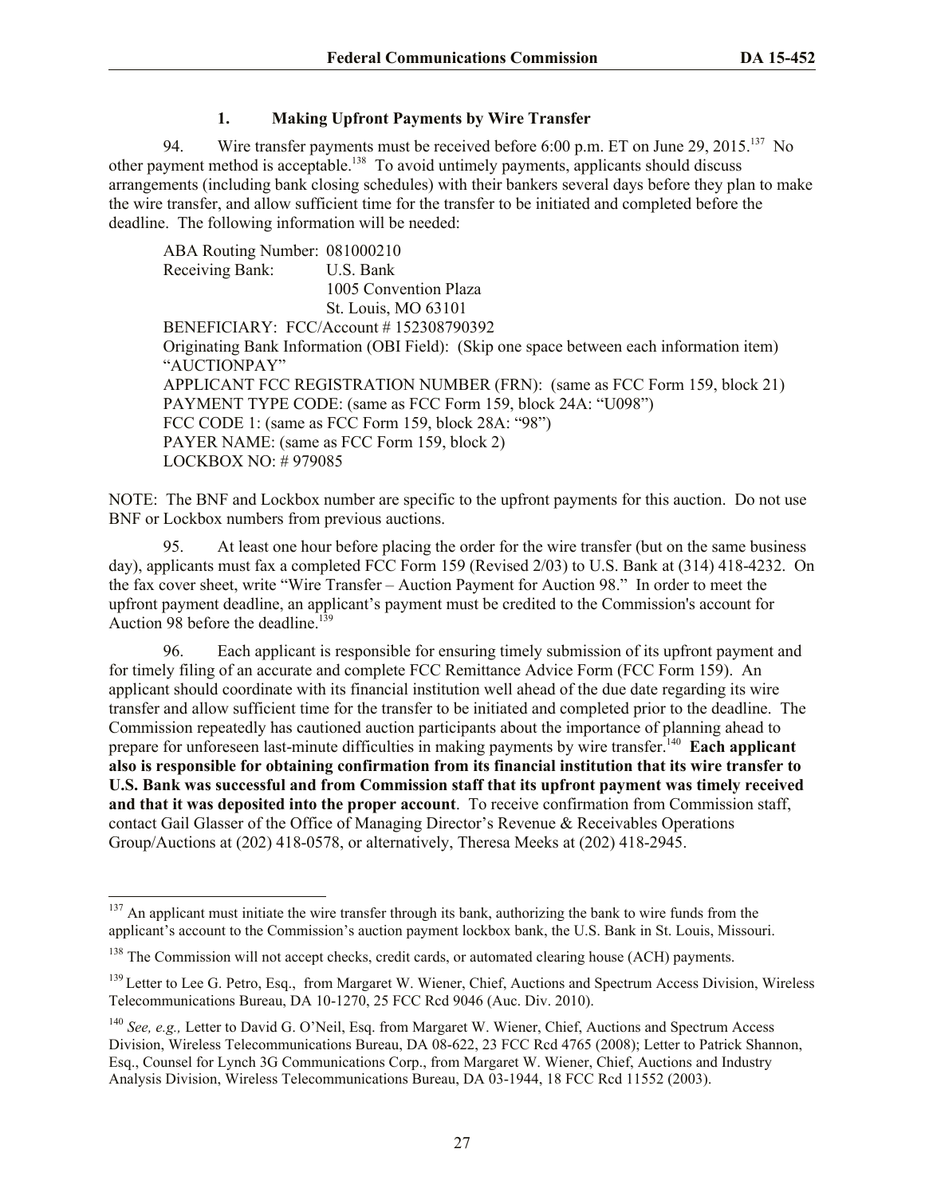### 1. Making Upfront Payments by Wire Transfer

94. Wire transfer payments must be received before 6:00 p.m. ET on June 29, 2015.[137] No other payment method is acceptable.[138] To avoid untimely payments, applicants should discuss arrangements (including bank closing schedules) with their bankers several days before they plan to make the wire transfer, and allow sufficient time for the transfer to be initiated and completed before the deadline. The following information will be needed:

> ABA Routing Number: 081000210
> Receiving Bank: U.S. Bank
> 1005 Convention Plaza
> St. Louis, MO 63101
> BENEFICIARY: FCC/Account # 152308790392
> Originating Bank Information (OBI Field): (Skip one space between each information item)
> "AUCTIONPAY"
> APPLICANT FCC REGISTRATION NUMBER (FRN): (same as FCC Form 159, block 21)
> PAYMENT TYPE CODE: (same as FCC Form 159, block 24A: "U098")
> FCC CODE 1: (same as FCC Form 159, block 28A: "98")
> PAYER NAME: (same as FCC Form 159, block 2)
> LOCKBOX NO: # 979085

NOTE: The BNF and Lockbox number are specific to the upfront payments for this auction. Do not use BNF or Lockbox numbers from previous auctions.

95. At least one hour before placing the order for the wire transfer (but on the same business day), applicants must fax a completed FCC Form 159 (Revised 2/03) to U.S. Bank at (314) 418-4232. On the fax cover sheet, write "Wire Transfer – Auction Payment for Auction 98." In order to meet the upfront payment deadline, an applicant's payment must be credited to the Commission's account for Auction 98 before the deadline.[139]

96. Each applicant is responsible for ensuring timely submission of its upfront payment and for timely filing of an accurate and complete FCC Remittance Advice Form (FCC Form 159). An applicant should coordinate with its financial institution well ahead of the due date regarding its wire transfer and allow sufficient time for the transfer to be initiated and completed prior to the deadline. The Commission repeatedly has cautioned auction participants about the importance of planning ahead to prepare for unforeseen last-minute difficulties in making payments by wire transfer.[140] **Each applicant also is responsible for obtaining confirmation from its financial institution that its wire transfer to U.S. Bank was successful and from Commission staff that its upfront payment was timely received and that it was deposited into the proper account**. To receive confirmation from Commission staff, contact Gail Glasser of the Office of Managing Director's Revenue & Receivables Operations Group/Auctions at (202) 418-0578, or alternatively, Theresa Meeks at (202) 418-2945.

---

[137] An applicant must initiate the wire transfer through its bank, authorizing the bank to wire funds from the applicant's account to the Commission's auction payment lockbox bank, the U.S. Bank in St. Louis, Missouri.

[138] The Commission will not accept checks, credit cards, or automated clearing house (ACH) payments.

[139] Letter to Lee G. Petro, Esq., from Margaret W. Wiener, Chief, Auctions and Spectrum Access Division, Wireless Telecommunications Bureau, DA 10-1270, 25 FCC Rcd 9046 (Auc. Div. 2010).

[140] *See, e.g.,* Letter to David G. O'Neil, Esq. from Margaret W. Wiener, Chief, Auctions and Spectrum Access Division, Wireless Telecommunications Bureau, DA 08-622, 23 FCC Rcd 4765 (2008); Letter to Patrick Shannon, Esq., Counsel for Lynch 3G Communications Corp., from Margaret W. Wiener, Chief, Auctions and Industry Analysis Division, Wireless Telecommunications Bureau, DA 03-1944, 18 FCC Rcd 11552 (2003).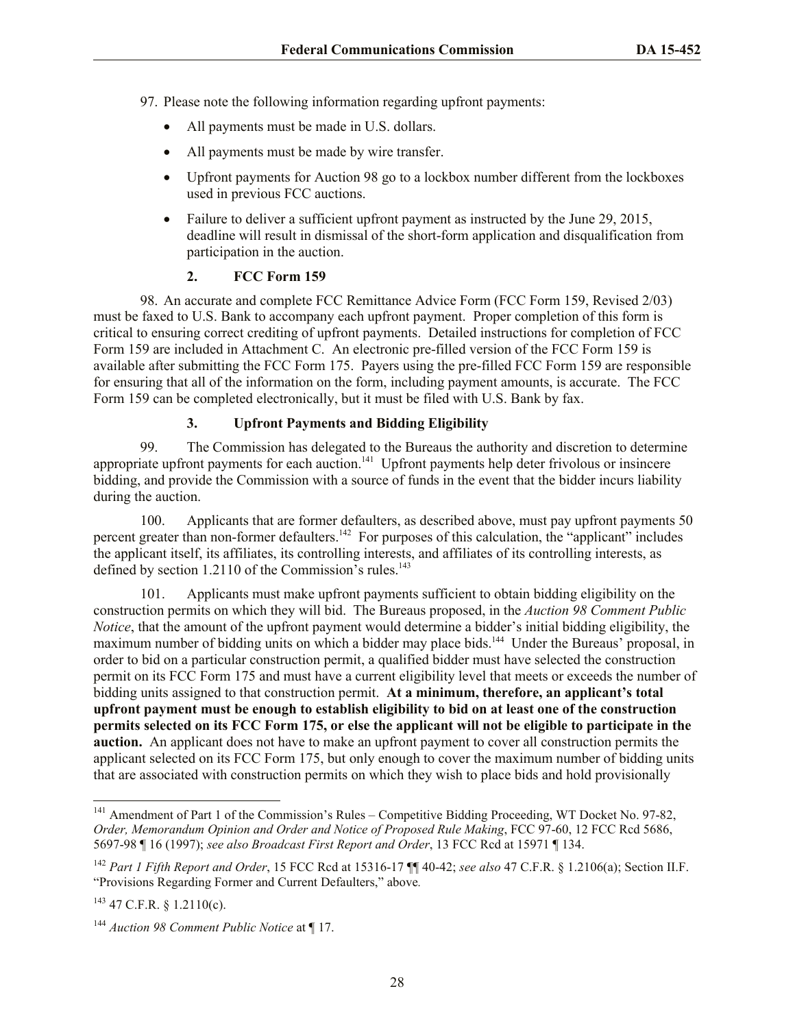97. Please note the following information regarding upfront payments:

- All payments must be made in U.S. dollars.
- All payments must be made by wire transfer.
- Upfront payments for Auction 98 go to a lockbox number different from the lockboxes used in previous FCC auctions.
- Failure to deliver a sufficient upfront payment as instructed by the June 29, 2015, deadline will result in dismissal of the short-form application and disqualification from participation in the auction.

### 2. FCC Form 159

98. An accurate and complete FCC Remittance Advice Form (FCC Form 159, Revised 2/03) must be faxed to U.S. Bank to accompany each upfront payment. Proper completion of this form is critical to ensuring correct crediting of upfront payments. Detailed instructions for completion of FCC Form 159 are included in Attachment C. An electronic pre-filled version of the FCC Form 159 is available after submitting the FCC Form 175. Payers using the pre-filled FCC Form 159 are responsible for ensuring that all of the information on the form, including payment amounts, is accurate. The FCC Form 159 can be completed electronically, but it must be filed with U.S. Bank by fax.

### 3. Upfront Payments and Bidding Eligibility

99. The Commission has delegated to the Bureaus the authority and discretion to determine appropriate upfront payments for each auction.[141] Upfront payments help deter frivolous or insincere bidding, and provide the Commission with a source of funds in the event that the bidder incurs liability during the auction.

100. Applicants that are former defaulters, as described above, must pay upfront payments 50 percent greater than non-former defaulters.[142] For purposes of this calculation, the "applicant" includes the applicant itself, its affiliates, its controlling interests, and affiliates of its controlling interests, as defined by section 1.2110 of the Commission's rules.[143]

101. Applicants must make upfront payments sufficient to obtain bidding eligibility on the construction permits on which they will bid. The Bureaus proposed, in the *Auction 98 Comment Public Notice*, that the amount of the upfront payment would determine a bidder's initial bidding eligibility, the maximum number of bidding units on which a bidder may place bids.[144] Under the Bureaus' proposal, in order to bid on a particular construction permit, a qualified bidder must have selected the construction permit on its FCC Form 175 and must have a current eligibility level that meets or exceeds the number of bidding units assigned to that construction permit. **At a minimum, therefore, an applicant's total upfront payment must be enough to establish eligibility to bid on at least one of the construction permits selected on its FCC Form 175, or else the applicant will not be eligible to participate in the auction.** An applicant does not have to make an upfront payment to cover all construction permits the applicant selected on its FCC Form 175, but only enough to cover the maximum number of bidding units that are associated with construction permits on which they wish to place bids and hold provisionally

---

[141] Amendment of Part 1 of the Commission's Rules – Competitive Bidding Proceeding, WT Docket No. 97-82, *Order, Memorandum Opinion and Order and Notice of Proposed Rule Making*, FCC 97-60, 12 FCC Rcd 5686, 5697-98 ¶ 16 (1997); *see also Broadcast First Report and Order*, 13 FCC Rcd at 15971 ¶ 134.

[142] *Part 1 Fifth Report and Order*, 15 FCC Rcd at 15316-17 ¶¶ 40-42; *see also* 47 C.F.R. § 1.2106(a); Section II.F. "Provisions Regarding Former and Current Defaulters," above.

[143] 47 C.F.R. § 1.2110(c).

[144] *Auction 98 Comment Public Notice* at ¶ 17.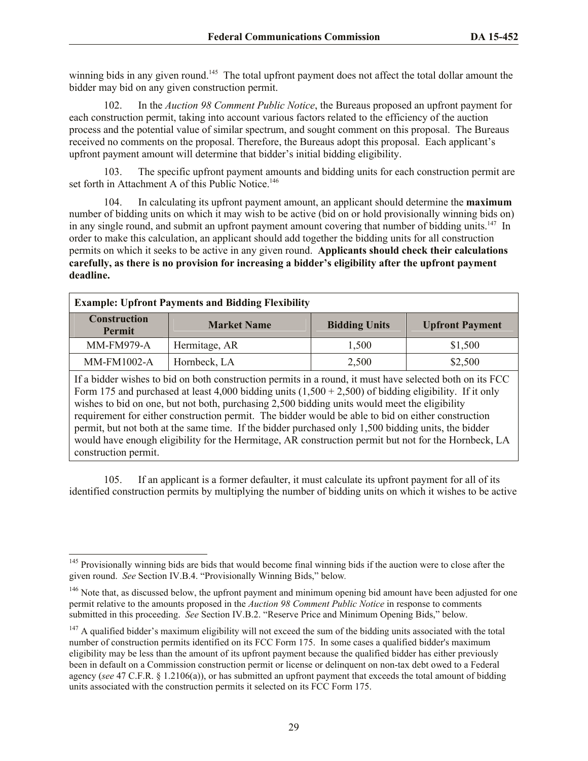winning bids in any given round.[145] The total upfront payment does not affect the total dollar amount the bidder may bid on any given construction permit.

102. In the *Auction 98 Comment Public Notice*, the Bureaus proposed an upfront payment for each construction permit, taking into account various factors related to the efficiency of the auction process and the potential value of similar spectrum, and sought comment on this proposal. The Bureaus received no comments on the proposal. Therefore, the Bureaus adopt this proposal. Each applicant's upfront payment amount will determine that bidder's initial bidding eligibility.

103. The specific upfront payment amounts and bidding units for each construction permit are set forth in Attachment A of this Public Notice.[146]

104. In calculating its upfront payment amount, an applicant should determine the **maximum** number of bidding units on which it may wish to be active (bid on or hold provisionally winning bids on) in any single round, and submit an upfront payment amount covering that number of bidding units.[147] In order to make this calculation, an applicant should add together the bidding units for all construction permits on which it seeks to be active in any given round. **Applicants should check their calculations carefully, as there is no provision for increasing a bidder's eligibility after the upfront payment deadline.**

**Example: Upfront Payments and Bidding Flexibility**

| Construction Permit | Market Name | Bidding Units | Upfront Payment |
|---|---|---|---|
| MM-FM979-A | Hermitage, AR | 1,500 | $1,500 |
| MM-FM1002-A | Hornbeck, LA | 2,500 | $2,500 |

If a bidder wishes to bid on both construction permits in a round, it must have selected both on its FCC Form 175 and purchased at least 4,000 bidding units (1,500 + 2,500) of bidding eligibility. If it only wishes to bid on one, but not both, purchasing 2,500 bidding units would meet the eligibility requirement for either construction permit. The bidder would be able to bid on either construction permit, but not both at the same time. If the bidder purchased only 1,500 bidding units, the bidder would have enough eligibility for the Hermitage, AR construction permit but not for the Hornbeck, LA construction permit.

105. If an applicant is a former defaulter, it must calculate its upfront payment for all of its identified construction permits by multiplying the number of bidding units on which it wishes to be active

---

[145] Provisionally winning bids are bids that would become final winning bids if the auction were to close after the given round. *See* Section IV.B.4. "Provisionally Winning Bids," below.

[146] Note that, as discussed below, the upfront payment and minimum opening bid amount have been adjusted for one permit relative to the amounts proposed in the *Auction 98 Comment Public Notice* in response to comments submitted in this proceeding. *See* Section IV.B.2. "Reserve Price and Minimum Opening Bids," below.

[147] A qualified bidder's maximum eligibility will not exceed the sum of the bidding units associated with the total number of construction permits identified on its FCC Form 175. In some cases a qualified bidder's maximum eligibility may be less than the amount of its upfront payment because the qualified bidder has either previously been in default on a Commission construction permit or license or delinquent on non-tax debt owed to a Federal agency (*see* 47 C.F.R. § 1.2106(a)), or has submitted an upfront payment that exceeds the total amount of bidding units associated with the construction permits it selected on its FCC Form 175.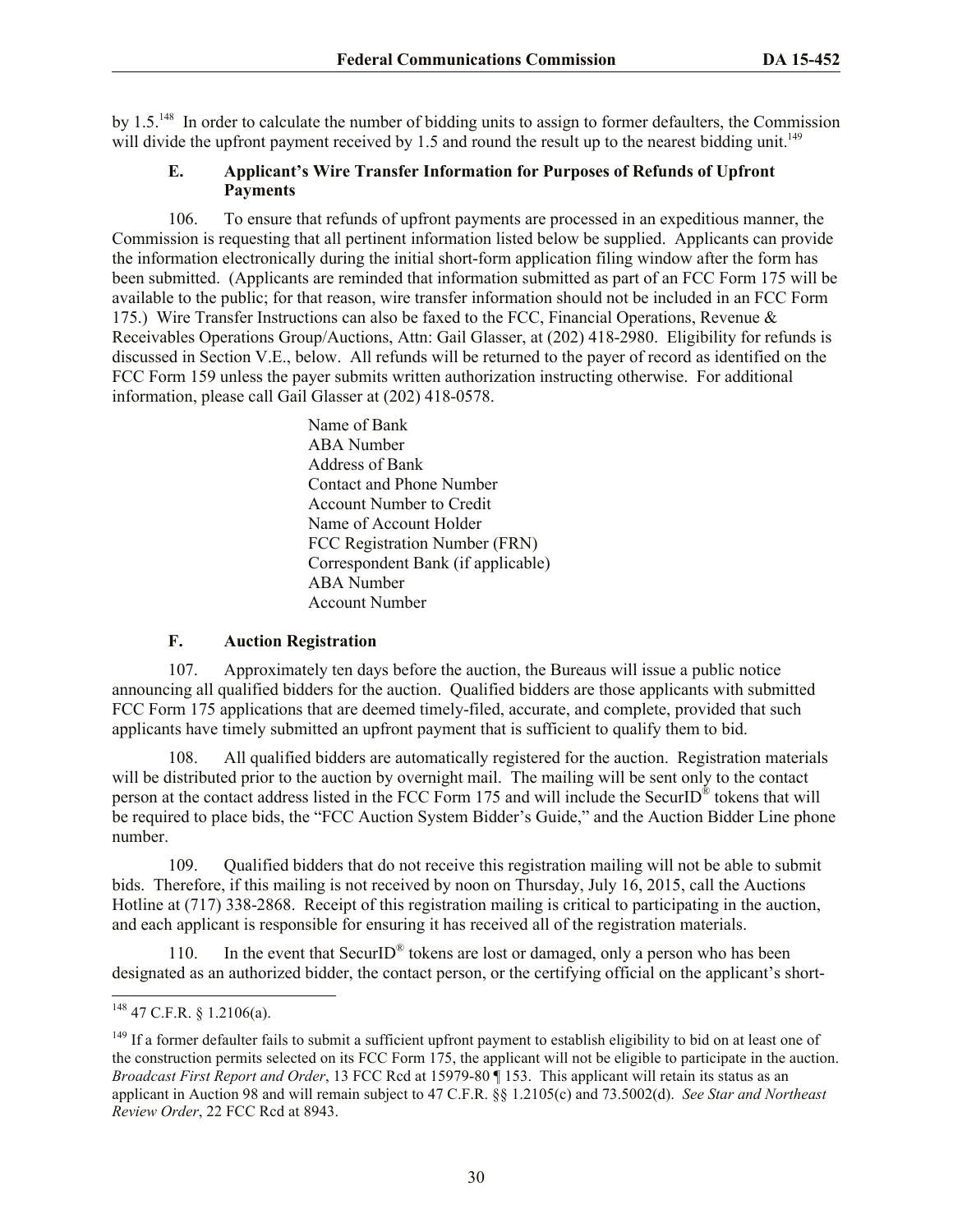by 1.5.[148] In order to calculate the number of bidding units to assign to former defaulters, the Commission will divide the upfront payment received by 1.5 and round the result up to the nearest bidding unit.[149]

### E. Applicant's Wire Transfer Information for Purposes of Refunds of Upfront Payments

106. To ensure that refunds of upfront payments are processed in an expeditious manner, the Commission is requesting that all pertinent information listed below be supplied. Applicants can provide the information electronically during the initial short-form application filing window after the form has been submitted. (Applicants are reminded that information submitted as part of an FCC Form 175 will be available to the public; for that reason, wire transfer information should not be included in an FCC Form 175.) Wire Transfer Instructions can also be faxed to the FCC, Financial Operations, Revenue & Receivables Operations Group/Auctions, Attn: Gail Glasser, at (202) 418-2980. Eligibility for refunds is discussed in Section V.E., below. All refunds will be returned to the payer of record as identified on the FCC Form 159 unless the payer submits written authorization instructing otherwise. For additional information, please call Gail Glasser at (202) 418-0578.

Name of Bank
ABA Number
Address of Bank
Contact and Phone Number
Account Number to Credit
Name of Account Holder
FCC Registration Number (FRN)
Correspondent Bank (if applicable)
ABA Number
Account Number

### F. Auction Registration

107. Approximately ten days before the auction, the Bureaus will issue a public notice announcing all qualified bidders for the auction. Qualified bidders are those applicants with submitted FCC Form 175 applications that are deemed timely-filed, accurate, and complete, provided that such applicants have timely submitted an upfront payment that is sufficient to qualify them to bid.

108. All qualified bidders are automatically registered for the auction. Registration materials will be distributed prior to the auction by overnight mail. The mailing will be sent only to the contact person at the contact address listed in the FCC Form 175 and will include the SecurID® tokens that will be required to place bids, the "FCC Auction System Bidder's Guide," and the Auction Bidder Line phone number.

109. Qualified bidders that do not receive this registration mailing will not be able to submit bids. Therefore, if this mailing is not received by noon on Thursday, July 16, 2015, call the Auctions Hotline at (717) 338-2868. Receipt of this registration mailing is critical to participating in the auction, and each applicant is responsible for ensuring it has received all of the registration materials.

110. In the event that SecurID® tokens are lost or damaged, only a person who has been designated as an authorized bidder, the contact person, or the certifying official on the applicant's short-

---

[148] 47 C.F.R. § 1.2106(a).

[149] If a former defaulter fails to submit a sufficient upfront payment to establish eligibility to bid on at least one of the construction permits selected on its FCC Form 175, the applicant will not be eligible to participate in the auction. *Broadcast First Report and Order*, 13 FCC Rcd at 15979-80 ¶ 153. This applicant will retain its status as an applicant in Auction 98 and will remain subject to 47 C.F.R. §§ 1.2105(c) and 73.5002(d). *See Star and Northeast Review Order*, 22 FCC Rcd at 8943.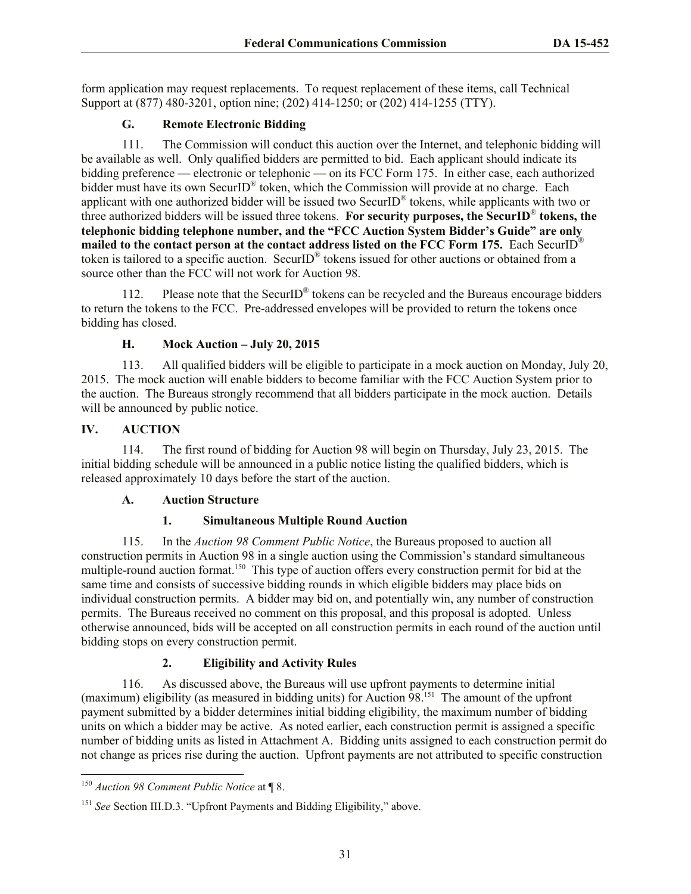form application may request replacements. To request replacement of these items, call Technical Support at (877) 480-3201, option nine; (202) 414-1250; or (202) 414-1255 (TTY).

### G. Remote Electronic Bidding

111. The Commission will conduct this auction over the Internet, and telephonic bidding will be available as well. Only qualified bidders are permitted to bid. Each applicant should indicate its bidding preference — electronic or telephonic — on its FCC Form 175. In either case, each authorized bidder must have its own SecurID® token, which the Commission will provide at no charge. Each applicant with one authorized bidder will be issued two SecurID® tokens, while applicants with two or three authorized bidders will be issued three tokens. **For security purposes, the SecurID® tokens, the telephonic bidding telephone number, and the "FCC Auction System Bidder's Guide" are only mailed to the contact person at the contact address listed on the FCC Form 175.** Each SecurID® token is tailored to a specific auction. SecurID® tokens issued for other auctions or obtained from a source other than the FCC will not work for Auction 98.

112. Please note that the SecurID® tokens can be recycled and the Bureaus encourage bidders to return the tokens to the FCC. Pre-addressed envelopes will be provided to return the tokens once bidding has closed.

### H. Mock Auction – July 20, 2015

113. All qualified bidders will be eligible to participate in a mock auction on Monday, July 20, 2015. The mock auction will enable bidders to become familiar with the FCC Auction System prior to the auction. The Bureaus strongly recommend that all bidders participate in the mock auction. Details will be announced by public notice.

## IV. AUCTION

114. The first round of bidding for Auction 98 will begin on Thursday, July 23, 2015. The initial bidding schedule will be announced in a public notice listing the qualified bidders, which is released approximately 10 days before the start of the auction.

### A. Auction Structure

#### 1. Simultaneous Multiple Round Auction

115. In the *Auction 98 Comment Public Notice*, the Bureaus proposed to auction all construction permits in Auction 98 in a single auction using the Commission's standard simultaneous multiple-round auction format.[150] This type of auction offers every construction permit for bid at the same time and consists of successive bidding rounds in which eligible bidders may place bids on individual construction permits. A bidder may bid on, and potentially win, any number of construction permits. The Bureaus received no comment on this proposal, and this proposal is adopted. Unless otherwise announced, bids will be accepted on all construction permits in each round of the auction until bidding stops on every construction permit.

#### 2. Eligibility and Activity Rules

116. As discussed above, the Bureaus will use upfront payments to determine initial (maximum) eligibility (as measured in bidding units) for Auction 98.[151] The amount of the upfront payment submitted by a bidder determines initial bidding eligibility, the maximum number of bidding units on which a bidder may be active. As noted earlier, each construction permit is assigned a specific number of bidding units as listed in Attachment A. Bidding units assigned to each construction permit do not change as prices rise during the auction. Upfront payments are not attributed to specific construction

---

[150] *Auction 98 Comment Public Notice* at ¶ 8.

[151] *See* Section III.D.3. "Upfront Payments and Bidding Eligibility," above.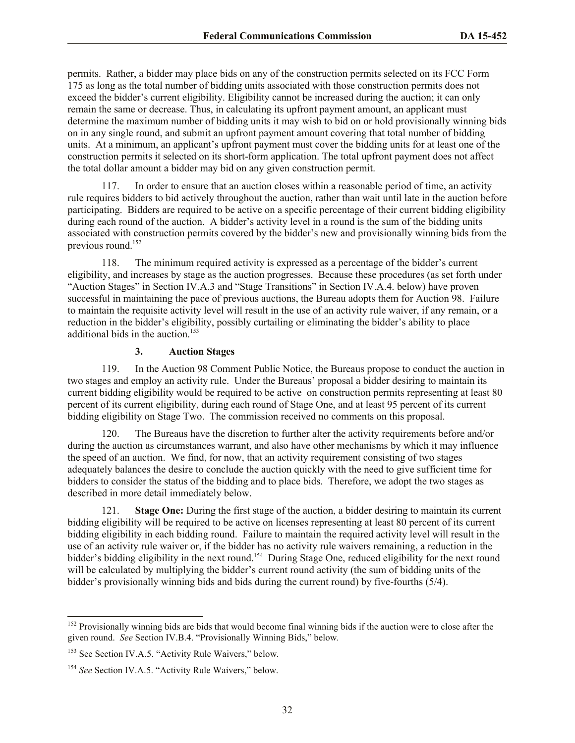permits. Rather, a bidder may place bids on any of the construction permits selected on its FCC Form 175 as long as the total number of bidding units associated with those construction permits does not exceed the bidder's current eligibility. Eligibility cannot be increased during the auction; it can only remain the same or decrease. Thus, in calculating its upfront payment amount, an applicant must determine the maximum number of bidding units it may wish to bid on or hold provisionally winning bids on in any single round, and submit an upfront payment amount covering that total number of bidding units. At a minimum, an applicant's upfront payment must cover the bidding units for at least one of the construction permits it selected on its short-form application. The total upfront payment does not affect the total dollar amount a bidder may bid on any given construction permit.

117. In order to ensure that an auction closes within a reasonable period of time, an activity rule requires bidders to bid actively throughout the auction, rather than wait until late in the auction before participating. Bidders are required to be active on a specific percentage of their current bidding eligibility during each round of the auction. A bidder's activity level in a round is the sum of the bidding units associated with construction permits covered by the bidder's new and provisionally winning bids from the previous round.[152]

118. The minimum required activity is expressed as a percentage of the bidder's current eligibility, and increases by stage as the auction progresses. Because these procedures (as set forth under "Auction Stages" in Section IV.A.3 and "Stage Transitions" in Section IV.A.4. below) have proven successful in maintaining the pace of previous auctions, the Bureau adopts them for Auction 98. Failure to maintain the requisite activity level will result in the use of an activity rule waiver, if any remain, or a reduction in the bidder's eligibility, possibly curtailing or eliminating the bidder's ability to place additional bids in the auction.[153]

### 3. Auction Stages

119. In the Auction 98 Comment Public Notice, the Bureaus propose to conduct the auction in two stages and employ an activity rule. Under the Bureaus' proposal a bidder desiring to maintain its current bidding eligibility would be required to be active on construction permits representing at least 80 percent of its current eligibility, during each round of Stage One, and at least 95 percent of its current bidding eligibility on Stage Two. The commission received no comments on this proposal.

120. The Bureaus have the discretion to further alter the activity requirements before and/or during the auction as circumstances warrant, and also have other mechanisms by which it may influence the speed of an auction. We find, for now, that an activity requirement consisting of two stages adequately balances the desire to conclude the auction quickly with the need to give sufficient time for bidders to consider the status of the bidding and to place bids. Therefore, we adopt the two stages as described in more detail immediately below.

121. **Stage One:** During the first stage of the auction, a bidder desiring to maintain its current bidding eligibility will be required to be active on licenses representing at least 80 percent of its current bidding eligibility in each bidding round. Failure to maintain the required activity level will result in the use of an activity rule waiver or, if the bidder has no activity rule waivers remaining, a reduction in the bidder's bidding eligibility in the next round.[154] During Stage One, reduced eligibility for the next round will be calculated by multiplying the bidder's current round activity (the sum of bidding units of the bidder's provisionally winning bids and bids during the current round) by five-fourths (5/4).

---

[152] Provisionally winning bids are bids that would become final winning bids if the auction were to close after the given round. *See* Section IV.B.4. "Provisionally Winning Bids," below.

[153] See Section IV.A.5. "Activity Rule Waivers," below.

[154] *See* Section IV.A.5. "Activity Rule Waivers," below.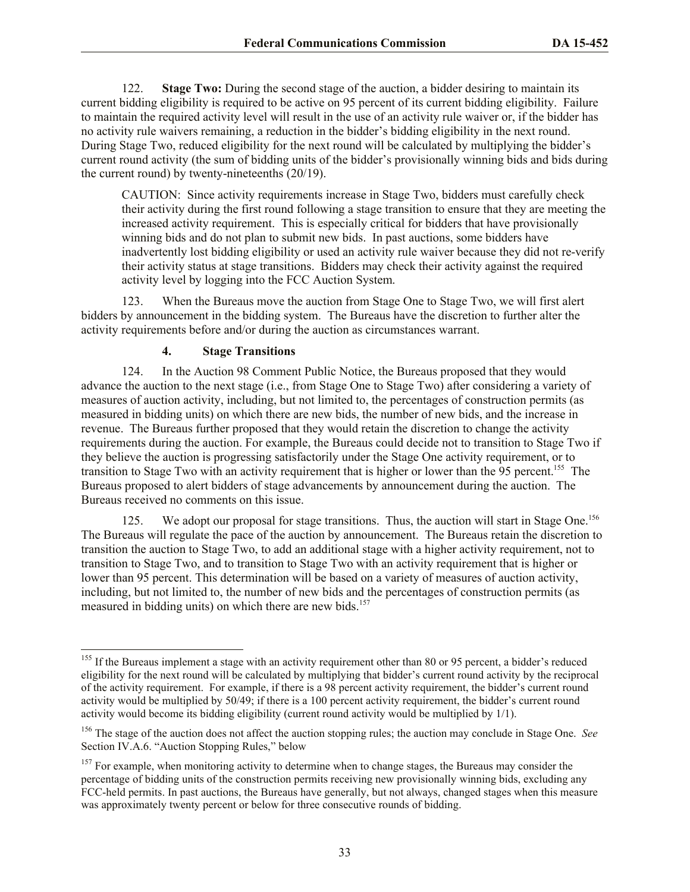122. **Stage Two:** During the second stage of the auction, a bidder desiring to maintain its current bidding eligibility is required to be active on 95 percent of its current bidding eligibility. Failure to maintain the required activity level will result in the use of an activity rule waiver or, if the bidder has no activity rule waivers remaining, a reduction in the bidder's bidding eligibility in the next round. During Stage Two, reduced eligibility for the next round will be calculated by multiplying the bidder's current round activity (the sum of bidding units of the bidder's provisionally winning bids and bids during the current round) by twenty-nineteenths (20/19).

> CAUTION: Since activity requirements increase in Stage Two, bidders must carefully check their activity during the first round following a stage transition to ensure that they are meeting the increased activity requirement. This is especially critical for bidders that have provisionally winning bids and do not plan to submit new bids. In past auctions, some bidders have inadvertently lost bidding eligibility or used an activity rule waiver because they did not re-verify their activity status at stage transitions. Bidders may check their activity against the required activity level by logging into the FCC Auction System.

123. When the Bureaus move the auction from Stage One to Stage Two, we will first alert bidders by announcement in the bidding system. The Bureaus have the discretion to further alter the activity requirements before and/or during the auction as circumstances warrant.

#### 4. Stage Transitions

124. In the Auction 98 Comment Public Notice, the Bureaus proposed that they would advance the auction to the next stage (i.e., from Stage One to Stage Two) after considering a variety of measures of auction activity, including, but not limited to, the percentages of construction permits (as measured in bidding units) on which there are new bids, the number of new bids, and the increase in revenue. The Bureaus further proposed that they would retain the discretion to change the activity requirements during the auction. For example, the Bureaus could decide not to transition to Stage Two if they believe the auction is progressing satisfactorily under the Stage One activity requirement, or to transition to Stage Two with an activity requirement that is higher or lower than the 95 percent.[155] The Bureaus proposed to alert bidders of stage advancements by announcement during the auction. The Bureaus received no comments on this issue.

125. We adopt our proposal for stage transitions. Thus, the auction will start in Stage One.[156] The Bureaus will regulate the pace of the auction by announcement. The Bureaus retain the discretion to transition the auction to Stage Two, to add an additional stage with a higher activity requirement, not to transition to Stage Two, and to transition to Stage Two with an activity requirement that is higher or lower than 95 percent. This determination will be based on a variety of measures of auction activity, including, but not limited to, the number of new bids and the percentages of construction permits (as measured in bidding units) on which there are new bids.[157]

---

[155] If the Bureaus implement a stage with an activity requirement other than 80 or 95 percent, a bidder's reduced eligibility for the next round will be calculated by multiplying that bidder's current round activity by the reciprocal of the activity requirement. For example, if there is a 98 percent activity requirement, the bidder's current round activity would be multiplied by 50/49; if there is a 100 percent activity requirement, the bidder's current round activity would become its bidding eligibility (current round activity would be multiplied by 1/1).

[156] The stage of the auction does not affect the auction stopping rules; the auction may conclude in Stage One. *See* Section IV.A.6. "Auction Stopping Rules," below

[157] For example, when monitoring activity to determine when to change stages, the Bureaus may consider the percentage of bidding units of the construction permits receiving new provisionally winning bids, excluding any FCC-held permits. In past auctions, the Bureaus have generally, but not always, changed stages when this measure was approximately twenty percent or below for three consecutive rounds of bidding.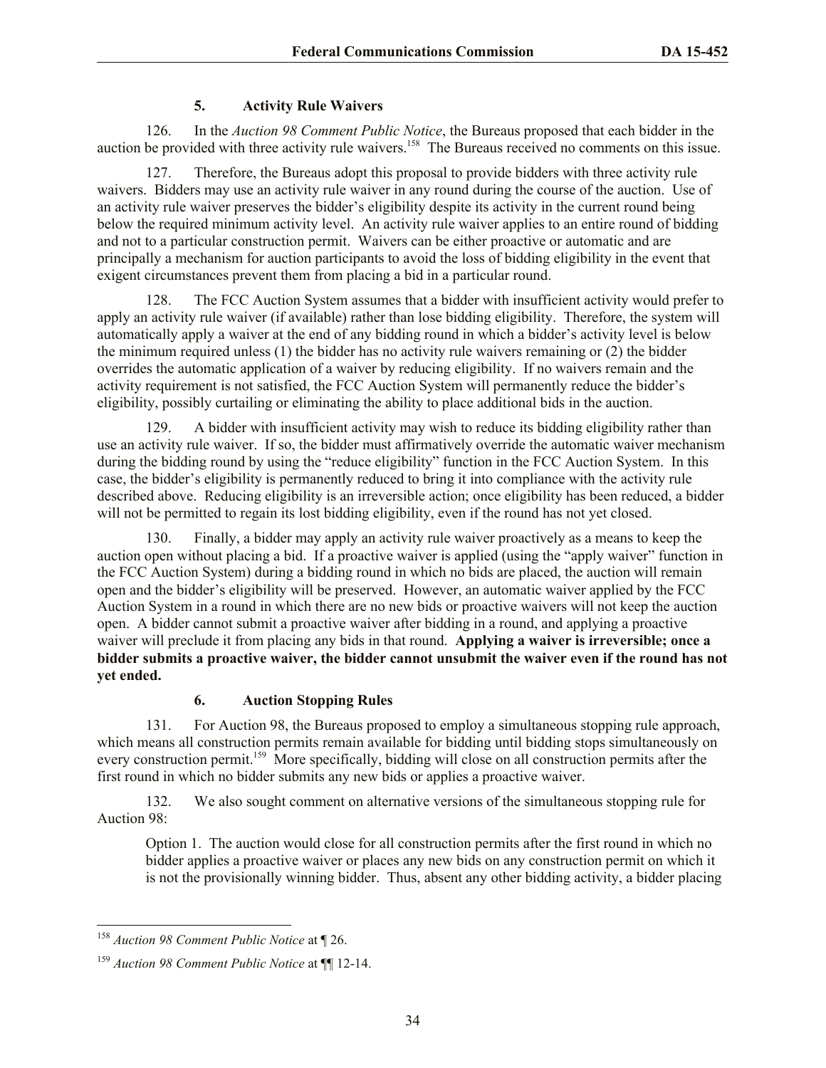### 5. Activity Rule Waivers

126. In the *Auction 98 Comment Public Notice*, the Bureaus proposed that each bidder in the auction be provided with three activity rule waivers.[158] The Bureaus received no comments on this issue.

127. Therefore, the Bureaus adopt this proposal to provide bidders with three activity rule waivers. Bidders may use an activity rule waiver in any round during the course of the auction. Use of an activity rule waiver preserves the bidder's eligibility despite its activity in the current round being below the required minimum activity level. An activity rule waiver applies to an entire round of bidding and not to a particular construction permit. Waivers can be either proactive or automatic and are principally a mechanism for auction participants to avoid the loss of bidding eligibility in the event that exigent circumstances prevent them from placing a bid in a particular round.

128. The FCC Auction System assumes that a bidder with insufficient activity would prefer to apply an activity rule waiver (if available) rather than lose bidding eligibility. Therefore, the system will automatically apply a waiver at the end of any bidding round in which a bidder's activity level is below the minimum required unless (1) the bidder has no activity rule waivers remaining or (2) the bidder overrides the automatic application of a waiver by reducing eligibility. If no waivers remain and the activity requirement is not satisfied, the FCC Auction System will permanently reduce the bidder's eligibility, possibly curtailing or eliminating the ability to place additional bids in the auction.

129. A bidder with insufficient activity may wish to reduce its bidding eligibility rather than use an activity rule waiver. If so, the bidder must affirmatively override the automatic waiver mechanism during the bidding round by using the "reduce eligibility" function in the FCC Auction System. In this case, the bidder's eligibility is permanently reduced to bring it into compliance with the activity rule described above. Reducing eligibility is an irreversible action; once eligibility has been reduced, a bidder will not be permitted to regain its lost bidding eligibility, even if the round has not yet closed.

130. Finally, a bidder may apply an activity rule waiver proactively as a means to keep the auction open without placing a bid. If a proactive waiver is applied (using the "apply waiver" function in the FCC Auction System) during a bidding round in which no bids are placed, the auction will remain open and the bidder's eligibility will be preserved. However, an automatic waiver applied by the FCC Auction System in a round in which there are no new bids or proactive waivers will not keep the auction open. A bidder cannot submit a proactive waiver after bidding in a round, and applying a proactive waiver will preclude it from placing any bids in that round. **Applying a waiver is irreversible; once a bidder submits a proactive waiver, the bidder cannot unsubmit the waiver even if the round has not yet ended.**

### 6. Auction Stopping Rules

131. For Auction 98, the Bureaus proposed to employ a simultaneous stopping rule approach, which means all construction permits remain available for bidding until bidding stops simultaneously on every construction permit.[159] More specifically, bidding will close on all construction permits after the first round in which no bidder submits any new bids or applies a proactive waiver.

132. We also sought comment on alternative versions of the simultaneous stopping rule for Auction 98:

> Option 1. The auction would close for all construction permits after the first round in which no bidder applies a proactive waiver or places any new bids on any construction permit on which it is not the provisionally winning bidder. Thus, absent any other bidding activity, a bidder placing

---

[158] *Auction 98 Comment Public Notice* at ¶ 26.

[159] *Auction 98 Comment Public Notice* at ¶¶ 12-14.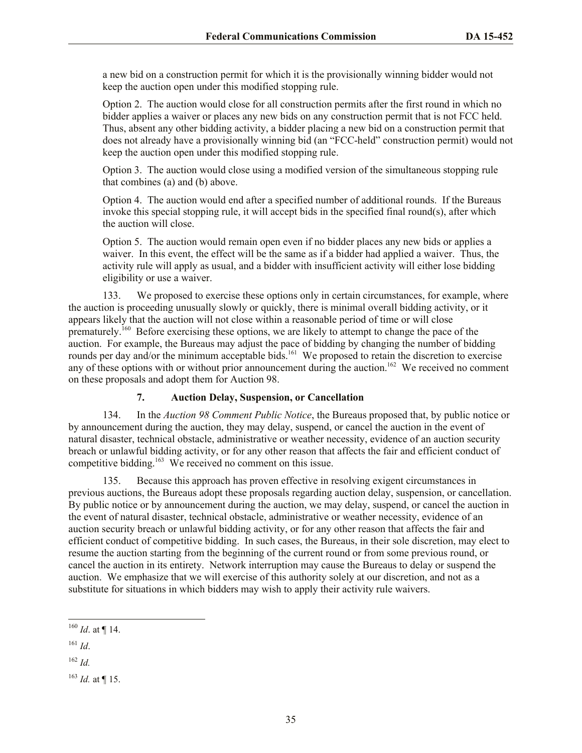a new bid on a construction permit for which it is the provisionally winning bidder would not keep the auction open under this modified stopping rule.

Option 2. The auction would close for all construction permits after the first round in which no bidder applies a waiver or places any new bids on any construction permit that is not FCC held. Thus, absent any other bidding activity, a bidder placing a new bid on a construction permit that does not already have a provisionally winning bid (an "FCC-held" construction permit) would not keep the auction open under this modified stopping rule.

Option 3. The auction would close using a modified version of the simultaneous stopping rule that combines (a) and (b) above.

Option 4. The auction would end after a specified number of additional rounds. If the Bureaus invoke this special stopping rule, it will accept bids in the specified final round(s), after which the auction will close.

Option 5. The auction would remain open even if no bidder places any new bids or applies a waiver. In this event, the effect will be the same as if a bidder had applied a waiver. Thus, the activity rule will apply as usual, and a bidder with insufficient activity will either lose bidding eligibility or use a waiver.

133. We proposed to exercise these options only in certain circumstances, for example, where the auction is proceeding unusually slowly or quickly, there is minimal overall bidding activity, or it appears likely that the auction will not close within a reasonable period of time or will close prematurely.[160] Before exercising these options, we are likely to attempt to change the pace of the auction. For example, the Bureaus may adjust the pace of bidding by changing the number of bidding rounds per day and/or the minimum acceptable bids.[161] We proposed to retain the discretion to exercise any of these options with or without prior announcement during the auction.[162] We received no comment on these proposals and adopt them for Auction 98.

### 7. Auction Delay, Suspension, or Cancellation

134. In the *Auction 98 Comment Public Notice*, the Bureaus proposed that, by public notice or by announcement during the auction, they may delay, suspend, or cancel the auction in the event of natural disaster, technical obstacle, administrative or weather necessity, evidence of an auction security breach or unlawful bidding activity, or for any other reason that affects the fair and efficient conduct of competitive bidding.[163] We received no comment on this issue.

135. Because this approach has proven effective in resolving exigent circumstances in previous auctions, the Bureaus adopt these proposals regarding auction delay, suspension, or cancellation. By public notice or by announcement during the auction, we may delay, suspend, or cancel the auction in the event of natural disaster, technical obstacle, administrative or weather necessity, evidence of an auction security breach or unlawful bidding activity, or for any other reason that affects the fair and efficient conduct of competitive bidding. In such cases, the Bureaus, in their sole discretion, may elect to resume the auction starting from the beginning of the current round or from some previous round, or cancel the auction in its entirety. Network interruption may cause the Bureaus to delay or suspend the auction. We emphasize that we will exercise of this authority solely at our discretion, and not as a substitute for situations in which bidders may wish to apply their activity rule waivers.

---

[160] *Id*. at ¶ 14.

[161] *Id*.

[162] *Id.*

[163] *Id.* at ¶ 15.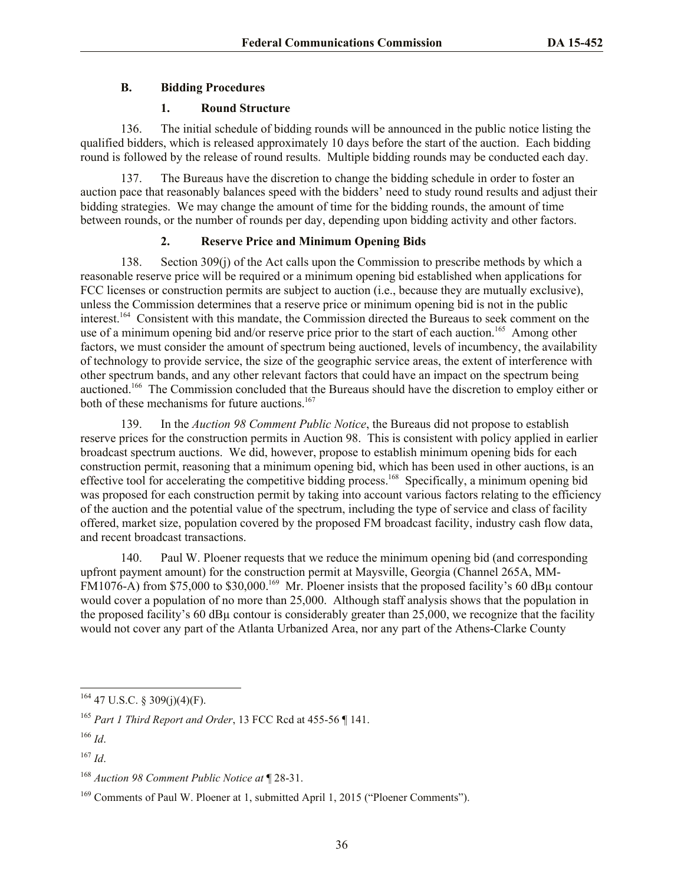### B. Bidding Procedures

#### 1. Round Structure

136. The initial schedule of bidding rounds will be announced in the public notice listing the qualified bidders, which is released approximately 10 days before the start of the auction. Each bidding round is followed by the release of round results. Multiple bidding rounds may be conducted each day.

137. The Bureaus have the discretion to change the bidding schedule in order to foster an auction pace that reasonably balances speed with the bidders' need to study round results and adjust their bidding strategies. We may change the amount of time for the bidding rounds, the amount of time between rounds, or the number of rounds per day, depending upon bidding activity and other factors.

#### 2. Reserve Price and Minimum Opening Bids

138. Section 309(j) of the Act calls upon the Commission to prescribe methods by which a reasonable reserve price will be required or a minimum opening bid established when applications for FCC licenses or construction permits are subject to auction (i.e., because they are mutually exclusive), unless the Commission determines that a reserve price or minimum opening bid is not in the public interest.[164] Consistent with this mandate, the Commission directed the Bureaus to seek comment on the use of a minimum opening bid and/or reserve price prior to the start of each auction.[165] Among other factors, we must consider the amount of spectrum being auctioned, levels of incumbency, the availability of technology to provide service, the size of the geographic service areas, the extent of interference with other spectrum bands, and any other relevant factors that could have an impact on the spectrum being auctioned.[166] The Commission concluded that the Bureaus should have the discretion to employ either or both of these mechanisms for future auctions.[167]

139. In the *Auction 98 Comment Public Notice*, the Bureaus did not propose to establish reserve prices for the construction permits in Auction 98. This is consistent with policy applied in earlier broadcast spectrum auctions. We did, however, propose to establish minimum opening bids for each construction permit, reasoning that a minimum opening bid, which has been used in other auctions, is an effective tool for accelerating the competitive bidding process.[168] Specifically, a minimum opening bid was proposed for each construction permit by taking into account various factors relating to the efficiency of the auction and the potential value of the spectrum, including the type of service and class of facility offered, market size, population covered by the proposed FM broadcast facility, industry cash flow data, and recent broadcast transactions.

140. Paul W. Ploener requests that we reduce the minimum opening bid (and corresponding upfront payment amount) for the construction permit at Maysville, Georgia (Channel 265A, MM-FM1076-A) from $75,000 to $30,000.[169] Mr. Ploener insists that the proposed facility's 60 dBμ contour would cover a population of no more than 25,000. Although staff analysis shows that the population in the proposed facility's 60 dBμ contour is considerably greater than 25,000, we recognize that the facility would not cover any part of the Atlanta Urbanized Area, nor any part of the Athens-Clarke County

---

[164] 47 U.S.C. § 309(j)(4)(F).

[165] *Part 1 Third Report and Order*, 13 FCC Rcd at 455-56 ¶ 141.

[166] *Id*.

[167] *Id*.

[168] *Auction 98 Comment Public Notice at* ¶ 28-31.

[169] Comments of Paul W. Ploener at 1, submitted April 1, 2015 ("Ploener Comments").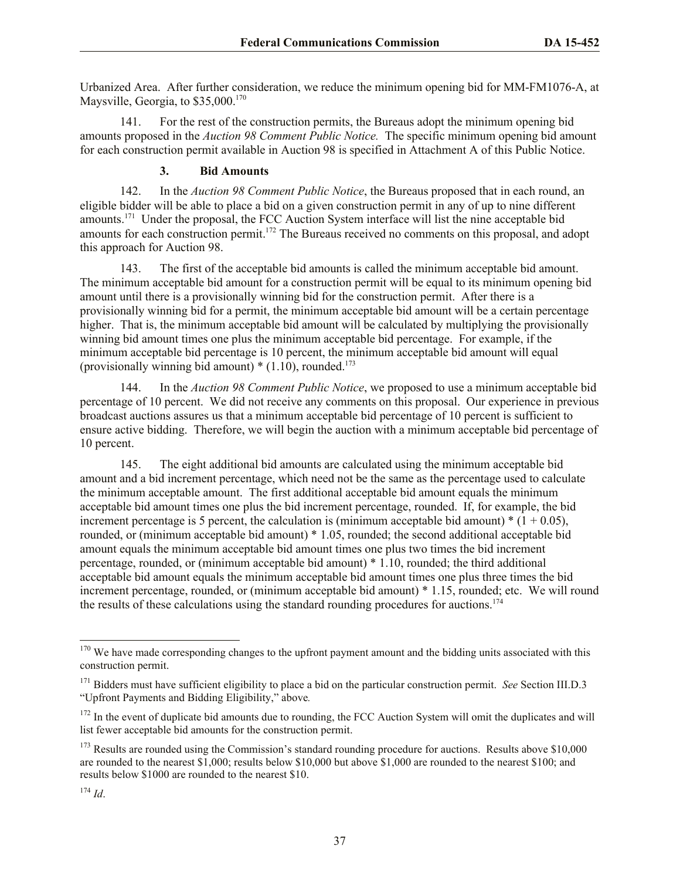Urbanized Area. After further consideration, we reduce the minimum opening bid for MM-FM1076-A, at Maysville, Georgia, to $35,000.[170]

141. For the rest of the construction permits, the Bureaus adopt the minimum opening bid amounts proposed in the *Auction 98 Comment Public Notice.* The specific minimum opening bid amount for each construction permit available in Auction 98 is specified in Attachment A of this Public Notice.

### 3. Bid Amounts

142. In the *Auction 98 Comment Public Notice*, the Bureaus proposed that in each round, an eligible bidder will be able to place a bid on a given construction permit in any of up to nine different amounts.[171] Under the proposal, the FCC Auction System interface will list the nine acceptable bid amounts for each construction permit.[172] The Bureaus received no comments on this proposal, and adopt this approach for Auction 98.

143. The first of the acceptable bid amounts is called the minimum acceptable bid amount. The minimum acceptable bid amount for a construction permit will be equal to its minimum opening bid amount until there is a provisionally winning bid for the construction permit. After there is a provisionally winning bid for a permit, the minimum acceptable bid amount will be a certain percentage higher. That is, the minimum acceptable bid amount will be calculated by multiplying the provisionally winning bid amount times one plus the minimum acceptable bid percentage. For example, if the minimum acceptable bid percentage is 10 percent, the minimum acceptable bid amount will equal (provisionally winning bid amount) * (1.10), rounded.[173]

144. In the *Auction 98 Comment Public Notice*, we proposed to use a minimum acceptable bid percentage of 10 percent. We did not receive any comments on this proposal. Our experience in previous broadcast auctions assures us that a minimum acceptable bid percentage of 10 percent is sufficient to ensure active bidding. Therefore, we will begin the auction with a minimum acceptable bid percentage of 10 percent.

145. The eight additional bid amounts are calculated using the minimum acceptable bid amount and a bid increment percentage, which need not be the same as the percentage used to calculate the minimum acceptable amount. The first additional acceptable bid amount equals the minimum acceptable bid amount times one plus the bid increment percentage, rounded. If, for example, the bid increment percentage is 5 percent, the calculation is (minimum acceptable bid amount) * (1 + 0.05), rounded, or (minimum acceptable bid amount) * 1.05, rounded; the second additional acceptable bid amount equals the minimum acceptable bid amount times one plus two times the bid increment percentage, rounded, or (minimum acceptable bid amount) * 1.10, rounded; the third additional acceptable bid amount equals the minimum acceptable bid amount times one plus three times the bid increment percentage, rounded, or (minimum acceptable bid amount) * 1.15, rounded; etc. We will round the results of these calculations using the standard rounding procedures for auctions.[174]

---

[170] We have made corresponding changes to the upfront payment amount and the bidding units associated with this construction permit.

[171] Bidders must have sufficient eligibility to place a bid on the particular construction permit. *See* Section III.D.3 "Upfront Payments and Bidding Eligibility," above.

[172] In the event of duplicate bid amounts due to rounding, the FCC Auction System will omit the duplicates and will list fewer acceptable bid amounts for the construction permit.

[173] Results are rounded using the Commission's standard rounding procedure for auctions. Results above $10,000 are rounded to the nearest $1,000; results below $10,000 but above $1,000 are rounded to the nearest $100; and results below $1000 are rounded to the nearest $10.

[174] *Id*.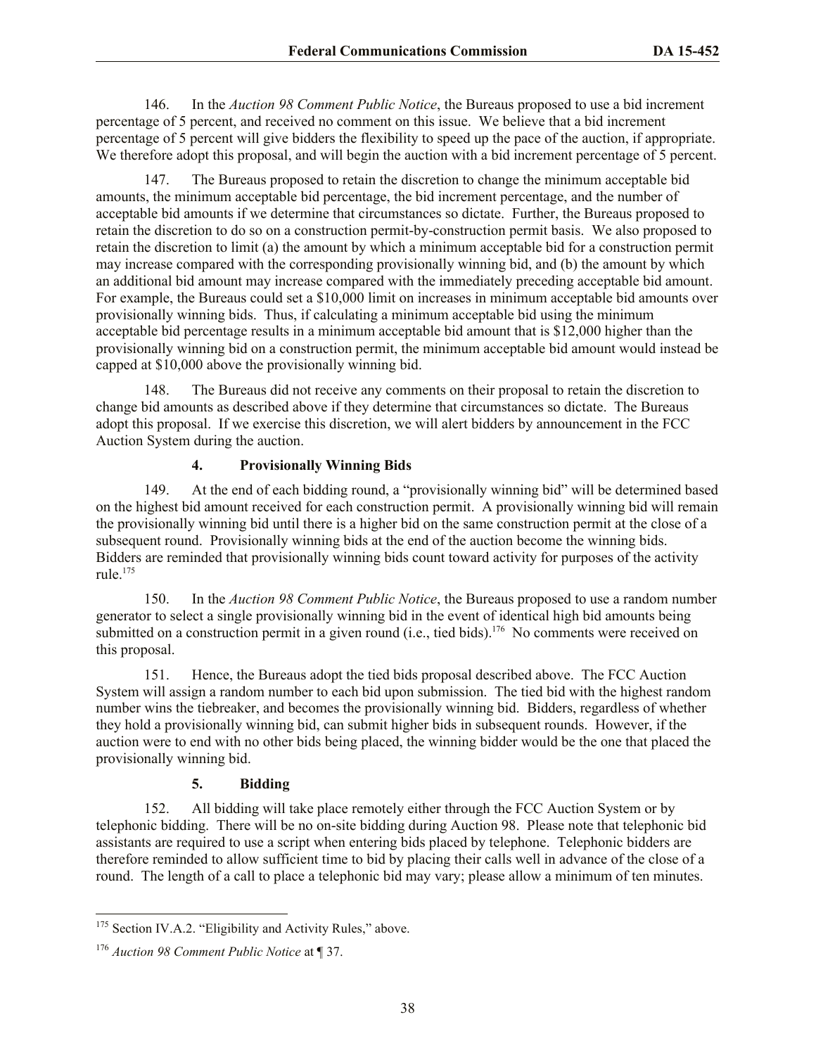146. In the *Auction 98 Comment Public Notice*, the Bureaus proposed to use a bid increment percentage of 5 percent, and received no comment on this issue. We believe that a bid increment percentage of 5 percent will give bidders the flexibility to speed up the pace of the auction, if appropriate. We therefore adopt this proposal, and will begin the auction with a bid increment percentage of 5 percent.

147. The Bureaus proposed to retain the discretion to change the minimum acceptable bid amounts, the minimum acceptable bid percentage, the bid increment percentage, and the number of acceptable bid amounts if we determine that circumstances so dictate. Further, the Bureaus proposed to retain the discretion to do so on a construction permit-by-construction permit basis. We also proposed to retain the discretion to limit (a) the amount by which a minimum acceptable bid for a construction permit may increase compared with the corresponding provisionally winning bid, and (b) the amount by which an additional bid amount may increase compared with the immediately preceding acceptable bid amount. For example, the Bureaus could set a $10,000 limit on increases in minimum acceptable bid amounts over provisionally winning bids. Thus, if calculating a minimum acceptable bid using the minimum acceptable bid percentage results in a minimum acceptable bid amount that is $12,000 higher than the provisionally winning bid on a construction permit, the minimum acceptable bid amount would instead be capped at $10,000 above the provisionally winning bid.

148. The Bureaus did not receive any comments on their proposal to retain the discretion to change bid amounts as described above if they determine that circumstances so dictate. The Bureaus adopt this proposal. If we exercise this discretion, we will alert bidders by announcement in the FCC Auction System during the auction.

#### 4. Provisionally Winning Bids

149. At the end of each bidding round, a "provisionally winning bid" will be determined based on the highest bid amount received for each construction permit. A provisionally winning bid will remain the provisionally winning bid until there is a higher bid on the same construction permit at the close of a subsequent round. Provisionally winning bids at the end of the auction become the winning bids. Bidders are reminded that provisionally winning bids count toward activity for purposes of the activity rule.[175]

150. In the *Auction 98 Comment Public Notice*, the Bureaus proposed to use a random number generator to select a single provisionally winning bid in the event of identical high bid amounts being submitted on a construction permit in a given round (i.e., tied bids).[176] No comments were received on this proposal.

151. Hence, the Bureaus adopt the tied bids proposal described above. The FCC Auction System will assign a random number to each bid upon submission. The tied bid with the highest random number wins the tiebreaker, and becomes the provisionally winning bid. Bidders, regardless of whether they hold a provisionally winning bid, can submit higher bids in subsequent rounds. However, if the auction were to end with no other bids being placed, the winning bidder would be the one that placed the provisionally winning bid.

#### 5. Bidding

152. All bidding will take place remotely either through the FCC Auction System or by telephonic bidding. There will be no on-site bidding during Auction 98. Please note that telephonic bid assistants are required to use a script when entering bids placed by telephone. Telephonic bidders are therefore reminded to allow sufficient time to bid by placing their calls well in advance of the close of a round. The length of a call to place a telephonic bid may vary; please allow a minimum of ten minutes.

---

[175] Section IV.A.2. "Eligibility and Activity Rules," above.

[176] *Auction 98 Comment Public Notice* at ¶ 37.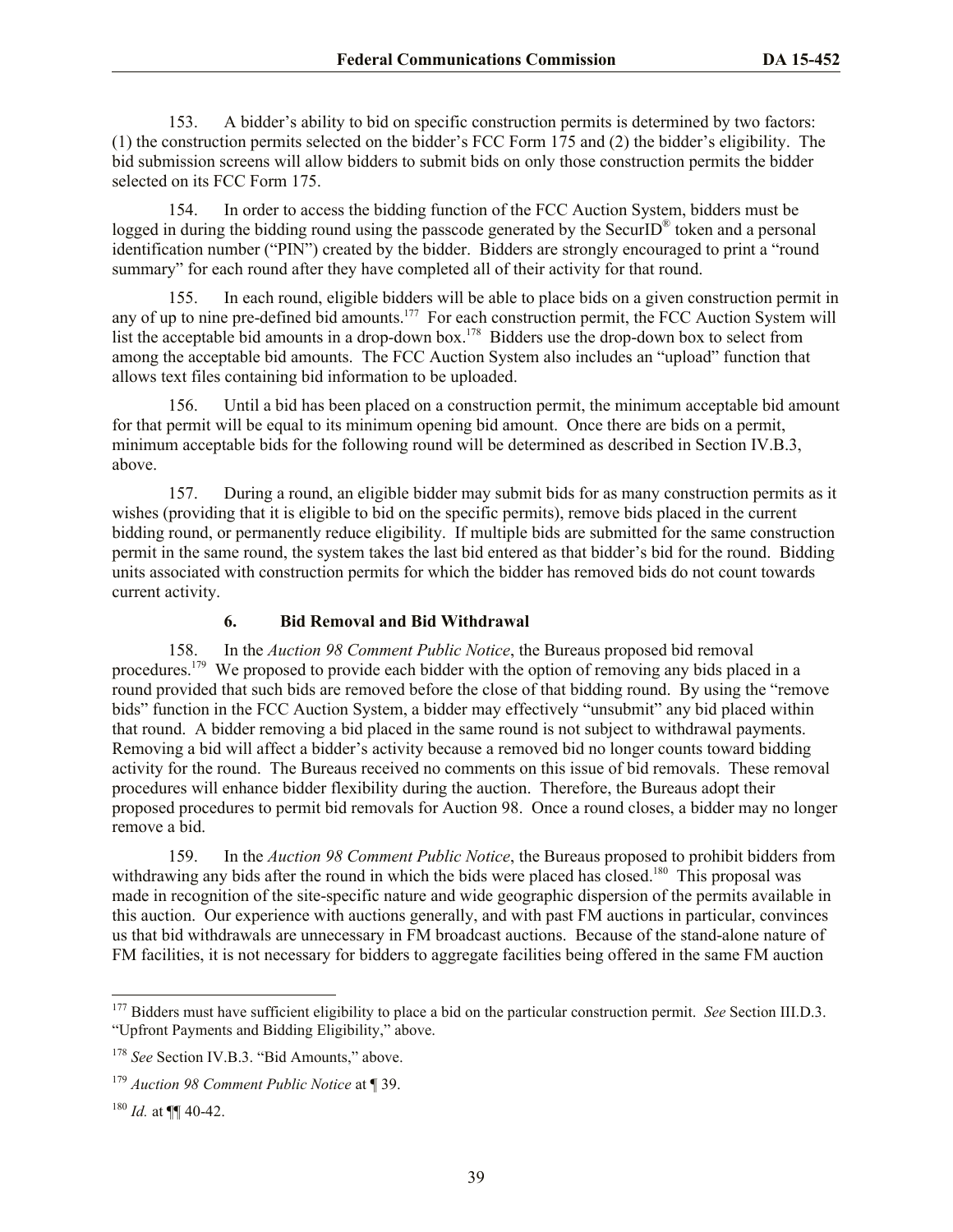153. A bidder's ability to bid on specific construction permits is determined by two factors: (1) the construction permits selected on the bidder's FCC Form 175 and (2) the bidder's eligibility. The bid submission screens will allow bidders to submit bids on only those construction permits the bidder selected on its FCC Form 175.

154. In order to access the bidding function of the FCC Auction System, bidders must be logged in during the bidding round using the passcode generated by the SecurID® token and a personal identification number ("PIN") created by the bidder. Bidders are strongly encouraged to print a "round summary" for each round after they have completed all of their activity for that round.

155. In each round, eligible bidders will be able to place bids on a given construction permit in any of up to nine pre-defined bid amounts.[177] For each construction permit, the FCC Auction System will list the acceptable bid amounts in a drop-down box.[178] Bidders use the drop-down box to select from among the acceptable bid amounts. The FCC Auction System also includes an "upload" function that allows text files containing bid information to be uploaded.

156. Until a bid has been placed on a construction permit, the minimum acceptable bid amount for that permit will be equal to its minimum opening bid amount. Once there are bids on a permit, minimum acceptable bids for the following round will be determined as described in Section IV.B.3, above.

157. During a round, an eligible bidder may submit bids for as many construction permits as it wishes (providing that it is eligible to bid on the specific permits), remove bids placed in the current bidding round, or permanently reduce eligibility. If multiple bids are submitted for the same construction permit in the same round, the system takes the last bid entered as that bidder's bid for the round. Bidding units associated with construction permits for which the bidder has removed bids do not count towards current activity.

### 6. Bid Removal and Bid Withdrawal

158. In the *Auction 98 Comment Public Notice*, the Bureaus proposed bid removal procedures.[179] We proposed to provide each bidder with the option of removing any bids placed in a round provided that such bids are removed before the close of that bidding round. By using the "remove bids" function in the FCC Auction System, a bidder may effectively "unsubmit" any bid placed within that round. A bidder removing a bid placed in the same round is not subject to withdrawal payments. Removing a bid will affect a bidder's activity because a removed bid no longer counts toward bidding activity for the round. The Bureaus received no comments on this issue of bid removals. These removal procedures will enhance bidder flexibility during the auction. Therefore, the Bureaus adopt their proposed procedures to permit bid removals for Auction 98. Once a round closes, a bidder may no longer remove a bid.

159. In the *Auction 98 Comment Public Notice*, the Bureaus proposed to prohibit bidders from withdrawing any bids after the round in which the bids were placed has closed.[180] This proposal was made in recognition of the site-specific nature and wide geographic dispersion of the permits available in this auction. Our experience with auctions generally, and with past FM auctions in particular, convinces us that bid withdrawals are unnecessary in FM broadcast auctions. Because of the stand-alone nature of FM facilities, it is not necessary for bidders to aggregate facilities being offered in the same FM auction

---

[177] Bidders must have sufficient eligibility to place a bid on the particular construction permit. *See* Section III.D.3. "Upfront Payments and Bidding Eligibility," above.

[178] *See* Section IV.B.3. "Bid Amounts," above.

[179] *Auction 98 Comment Public Notice* at ¶ 39.

[180] *Id.* at ¶¶ 40-42.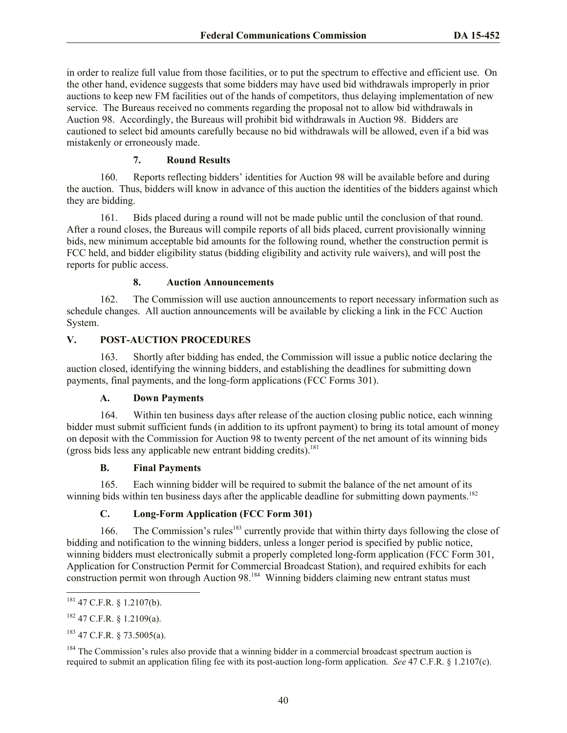in order to realize full value from those facilities, or to put the spectrum to effective and efficient use. On the other hand, evidence suggests that some bidders may have used bid withdrawals improperly in prior auctions to keep new FM facilities out of the hands of competitors, thus delaying implementation of new service. The Bureaus received no comments regarding the proposal not to allow bid withdrawals in Auction 98. Accordingly, the Bureaus will prohibit bid withdrawals in Auction 98. Bidders are cautioned to select bid amounts carefully because no bid withdrawals will be allowed, even if a bid was mistakenly or erroneously made.

#### 7. Round Results

160. Reports reflecting bidders' identities for Auction 98 will be available before and during the auction. Thus, bidders will know in advance of this auction the identities of the bidders against which they are bidding.

161. Bids placed during a round will not be made public until the conclusion of that round. After a round closes, the Bureaus will compile reports of all bids placed, current provisionally winning bids, new minimum acceptable bid amounts for the following round, whether the construction permit is FCC held, and bidder eligibility status (bidding eligibility and activity rule waivers), and will post the reports for public access.

#### 8. Auction Announcements

162. The Commission will use auction announcements to report necessary information such as schedule changes. All auction announcements will be available by clicking a link in the FCC Auction System.

## V. POST-AUCTION PROCEDURES

163. Shortly after bidding has ended, the Commission will issue a public notice declaring the auction closed, identifying the winning bidders, and establishing the deadlines for submitting down payments, final payments, and the long-form applications (FCC Forms 301).

### A. Down Payments

164. Within ten business days after release of the auction closing public notice, each winning bidder must submit sufficient funds (in addition to its upfront payment) to bring its total amount of money on deposit with the Commission for Auction 98 to twenty percent of the net amount of its winning bids (gross bids less any applicable new entrant bidding credits).[181]

### B. Final Payments

165. Each winning bidder will be required to submit the balance of the net amount of its winning bids within ten business days after the applicable deadline for submitting down payments.[182]

### C. Long-Form Application (FCC Form 301)

166. The Commission's rules[183] currently provide that within thirty days following the close of bidding and notification to the winning bidders, unless a longer period is specified by public notice, winning bidders must electronically submit a properly completed long-form application (FCC Form 301, Application for Construction Permit for Commercial Broadcast Station), and required exhibits for each construction permit won through Auction 98.[184] Winning bidders claiming new entrant status must

---

[181] 47 C.F.R. § 1.2107(b).

[182] 47 C.F.R. § 1.2109(a).

[183] 47 C.F.R. § 73.5005(a).

[184] The Commission's rules also provide that a winning bidder in a commercial broadcast spectrum auction is required to submit an application filing fee with its post-auction long-form application. *See* 47 C.F.R. § 1.2107(c).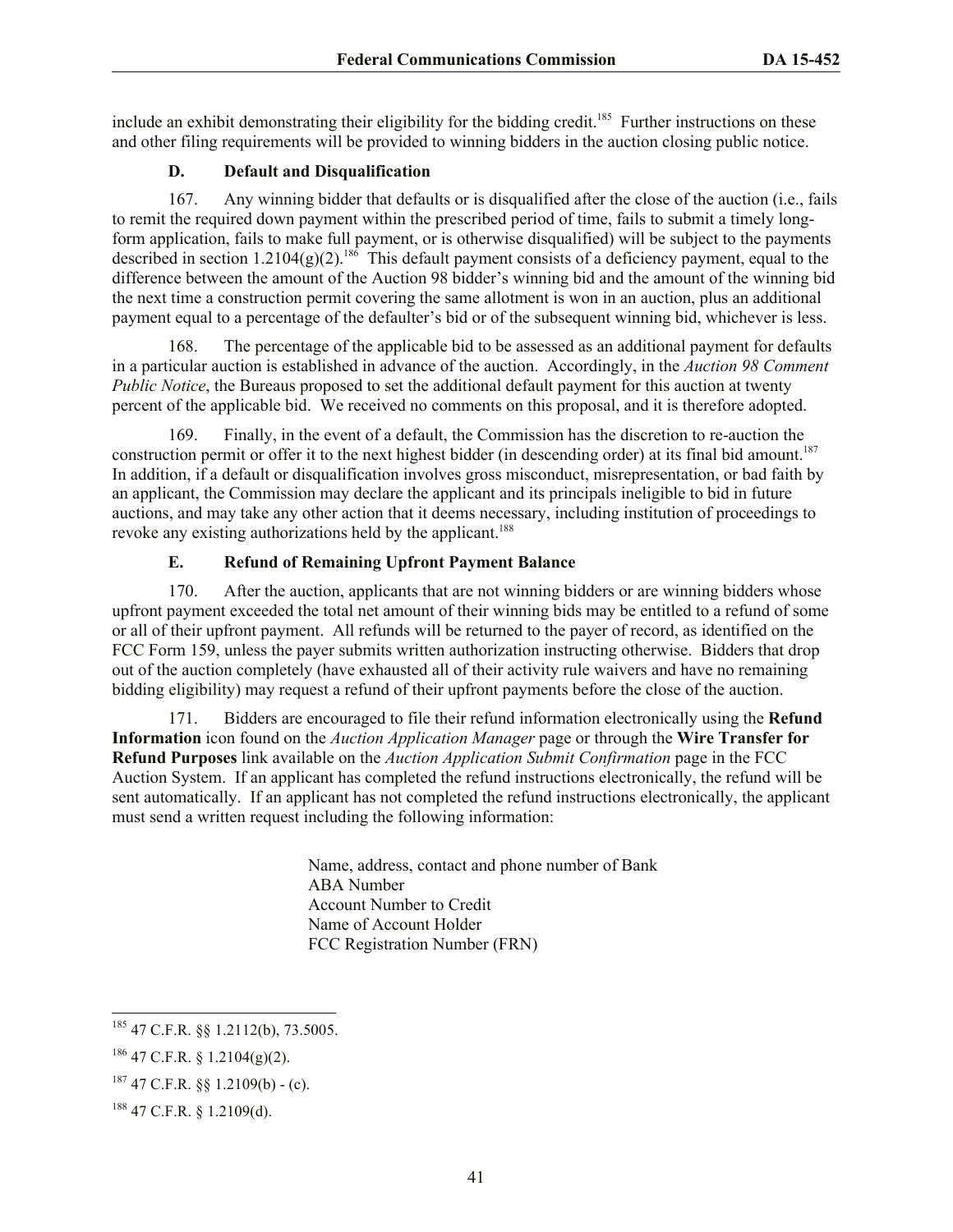include an exhibit demonstrating their eligibility for the bidding credit.[185] Further instructions on these and other filing requirements will be provided to winning bidders in the auction closing public notice.

### D. Default and Disqualification

167. Any winning bidder that defaults or is disqualified after the close of the auction (i.e., fails to remit the required down payment within the prescribed period of time, fails to submit a timely long-form application, fails to make full payment, or is otherwise disqualified) will be subject to the payments described in section 1.2104(g)(2).[186] This default payment consists of a deficiency payment, equal to the difference between the amount of the Auction 98 bidder's winning bid and the amount of the winning bid the next time a construction permit covering the same allotment is won in an auction, plus an additional payment equal to a percentage of the defaulter's bid or of the subsequent winning bid, whichever is less.

168. The percentage of the applicable bid to be assessed as an additional payment for defaults in a particular auction is established in advance of the auction. Accordingly, in the *Auction 98 Comment Public Notice*, the Bureaus proposed to set the additional default payment for this auction at twenty percent of the applicable bid. We received no comments on this proposal, and it is therefore adopted.

169. Finally, in the event of a default, the Commission has the discretion to re-auction the construction permit or offer it to the next highest bidder (in descending order) at its final bid amount.[187] In addition, if a default or disqualification involves gross misconduct, misrepresentation, or bad faith by an applicant, the Commission may declare the applicant and its principals ineligible to bid in future auctions, and may take any other action that it deems necessary, including institution of proceedings to revoke any existing authorizations held by the applicant.[188]

### E. Refund of Remaining Upfront Payment Balance

170. After the auction, applicants that are not winning bidders or are winning bidders whose upfront payment exceeded the total net amount of their winning bids may be entitled to a refund of some or all of their upfront payment. All refunds will be returned to the payer of record, as identified on the FCC Form 159, unless the payer submits written authorization instructing otherwise. Bidders that drop out of the auction completely (have exhausted all of their activity rule waivers and have no remaining bidding eligibility) may request a refund of their upfront payments before the close of the auction.

171. Bidders are encouraged to file their refund information electronically using the **Refund Information** icon found on the *Auction Application Manager* page or through the **Wire Transfer for Refund Purposes** link available on the *Auction Application Submit Confirmation* page in the FCC Auction System. If an applicant has completed the refund instructions electronically, the refund will be sent automatically. If an applicant has not completed the refund instructions electronically, the applicant must send a written request including the following information:

> Name, address, contact and phone number of Bank
> ABA Number
> Account Number to Credit
> Name of Account Holder
> FCC Registration Number (FRN)

---

[185] 47 C.F.R. §§ 1.2112(b), 73.5005.

[186] 47 C.F.R. § 1.2104(g)(2).

[187] 47 C.F.R. §§ 1.2109(b) - (c).

[188] 47 C.F.R. § 1.2109(d).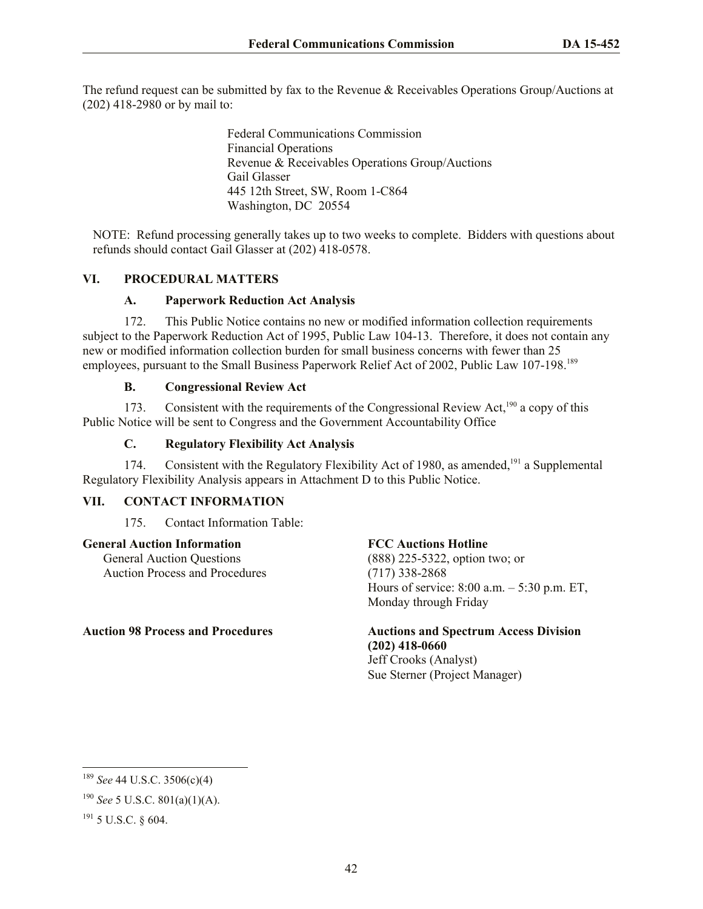The refund request can be submitted by fax to the Revenue & Receivables Operations Group/Auctions at (202) 418-2980 or by mail to:

> Federal Communications Commission
> Financial Operations
> Revenue & Receivables Operations Group/Auctions
> Gail Glasser
> 445 12th Street, SW, Room 1-C864
> Washington, DC 20554

NOTE: Refund processing generally takes up to two weeks to complete. Bidders with questions about refunds should contact Gail Glasser at (202) 418-0578.

## VI. PROCEDURAL MATTERS

### A. Paperwork Reduction Act Analysis

172. This Public Notice contains no new or modified information collection requirements subject to the Paperwork Reduction Act of 1995, Public Law 104-13. Therefore, it does not contain any new or modified information collection burden for small business concerns with fewer than 25 employees, pursuant to the Small Business Paperwork Relief Act of 2002, Public Law 107-198.[189]

### B. Congressional Review Act

173. Consistent with the requirements of the Congressional Review Act,[190] a copy of this Public Notice will be sent to Congress and the Government Accountability Office

### C. Regulatory Flexibility Act Analysis

174. Consistent with the Regulatory Flexibility Act of 1980, as amended,[191] a Supplemental Regulatory Flexibility Analysis appears in Attachment D to this Public Notice.

## VII. CONTACT INFORMATION

175. Contact Information Table:

| | |
|---|---|
| **General Auction Information**<br>General Auction Questions<br>Auction Process and Procedures | **FCC Auctions Hotline**<br>(888) 225-5322, option two; or<br>(717) 338-2868<br>Hours of service: 8:00 a.m. – 5:30 p.m. ET, Monday through Friday |
| **Auction 98 Process and Procedures** | **Auctions and Spectrum Access Division (202) 418-0660**<br>Jeff Crooks (Analyst)<br>Sue Sterner (Project Manager) |

---

[189] *See* 44 U.S.C. 3506(c)(4)

[190] *See* 5 U.S.C. 801(a)(1)(A).

[191] 5 U.S.C. § 604.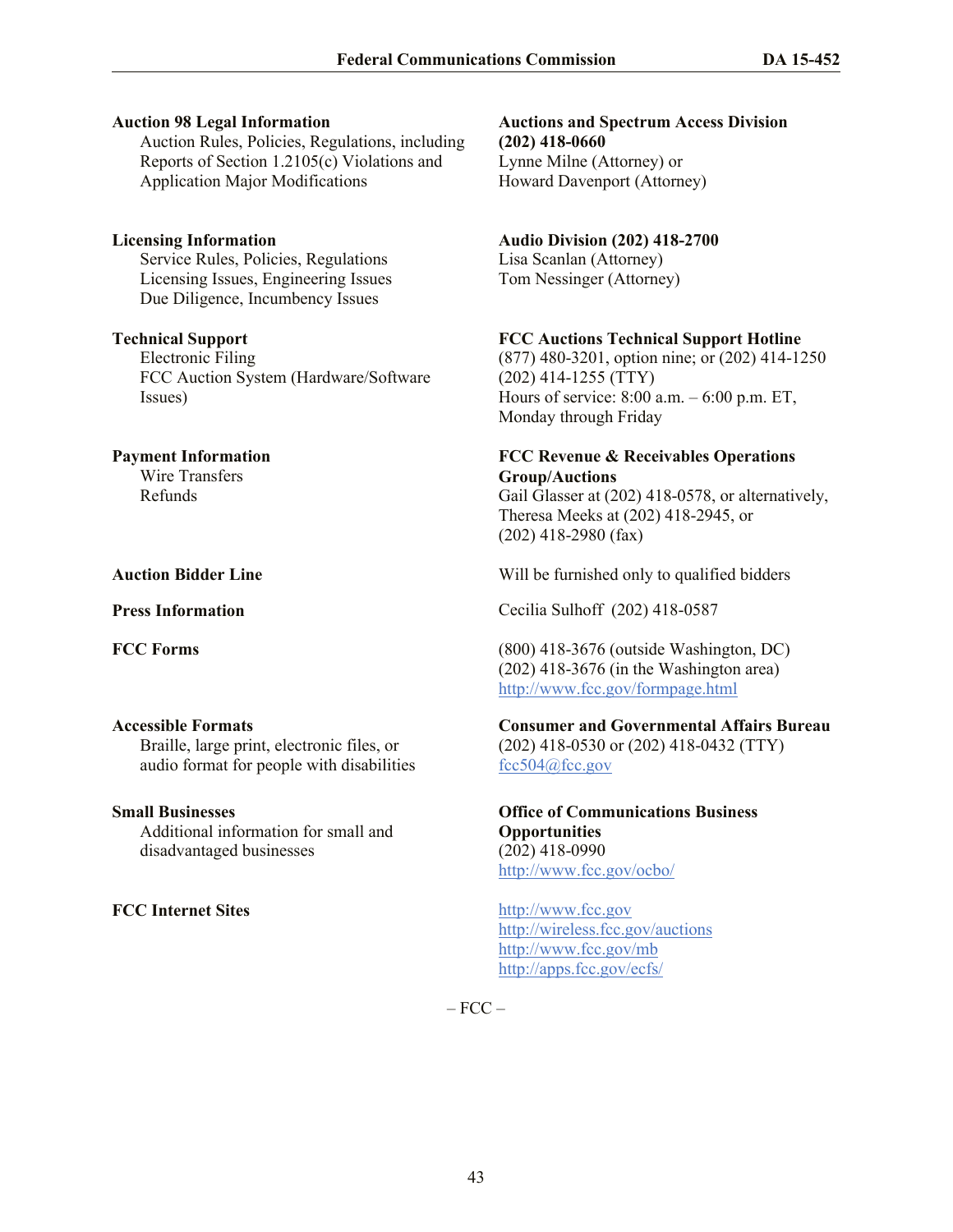| | |
|---|---|
| **Auction 98 Legal Information**<br>Auction Rules, Policies, Regulations, including Reports of Section 1.2105(c) Violations and Application Major Modifications | **Auctions and Spectrum Access Division (202) 418-0660**<br>Lynne Milne (Attorney) or<br>Howard Davenport (Attorney) |
| **Licensing Information**<br>Service Rules, Policies, Regulations<br>Licensing Issues, Engineering Issues<br>Due Diligence, Incumbency Issues | **Audio Division (202) 418-2700**<br>Lisa Scanlan (Attorney)<br>Tom Nessinger (Attorney) |
| **Technical Support**<br>Electronic Filing<br>FCC Auction System (Hardware/Software Issues) | **FCC Auctions Technical Support Hotline**<br>(877) 480-3201, option nine; or (202) 414-1250<br>(202) 414-1255 (TTY)<br>Hours of service: 8:00 a.m. – 6:00 p.m. ET, Monday through Friday |
| **Payment Information**<br>Wire Transfers<br>Refunds | **FCC Revenue & Receivables Operations Group/Auctions**<br>Gail Glasser at (202) 418-0578, or alternatively, Theresa Meeks at (202) 418-2945, or<br>(202) 418-2980 (fax) |
| **Auction Bidder Line** | Will be furnished only to qualified bidders |
| **Press Information** | Cecilia Sulhoff (202) 418-0587 |
| **FCC Forms** | (800) 418-3676 (outside Washington, DC)<br>(202) 418-3676 (in the Washington area)<br>http://www.fcc.gov/formpage.html |
| **Accessible Formats**<br>Braille, large print, electronic files, or audio format for people with disabilities | **Consumer and Governmental Affairs Bureau**<br>(202) 418-0530 or (202) 418-0432 (TTY)<br>fcc504@fcc.gov |
| **Small Businesses**<br>Additional information for small and disadvantaged businesses | **Office of Communications Business Opportunities**<br>(202) 418-0990<br>http://www.fcc.gov/ocbo/ |
| **FCC Internet Sites** | http://www.fcc.gov<br>http://wireless.fcc.gov/auctions<br>http://www.fcc.gov/mb<br>http://apps.fcc.gov/ecfs/ |

– FCC –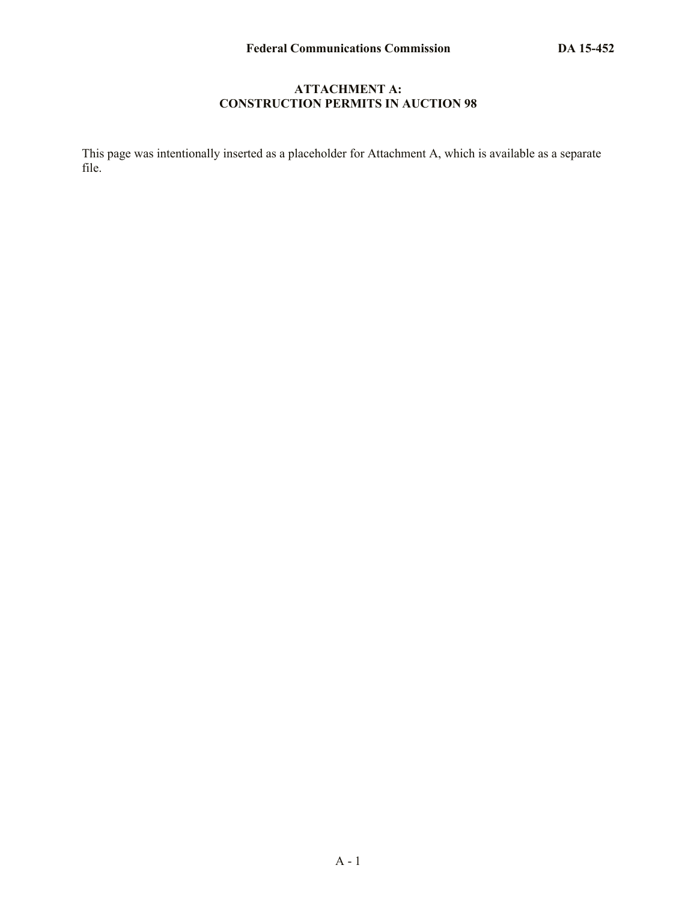## ATTACHMENT A: CONSTRUCTION PERMITS IN AUCTION 98

This page was intentionally inserted as a placeholder for Attachment A, which is available as a separate file.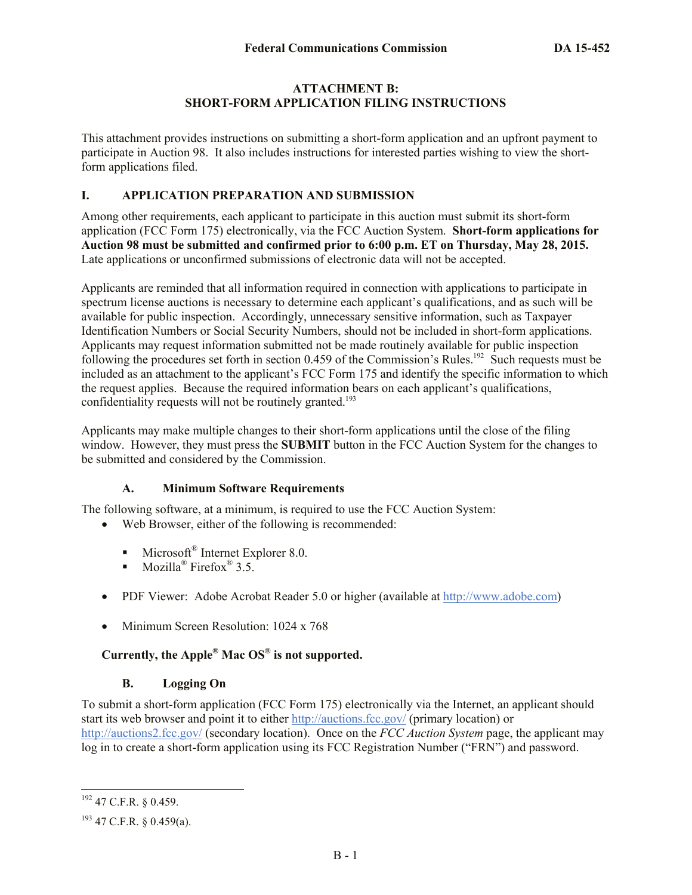## ATTACHMENT B: SHORT-FORM APPLICATION FILING INSTRUCTIONS

This attachment provides instructions on submitting a short-form application and an upfront payment to participate in Auction 98. It also includes instructions for interested parties wishing to view the short-form applications filed.

### I. APPLICATION PREPARATION AND SUBMISSION

Among other requirements, each applicant to participate in this auction must submit its short-form application (FCC Form 175) electronically, via the FCC Auction System. **Short-form applications for Auction 98 must be submitted and confirmed prior to 6:00 p.m. ET on Thursday, May 28, 2015.** Late applications or unconfirmed submissions of electronic data will not be accepted.

Applicants are reminded that all information required in connection with applications to participate in spectrum license auctions is necessary to determine each applicant's qualifications, and as such will be available for public inspection. Accordingly, unnecessary sensitive information, such as Taxpayer Identification Numbers or Social Security Numbers, should not be included in short-form applications. Applicants may request information submitted not be made routinely available for public inspection following the procedures set forth in section 0.459 of the Commission's Rules.[192] Such requests must be included as an attachment to the applicant's FCC Form 175 and identify the specific information to which the request applies. Because the required information bears on each applicant's qualifications, confidentiality requests will not be routinely granted.[193]

Applicants may make multiple changes to their short-form applications until the close of the filing window. However, they must press the **SUBMIT** button in the FCC Auction System for the changes to be submitted and considered by the Commission.

#### A. Minimum Software Requirements

The following software, at a minimum, is required to use the FCC Auction System:

- Web Browser, either of the following is recommended:
  - Microsoft® Internet Explorer 8.0.
  - Mozilla® Firefox® 3.5.
- PDF Viewer: Adobe Acrobat Reader 5.0 or higher (available at http://www.adobe.com)
- Minimum Screen Resolution: 1024 x 768

**Currently, the Apple® Mac OS® is not supported.**

#### B. Logging On

To submit a short-form application (FCC Form 175) electronically via the Internet, an applicant should start its web browser and point it to either http://auctions.fcc.gov/ (primary location) or http://auctions2.fcc.gov/ (secondary location). Once on the *FCC Auction System* page, the applicant may log in to create a short-form application using its FCC Registration Number ("FRN") and password.

---

[192] 47 C.F.R. § 0.459.

[193] 47 C.F.R. § 0.459(a).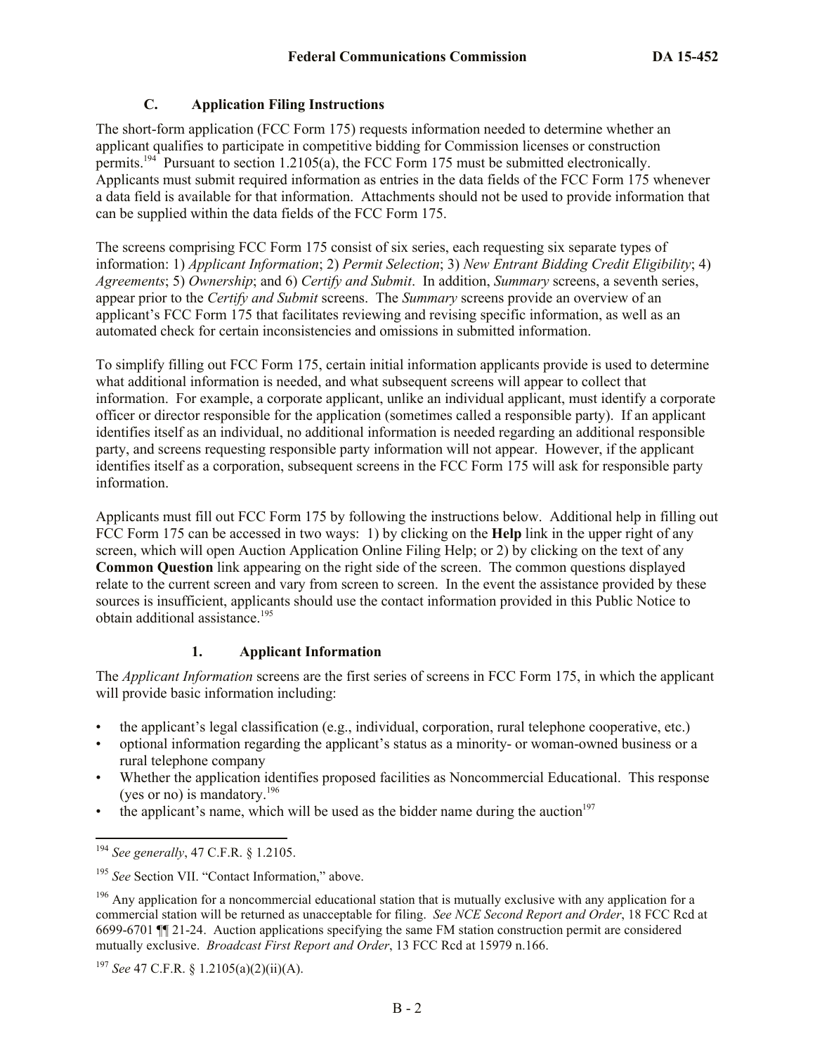### C. Application Filing Instructions

The short-form application (FCC Form 175) requests information needed to determine whether an applicant qualifies to participate in competitive bidding for Commission licenses or construction permits.[194] Pursuant to section 1.2105(a), the FCC Form 175 must be submitted electronically. Applicants must submit required information as entries in the data fields of the FCC Form 175 whenever a data field is available for that information. Attachments should not be used to provide information that can be supplied within the data fields of the FCC Form 175.

The screens comprising FCC Form 175 consist of six series, each requesting six separate types of information: 1) *Applicant Information*; 2) *Permit Selection*; 3) *New Entrant Bidding Credit Eligibility*; 4) *Agreements*; 5) *Ownership*; and 6) *Certify and Submit*. In addition, *Summary* screens, a seventh series, appear prior to the *Certify and Submit* screens. The *Summary* screens provide an overview of an applicant's FCC Form 175 that facilitates reviewing and revising specific information, as well as an automated check for certain inconsistencies and omissions in submitted information.

To simplify filling out FCC Form 175, certain initial information applicants provide is used to determine what additional information is needed, and what subsequent screens will appear to collect that information. For example, a corporate applicant, unlike an individual applicant, must identify a corporate officer or director responsible for the application (sometimes called a responsible party). If an applicant identifies itself as an individual, no additional information is needed regarding an additional responsible party, and screens requesting responsible party information will not appear. However, if the applicant identifies itself as a corporation, subsequent screens in the FCC Form 175 will ask for responsible party information.

Applicants must fill out FCC Form 175 by following the instructions below. Additional help in filling out FCC Form 175 can be accessed in two ways: 1) by clicking on the **Help** link in the upper right of any screen, which will open Auction Application Online Filing Help; or 2) by clicking on the text of any **Common Question** link appearing on the right side of the screen. The common questions displayed relate to the current screen and vary from screen to screen. In the event the assistance provided by these sources is insufficient, applicants should use the contact information provided in this Public Notice to obtain additional assistance.[195]

#### 1. Applicant Information

The *Applicant Information* screens are the first series of screens in FCC Form 175, in which the applicant will provide basic information including:

- the applicant's legal classification (e.g., individual, corporation, rural telephone cooperative, etc.)
- optional information regarding the applicant's status as a minority- or woman-owned business or a rural telephone company
- Whether the application identifies proposed facilities as Noncommercial Educational. This response (yes or no) is mandatory.[196]
- the applicant's name, which will be used as the bidder name during the auction[197]

---

[194] *See generally*, 47 C.F.R. § 1.2105.

[195] *See* Section VII. "Contact Information," above.

[196] Any application for a noncommercial educational station that is mutually exclusive with any application for a commercial station will be returned as unacceptable for filing. *See NCE Second Report and Order*, 18 FCC Rcd at 6699-6701 ¶¶ 21-24. Auction applications specifying the same FM station construction permit are considered mutually exclusive. *Broadcast First Report and Order*, 13 FCC Rcd at 15979 n.166.

[197] *See* 47 C.F.R. § 1.2105(a)(2)(ii)(A).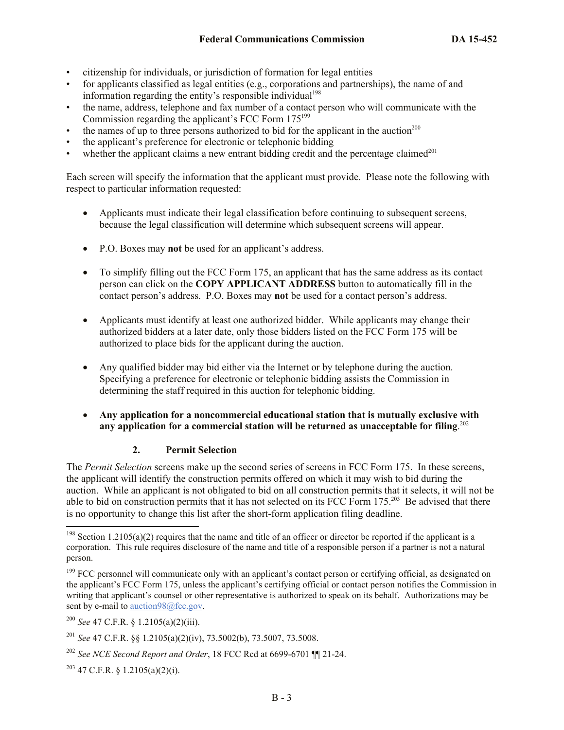- citizenship for individuals, or jurisdiction of formation for legal entities
- for applicants classified as legal entities (e.g., corporations and partnerships), the name of and information regarding the entity's responsible individual[198]
- the name, address, telephone and fax number of a contact person who will communicate with the Commission regarding the applicant's FCC Form 175[199]
- the names of up to three persons authorized to bid for the applicant in the auction[200]
- the applicant's preference for electronic or telephonic bidding
- whether the applicant claims a new entrant bidding credit and the percentage claimed[201]

Each screen will specify the information that the applicant must provide. Please note the following with respect to particular information requested:

- Applicants must indicate their legal classification before continuing to subsequent screens, because the legal classification will determine which subsequent screens will appear.

- P.O. Boxes may **not** be used for an applicant's address.

- To simplify filling out the FCC Form 175, an applicant that has the same address as its contact person can click on the **COPY APPLICANT ADDRESS** button to automatically fill in the contact person's address. P.O. Boxes may **not** be used for a contact person's address.

- Applicants must identify at least one authorized bidder. While applicants may change their authorized bidders at a later date, only those bidders listed on the FCC Form 175 will be authorized to place bids for the applicant during the auction.

- Any qualified bidder may bid either via the Internet or by telephone during the auction. Specifying a preference for electronic or telephonic bidding assists the Commission in determining the staff required in this auction for telephonic bidding.

- **Any application for a noncommercial educational station that is mutually exclusive with any application for a commercial station will be returned as unacceptable for filing**.[202]

### 2. Permit Selection

The *Permit Selection* screens make up the second series of screens in FCC Form 175. In these screens, the applicant will identify the construction permits offered on which it may wish to bid during the auction. While an applicant is not obligated to bid on all construction permits that it selects, it will not be able to bid on construction permits that it has not selected on its FCC Form 175.[203] Be advised that there is no opportunity to change this list after the short-form application filing deadline.

---

[198] Section 1.2105(a)(2) requires that the name and title of an officer or director be reported if the applicant is a corporation. This rule requires disclosure of the name and title of a responsible person if a partner is not a natural person.

[199] FCC personnel will communicate only with an applicant's contact person or certifying official, as designated on the applicant's FCC Form 175, unless the applicant's certifying official or contact person notifies the Commission in writing that applicant's counsel or other representative is authorized to speak on its behalf. Authorizations may be sent by e-mail to auction98@fcc.gov.

[200] *See* 47 C.F.R. § 1.2105(a)(2)(iii).

[201] *See* 47 C.F.R. §§ 1.2105(a)(2)(iv), 73.5002(b), 73.5007, 73.5008.

[202] *See NCE Second Report and Order*, 18 FCC Rcd at 6699-6701 ¶¶ 21-24.

[203] 47 C.F.R. § 1.2105(a)(2)(i).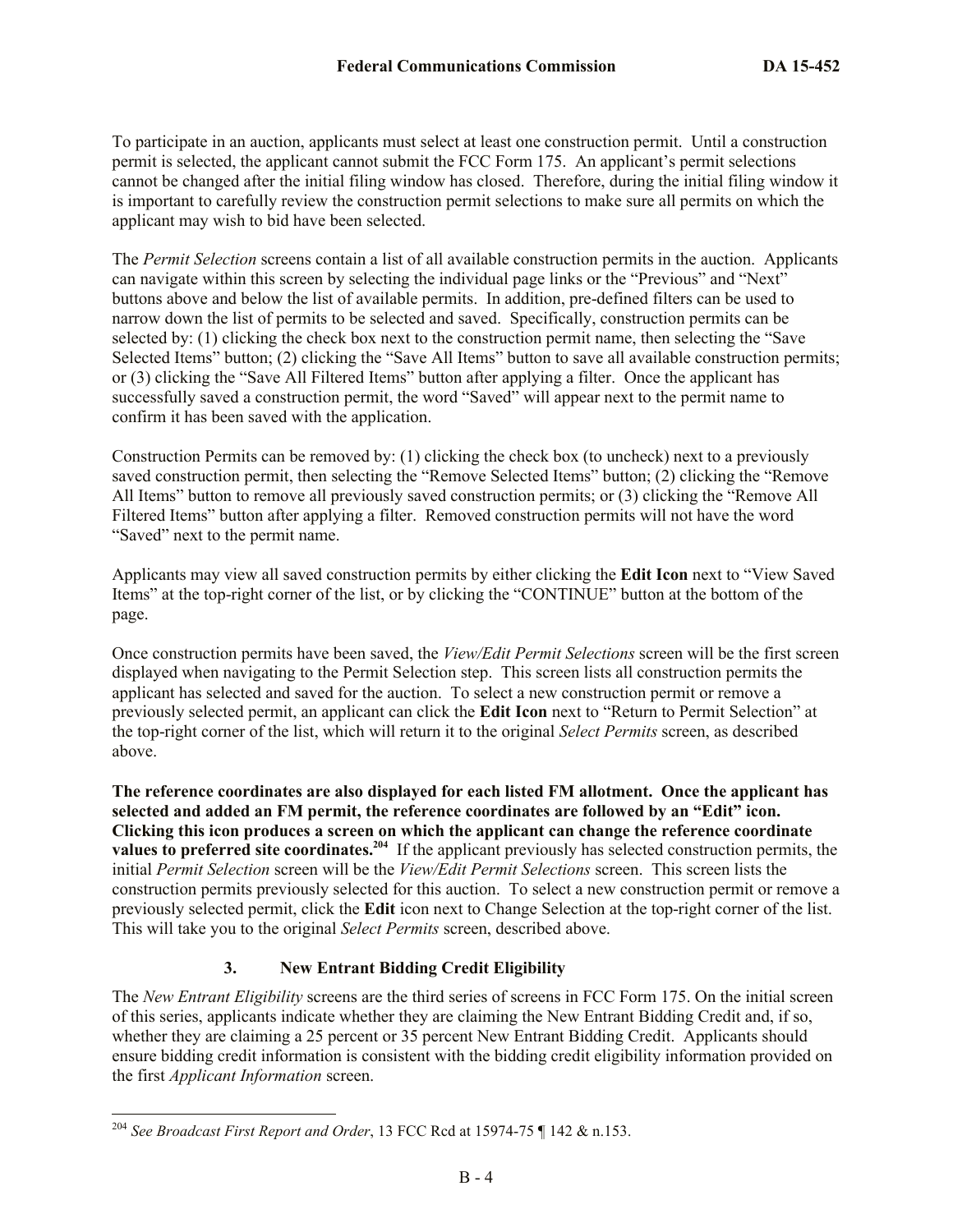To participate in an auction, applicants must select at least one construction permit. Until a construction permit is selected, the applicant cannot submit the FCC Form 175. An applicant's permit selections cannot be changed after the initial filing window has closed. Therefore, during the initial filing window it is important to carefully review the construction permit selections to make sure all permits on which the applicant may wish to bid have been selected.

The *Permit Selection* screens contain a list of all available construction permits in the auction. Applicants can navigate within this screen by selecting the individual page links or the "Previous" and "Next" buttons above and below the list of available permits. In addition, pre-defined filters can be used to narrow down the list of permits to be selected and saved. Specifically, construction permits can be selected by: (1) clicking the check box next to the construction permit name, then selecting the "Save Selected Items" button; (2) clicking the "Save All Items" button to save all available construction permits; or (3) clicking the "Save All Filtered Items" button after applying a filter. Once the applicant has successfully saved a construction permit, the word "Saved" will appear next to the permit name to confirm it has been saved with the application.

Construction Permits can be removed by: (1) clicking the check box (to uncheck) next to a previously saved construction permit, then selecting the "Remove Selected Items" button; (2) clicking the "Remove All Items" button to remove all previously saved construction permits; or (3) clicking the "Remove All Filtered Items" button after applying a filter. Removed construction permits will not have the word "Saved" next to the permit name.

Applicants may view all saved construction permits by either clicking the **Edit Icon** next to "View Saved Items" at the top-right corner of the list, or by clicking the "CONTINUE" button at the bottom of the page.

Once construction permits have been saved, the *View/Edit Permit Selections* screen will be the first screen displayed when navigating to the Permit Selection step. This screen lists all construction permits the applicant has selected and saved for the auction. To select a new construction permit or remove a previously selected permit, an applicant can click the **Edit Icon** next to "Return to Permit Selection" at the top-right corner of the list, which will return it to the original *Select Permits* screen, as described above.

**The reference coordinates are also displayed for each listed FM allotment. Once the applicant has selected and added an FM permit, the reference coordinates are followed by an "Edit" icon. Clicking this icon produces a screen on which the applicant can change the reference coordinate values to preferred site coordinates.**[204] If the applicant previously has selected construction permits, the initial *Permit Selection* screen will be the *View/Edit Permit Selections* screen. This screen lists the construction permits previously selected for this auction. To select a new construction permit or remove a previously selected permit, click the **Edit** icon next to Change Selection at the top-right corner of the list. This will take you to the original *Select Permits* screen, described above.

### 3. New Entrant Bidding Credit Eligibility

The *New Entrant Eligibility* screens are the third series of screens in FCC Form 175. On the initial screen of this series, applicants indicate whether they are claiming the New Entrant Bidding Credit and, if so, whether they are claiming a 25 percent or 35 percent New Entrant Bidding Credit. Applicants should ensure bidding credit information is consistent with the bidding credit eligibility information provided on the first *Applicant Information* screen.

---

[204] *See Broadcast First Report and Order*, 13 FCC Rcd at 15974-75 ¶ 142 & n.153.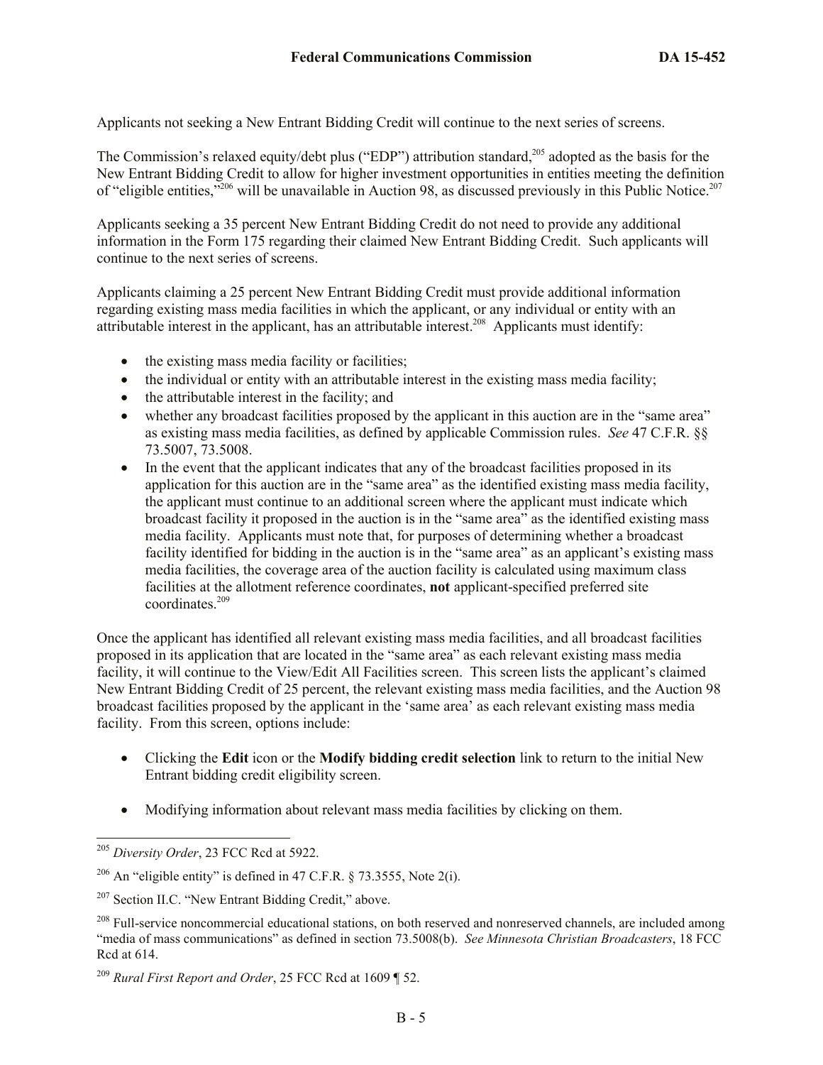Applicants not seeking a New Entrant Bidding Credit will continue to the next series of screens.

The Commission's relaxed equity/debt plus ("EDP") attribution standard,[205] adopted as the basis for the New Entrant Bidding Credit to allow for higher investment opportunities in entities meeting the definition of "eligible entities,"[206] will be unavailable in Auction 98, as discussed previously in this Public Notice.[207]

Applicants seeking a 35 percent New Entrant Bidding Credit do not need to provide any additional information in the Form 175 regarding their claimed New Entrant Bidding Credit. Such applicants will continue to the next series of screens.

Applicants claiming a 25 percent New Entrant Bidding Credit must provide additional information regarding existing mass media facilities in which the applicant, or any individual or entity with an attributable interest in the applicant, has an attributable interest.[208] Applicants must identify:

- the existing mass media facility or facilities;
- the individual or entity with an attributable interest in the existing mass media facility;
- the attributable interest in the facility; and
- whether any broadcast facilities proposed by the applicant in this auction are in the "same area" as existing mass media facilities, as defined by applicable Commission rules. *See* 47 C.F.R. §§ 73.5007, 73.5008.
- In the event that the applicant indicates that any of the broadcast facilities proposed in its application for this auction are in the "same area" as the identified existing mass media facility, the applicant must continue to an additional screen where the applicant must indicate which broadcast facility it proposed in the auction is in the "same area" as the identified existing mass media facility. Applicants must note that, for purposes of determining whether a broadcast facility identified for bidding in the auction is in the "same area" as an applicant's existing mass media facilities, the coverage area of the auction facility is calculated using maximum class facilities at the allotment reference coordinates, **not** applicant-specified preferred site coordinates.[209]

Once the applicant has identified all relevant existing mass media facilities, and all broadcast facilities proposed in its application that are located in the "same area" as each relevant existing mass media facility, it will continue to the View/Edit All Facilities screen. This screen lists the applicant's claimed New Entrant Bidding Credit of 25 percent, the relevant existing mass media facilities, and the Auction 98 broadcast facilities proposed by the applicant in the 'same area' as each relevant existing mass media facility. From this screen, options include:

- Clicking the **Edit** icon or the **Modify bidding credit selection** link to return to the initial New Entrant bidding credit eligibility screen.

- Modifying information about relevant mass media facilities by clicking on them.

---

[205] *Diversity Order*, 23 FCC Rcd at 5922.

[206] An "eligible entity" is defined in 47 C.F.R. § 73.3555, Note 2(i).

[207] Section II.C. "New Entrant Bidding Credit," above.

[208] Full-service noncommercial educational stations, on both reserved and nonreserved channels, are included among "media of mass communications" as defined in section 73.5008(b). *See Minnesota Christian Broadcasters*, 18 FCC Rcd at 614.

[209] *Rural First Report and Order*, 25 FCC Rcd at 1609 ¶ 52.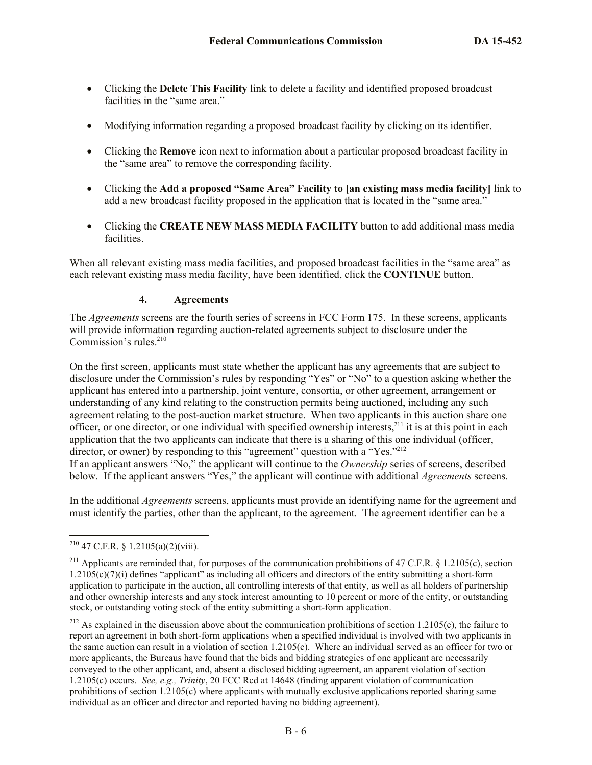- Clicking the **Delete This Facility** link to delete a facility and identified proposed broadcast facilities in the "same area."

- Modifying information regarding a proposed broadcast facility by clicking on its identifier.

- Clicking the **Remove** icon next to information about a particular proposed broadcast facility in the "same area" to remove the corresponding facility.

- Clicking the **Add a proposed "Same Area" Facility to [an existing mass media facility]** link to add a new broadcast facility proposed in the application that is located in the "same area."

- Clicking the **CREATE NEW MASS MEDIA FACILITY** button to add additional mass media facilities.

When all relevant existing mass media facilities, and proposed broadcast facilities in the "same area" as each relevant existing mass media facility, have been identified, click the **CONTINUE** button.

### 4. Agreements

The *Agreements* screens are the fourth series of screens in FCC Form 175. In these screens, applicants will provide information regarding auction-related agreements subject to disclosure under the Commission's rules.[210]

On the first screen, applicants must state whether the applicant has any agreements that are subject to disclosure under the Commission's rules by responding "Yes" or "No" to a question asking whether the applicant has entered into a partnership, joint venture, consortia, or other agreement, arrangement or understanding of any kind relating to the construction permits being auctioned, including any such agreement relating to the post-auction market structure. When two applicants in this auction share one officer, or one director, or one individual with specified ownership interests,[211] it is at this point in each application that the two applicants can indicate that there is a sharing of this one individual (officer, director, or owner) by responding to this "agreement" question with a "Yes."[212]
If an applicant answers "No," the applicant will continue to the *Ownership* series of screens, described below. If the applicant answers "Yes," the applicant will continue with additional *Agreements* screens.

In the additional *Agreements* screens, applicants must provide an identifying name for the agreement and must identify the parties, other than the applicant, to the agreement. The agreement identifier can be a

---

[210] 47 C.F.R. § 1.2105(a)(2)(viii).

[211] Applicants are reminded that, for purposes of the communication prohibitions of 47 C.F.R. § 1.2105(c), section 1.2105(c)(7)(i) defines "applicant" as including all officers and directors of the entity submitting a short-form application to participate in the auction, all controlling interests of that entity, as well as all holders of partnership and other ownership interests and any stock interest amounting to 10 percent or more of the entity, or outstanding stock, or outstanding voting stock of the entity submitting a short-form application.

[212] As explained in the discussion above about the communication prohibitions of section 1.2105(c), the failure to report an agreement in both short-form applications when a specified individual is involved with two applicants in the same auction can result in a violation of section 1.2105(c). Where an individual served as an officer for two or more applicants, the Bureaus have found that the bids and bidding strategies of one applicant are necessarily conveyed to the other applicant, and, absent a disclosed bidding agreement, an apparent violation of section 1.2105(c) occurs. *See, e.g., Trinity*, 20 FCC Rcd at 14648 (finding apparent violation of communication prohibitions of section 1.2105(c) where applicants with mutually exclusive applications reported sharing same individual as an officer and director and reported having no bidding agreement).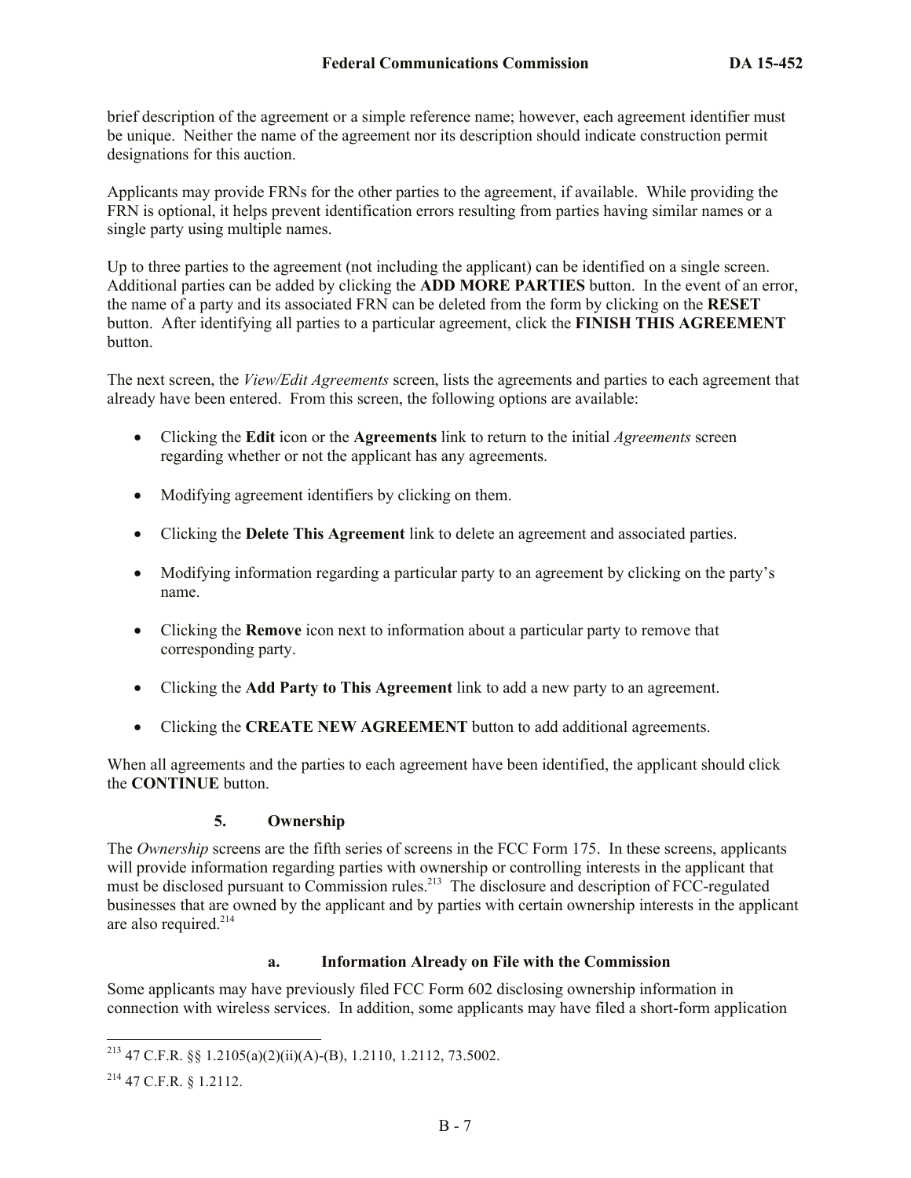brief description of the agreement or a simple reference name; however, each agreement identifier must be unique. Neither the name of the agreement nor its description should indicate construction permit designations for this auction.

Applicants may provide FRNs for the other parties to the agreement, if available. While providing the FRN is optional, it helps prevent identification errors resulting from parties having similar names or a single party using multiple names.

Up to three parties to the agreement (not including the applicant) can be identified on a single screen. Additional parties can be added by clicking the **ADD MORE PARTIES** button. In the event of an error, the name of a party and its associated FRN can be deleted from the form by clicking on the **RESET** button. After identifying all parties to a particular agreement, click the **FINISH THIS AGREEMENT** button.

The next screen, the *View/Edit Agreements* screen, lists the agreements and parties to each agreement that already have been entered. From this screen, the following options are available:

- Clicking the **Edit** icon or the **Agreements** link to return to the initial *Agreements* screen regarding whether or not the applicant has any agreements.
- Modifying agreement identifiers by clicking on them.
- Clicking the **Delete This Agreement** link to delete an agreement and associated parties.
- Modifying information regarding a particular party to an agreement by clicking on the party's name.
- Clicking the **Remove** icon next to information about a particular party to remove that corresponding party.
- Clicking the **Add Party to This Agreement** link to add a new party to an agreement.
- Clicking the **CREATE NEW AGREEMENT** button to add additional agreements.

When all agreements and the parties to each agreement have been identified, the applicant should click the **CONTINUE** button.

### 5. Ownership

The *Ownership* screens are the fifth series of screens in the FCC Form 175. In these screens, applicants will provide information regarding parties with ownership or controlling interests in the applicant that must be disclosed pursuant to Commission rules.[213] The disclosure and description of FCC-regulated businesses that are owned by the applicant and by parties with certain ownership interests in the applicant are also required.[214]

#### a. Information Already on File with the Commission

Some applicants may have previously filed FCC Form 602 disclosing ownership information in connection with wireless services. In addition, some applicants may have filed a short-form application

---

[213] 47 C.F.R. §§ 1.2105(a)(2)(ii)(A)-(B), 1.2110, 1.2112, 73.5002.

[214] 47 C.F.R. § 1.2112.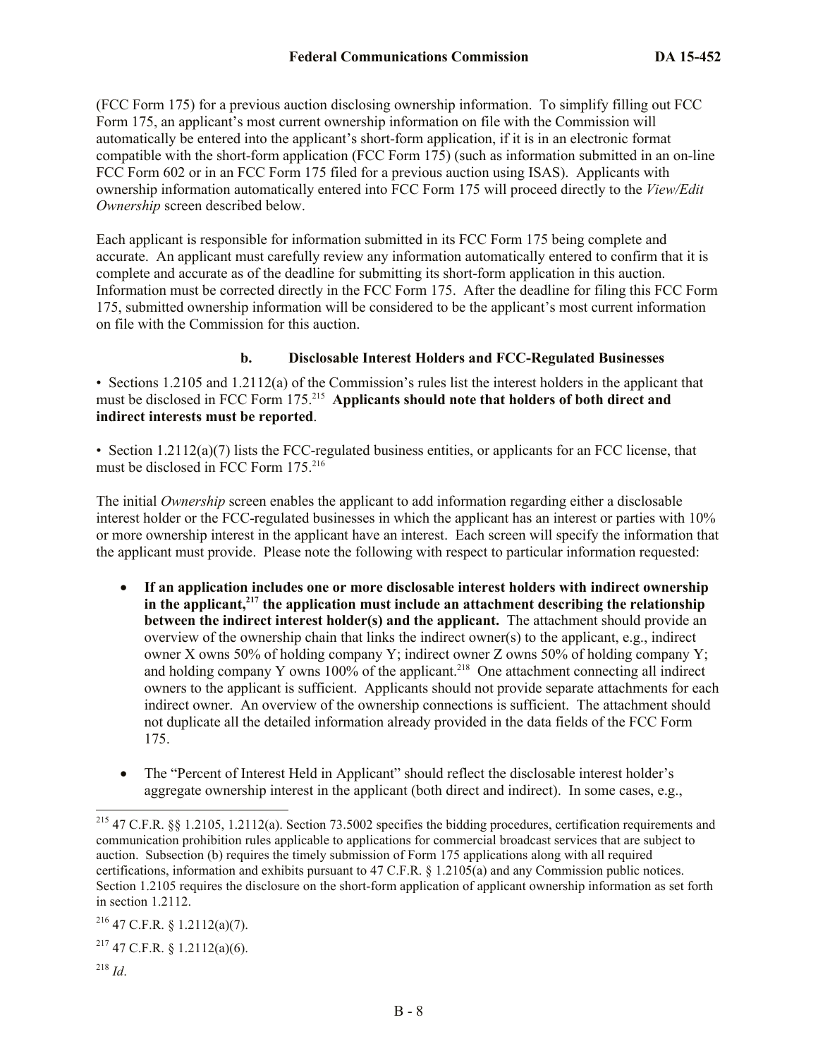(FCC Form 175) for a previous auction disclosing ownership information. To simplify filling out FCC Form 175, an applicant's most current ownership information on file with the Commission will automatically be entered into the applicant's short-form application, if it is in an electronic format compatible with the short-form application (FCC Form 175) (such as information submitted in an on-line FCC Form 602 or in an FCC Form 175 filed for a previous auction using ISAS). Applicants with ownership information automatically entered into FCC Form 175 will proceed directly to the *View/Edit Ownership* screen described below.

Each applicant is responsible for information submitted in its FCC Form 175 being complete and accurate. An applicant must carefully review any information automatically entered to confirm that it is complete and accurate as of the deadline for submitting its short-form application in this auction. Information must be corrected directly in the FCC Form 175. After the deadline for filing this FCC Form 175, submitted ownership information will be considered to be the applicant's most current information on file with the Commission for this auction.

### b. Disclosable Interest Holders and FCC-Regulated Businesses

• Sections 1.2105 and 1.2112(a) of the Commission's rules list the interest holders in the applicant that must be disclosed in FCC Form 175.[215] **Applicants should note that holders of both direct and indirect interests must be reported**.

• Section 1.2112(a)(7) lists the FCC-regulated business entities, or applicants for an FCC license, that must be disclosed in FCC Form 175.[216]

The initial *Ownership* screen enables the applicant to add information regarding either a disclosable interest holder or the FCC-regulated businesses in which the applicant has an interest or parties with 10% or more ownership interest in the applicant have an interest. Each screen will specify the information that the applicant must provide. Please note the following with respect to particular information requested:

- **If an application includes one or more disclosable interest holders with indirect ownership in the applicant,[217] the application must include an attachment describing the relationship between the indirect interest holder(s) and the applicant.** The attachment should provide an overview of the ownership chain that links the indirect owner(s) to the applicant, e.g., indirect owner X owns 50% of holding company Y; indirect owner Z owns 50% of holding company Y; and holding company Y owns 100% of the applicant.[218] One attachment connecting all indirect owners to the applicant is sufficient. Applicants should not provide separate attachments for each indirect owner. An overview of the ownership connections is sufficient. The attachment should not duplicate all the detailed information already provided in the data fields of the FCC Form 175.

- The "Percent of Interest Held in Applicant" should reflect the disclosable interest holder's aggregate ownership interest in the applicant (both direct and indirect). In some cases, e.g.,

---

[215] 47 C.F.R. §§ 1.2105, 1.2112(a). Section 73.5002 specifies the bidding procedures, certification requirements and communication prohibition rules applicable to applications for commercial broadcast services that are subject to auction. Subsection (b) requires the timely submission of Form 175 applications along with all required certifications, information and exhibits pursuant to 47 C.F.R. § 1.2105(a) and any Commission public notices. Section 1.2105 requires the disclosure on the short-form application of applicant ownership information as set forth in section 1.2112.

[216] 47 C.F.R. § 1.2112(a)(7).

[217] 47 C.F.R. § 1.2112(a)(6).

[218] *Id*.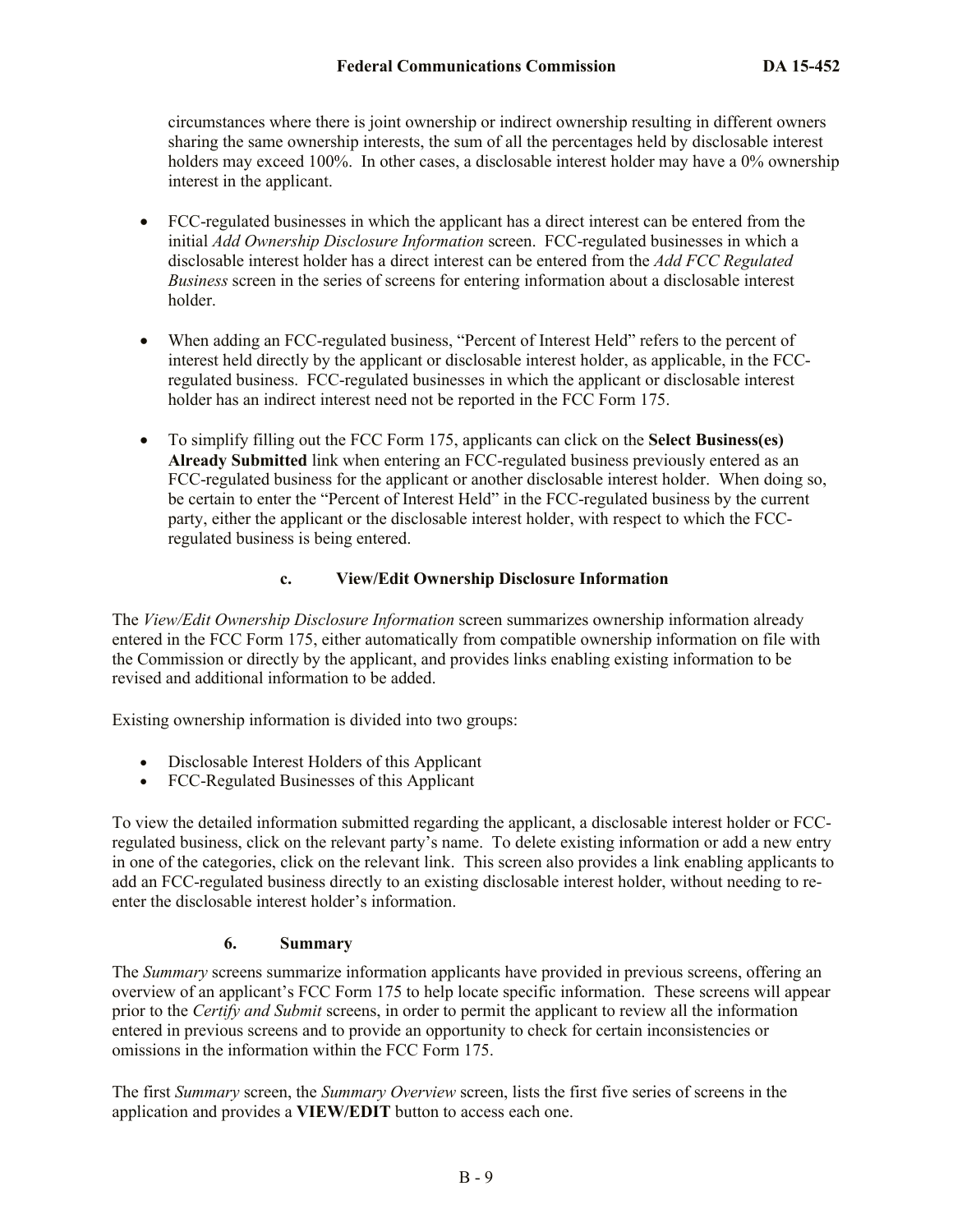circumstances where there is joint ownership or indirect ownership resulting in different owners sharing the same ownership interests, the sum of all the percentages held by disclosable interest holders may exceed 100%. In other cases, a disclosable interest holder may have a 0% ownership interest in the applicant.

- FCC-regulated businesses in which the applicant has a direct interest can be entered from the initial *Add Ownership Disclosure Information* screen. FCC-regulated businesses in which a disclosable interest holder has a direct interest can be entered from the *Add FCC Regulated Business* screen in the series of screens for entering information about a disclosable interest holder.

- When adding an FCC-regulated business, "Percent of Interest Held" refers to the percent of interest held directly by the applicant or disclosable interest holder, as applicable, in the FCC-regulated business. FCC-regulated businesses in which the applicant or disclosable interest holder has an indirect interest need not be reported in the FCC Form 175.

- To simplify filling out the FCC Form 175, applicants can click on the **Select Business(es) Already Submitted** link when entering an FCC-regulated business previously entered as an FCC-regulated business for the applicant or another disclosable interest holder. When doing so, be certain to enter the "Percent of Interest Held" in the FCC-regulated business by the current party, either the applicant or the disclosable interest holder, with respect to which the FCC-regulated business is being entered.

#### c. View/Edit Ownership Disclosure Information

The *View/Edit Ownership Disclosure Information* screen summarizes ownership information already entered in the FCC Form 175, either automatically from compatible ownership information on file with the Commission or directly by the applicant, and provides links enabling existing information to be revised and additional information to be added.

Existing ownership information is divided into two groups:

- Disclosable Interest Holders of this Applicant
- FCC-Regulated Businesses of this Applicant

To view the detailed information submitted regarding the applicant, a disclosable interest holder or FCC-regulated business, click on the relevant party's name. To delete existing information or add a new entry in one of the categories, click on the relevant link. This screen also provides a link enabling applicants to add an FCC-regulated business directly to an existing disclosable interest holder, without needing to re-enter the disclosable interest holder's information.

### 6. Summary

The *Summary* screens summarize information applicants have provided in previous screens, offering an overview of an applicant's FCC Form 175 to help locate specific information. These screens will appear prior to the *Certify and Submit* screens, in order to permit the applicant to review all the information entered in previous screens and to provide an opportunity to check for certain inconsistencies or omissions in the information within the FCC Form 175.

The first *Summary* screen, the *Summary Overview* screen, lists the first five series of screens in the application and provides a **VIEW/EDIT** button to access each one.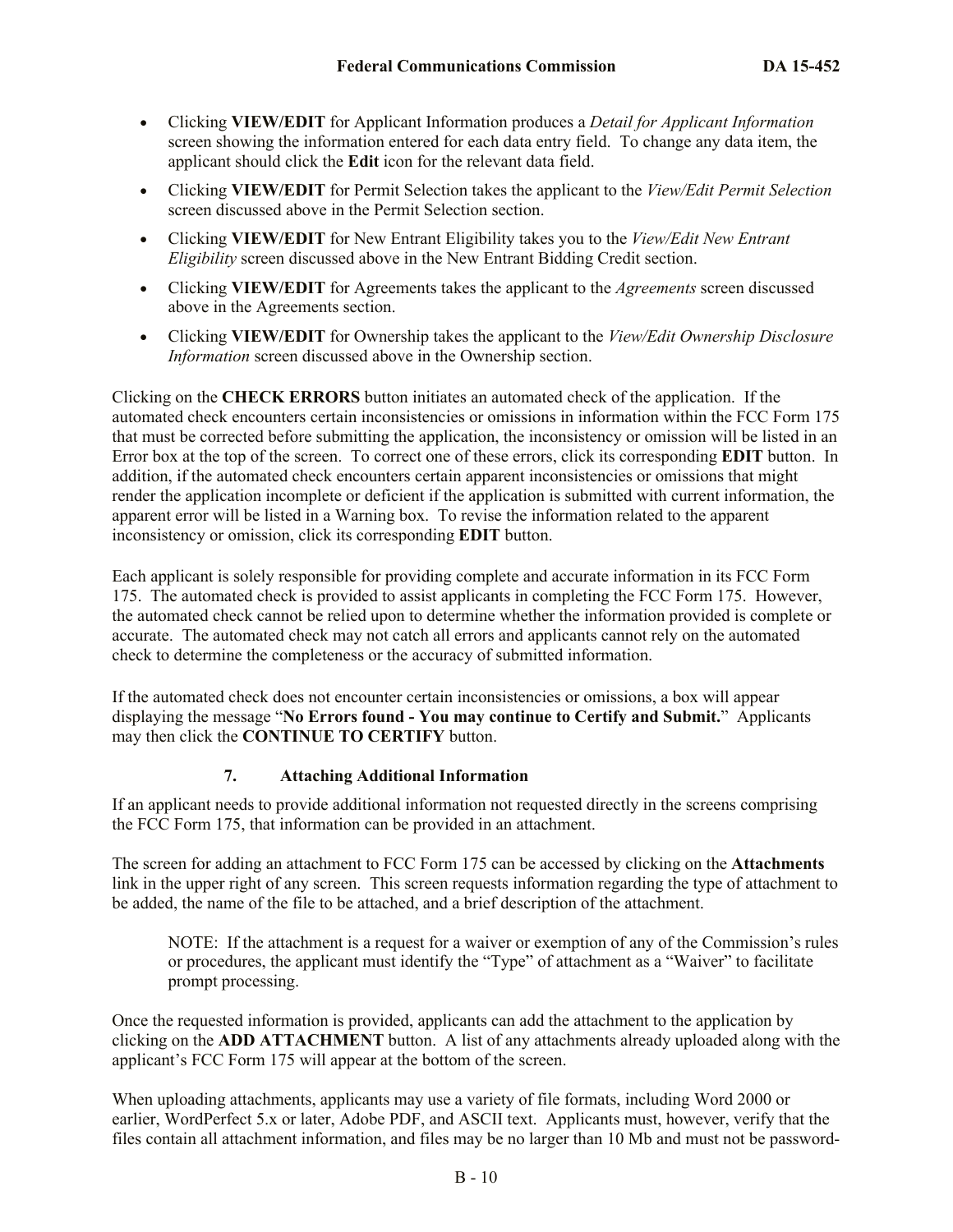- Clicking **VIEW/EDIT** for Applicant Information produces a *Detail for Applicant Information* screen showing the information entered for each data entry field. To change any data item, the applicant should click the **Edit** icon for the relevant data field.
- Clicking **VIEW/EDIT** for Permit Selection takes the applicant to the *View/Edit Permit Selection* screen discussed above in the Permit Selection section.
- Clicking **VIEW/EDIT** for New Entrant Eligibility takes you to the *View/Edit New Entrant Eligibility* screen discussed above in the New Entrant Bidding Credit section.
- Clicking **VIEW/EDIT** for Agreements takes the applicant to the *Agreements* screen discussed above in the Agreements section.
- Clicking **VIEW/EDIT** for Ownership takes the applicant to the *View/Edit Ownership Disclosure Information* screen discussed above in the Ownership section.

Clicking on the **CHECK ERRORS** button initiates an automated check of the application. If the automated check encounters certain inconsistencies or omissions in information within the FCC Form 175 that must be corrected before submitting the application, the inconsistency or omission will be listed in an Error box at the top of the screen. To correct one of these errors, click its corresponding **EDIT** button. In addition, if the automated check encounters certain apparent inconsistencies or omissions that might render the application incomplete or deficient if the application is submitted with current information, the apparent error will be listed in a Warning box. To revise the information related to the apparent inconsistency or omission, click its corresponding **EDIT** button.

Each applicant is solely responsible for providing complete and accurate information in its FCC Form 175. The automated check is provided to assist applicants in completing the FCC Form 175. However, the automated check cannot be relied upon to determine whether the information provided is complete or accurate. The automated check may not catch all errors and applicants cannot rely on the automated check to determine the completeness or the accuracy of submitted information.

If the automated check does not encounter certain inconsistencies or omissions, a box will appear displaying the message "**No Errors found - You may continue to Certify and Submit.**" Applicants may then click the **CONTINUE TO CERTIFY** button.

### 7. Attaching Additional Information

If an applicant needs to provide additional information not requested directly in the screens comprising the FCC Form 175, that information can be provided in an attachment.

The screen for adding an attachment to FCC Form 175 can be accessed by clicking on the **Attachments** link in the upper right of any screen. This screen requests information regarding the type of attachment to be added, the name of the file to be attached, and a brief description of the attachment.

> NOTE: If the attachment is a request for a waiver or exemption of any of the Commission's rules or procedures, the applicant must identify the "Type" of attachment as a "Waiver" to facilitate prompt processing.

Once the requested information is provided, applicants can add the attachment to the application by clicking on the **ADD ATTACHMENT** button. A list of any attachments already uploaded along with the applicant's FCC Form 175 will appear at the bottom of the screen.

When uploading attachments, applicants may use a variety of file formats, including Word 2000 or earlier, WordPerfect 5.x or later, Adobe PDF, and ASCII text. Applicants must, however, verify that the files contain all attachment information, and files may be no larger than 10 Mb and must not be password-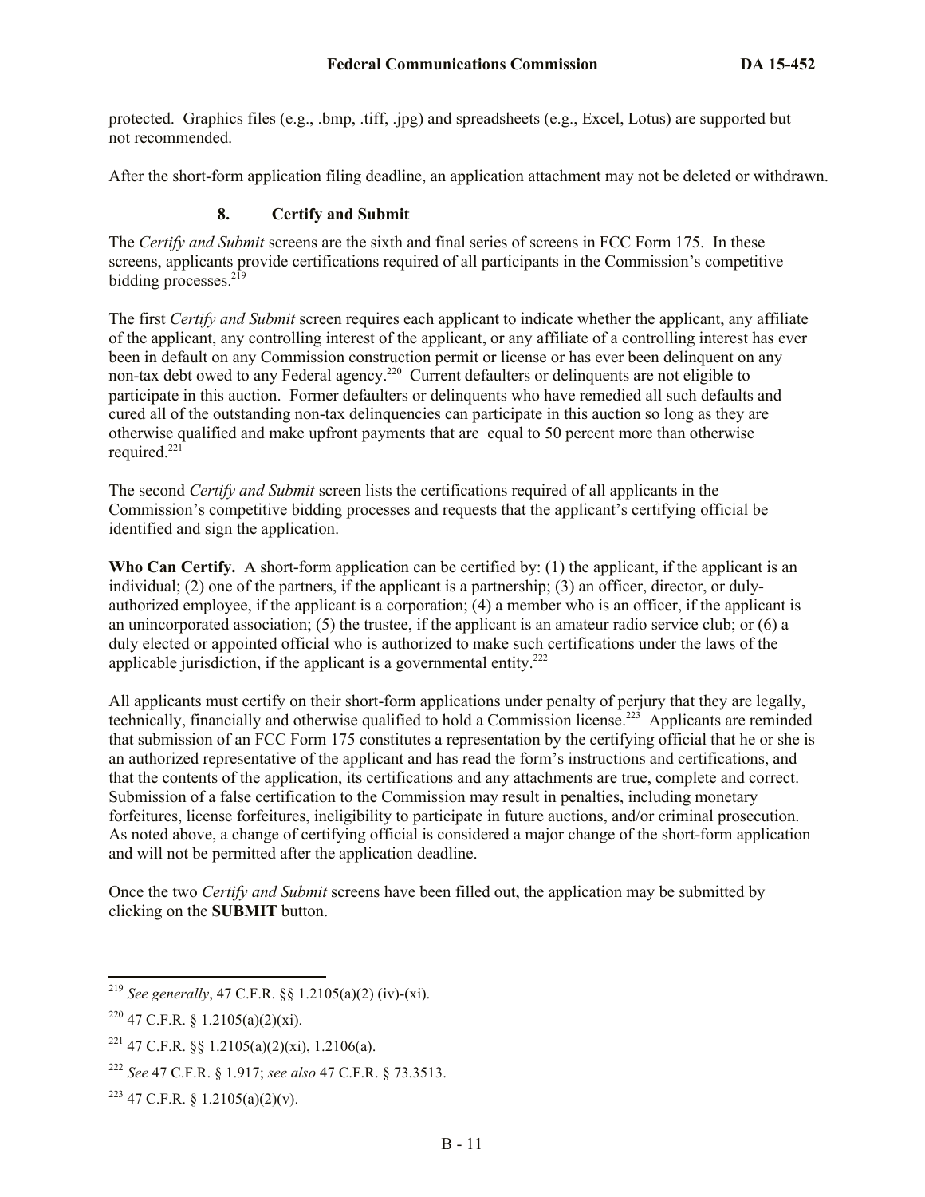protected. Graphics files (e.g., .bmp, .tiff, .jpg) and spreadsheets (e.g., Excel, Lotus) are supported but not recommended.

After the short-form application filing deadline, an application attachment may not be deleted or withdrawn.

### 8. Certify and Submit

The *Certify and Submit* screens are the sixth and final series of screens in FCC Form 175. In these screens, applicants provide certifications required of all participants in the Commission's competitive bidding processes.[219]

The first *Certify and Submit* screen requires each applicant to indicate whether the applicant, any affiliate of the applicant, any controlling interest of the applicant, or any affiliate of a controlling interest has ever been in default on any Commission construction permit or license or has ever been delinquent on any non-tax debt owed to any Federal agency.[220] Current defaulters or delinquents are not eligible to participate in this auction. Former defaulters or delinquents who have remedied all such defaults and cured all of the outstanding non-tax delinquencies can participate in this auction so long as they are otherwise qualified and make upfront payments that are equal to 50 percent more than otherwise required.[221]

The second *Certify and Submit* screen lists the certifications required of all applicants in the Commission's competitive bidding processes and requests that the applicant's certifying official be identified and sign the application.

**Who Can Certify.** A short-form application can be certified by: (1) the applicant, if the applicant is an individual; (2) one of the partners, if the applicant is a partnership; (3) an officer, director, or duly-authorized employee, if the applicant is a corporation; (4) a member who is an officer, if the applicant is an unincorporated association; (5) the trustee, if the applicant is an amateur radio service club; or (6) a duly elected or appointed official who is authorized to make such certifications under the laws of the applicable jurisdiction, if the applicant is a governmental entity.[222]

All applicants must certify on their short-form applications under penalty of perjury that they are legally, technically, financially and otherwise qualified to hold a Commission license.[223] Applicants are reminded that submission of an FCC Form 175 constitutes a representation by the certifying official that he or she is an authorized representative of the applicant and has read the form's instructions and certifications, and that the contents of the application, its certifications and any attachments are true, complete and correct. Submission of a false certification to the Commission may result in penalties, including monetary forfeitures, license forfeitures, ineligibility to participate in future auctions, and/or criminal prosecution. As noted above, a change of certifying official is considered a major change of the short-form application and will not be permitted after the application deadline.

Once the two *Certify and Submit* screens have been filled out, the application may be submitted by clicking on the **SUBMIT** button.

---

[219] *See generally*, 47 C.F.R. §§ 1.2105(a)(2) (iv)-(xi).

[220] 47 C.F.R. § 1.2105(a)(2)(xi).

[221] 47 C.F.R. §§ 1.2105(a)(2)(xi), 1.2106(a).

[222] *See* 47 C.F.R. § 1.917; *see also* 47 C.F.R. § 73.3513.

[223] 47 C.F.R. § 1.2105(a)(2)(v).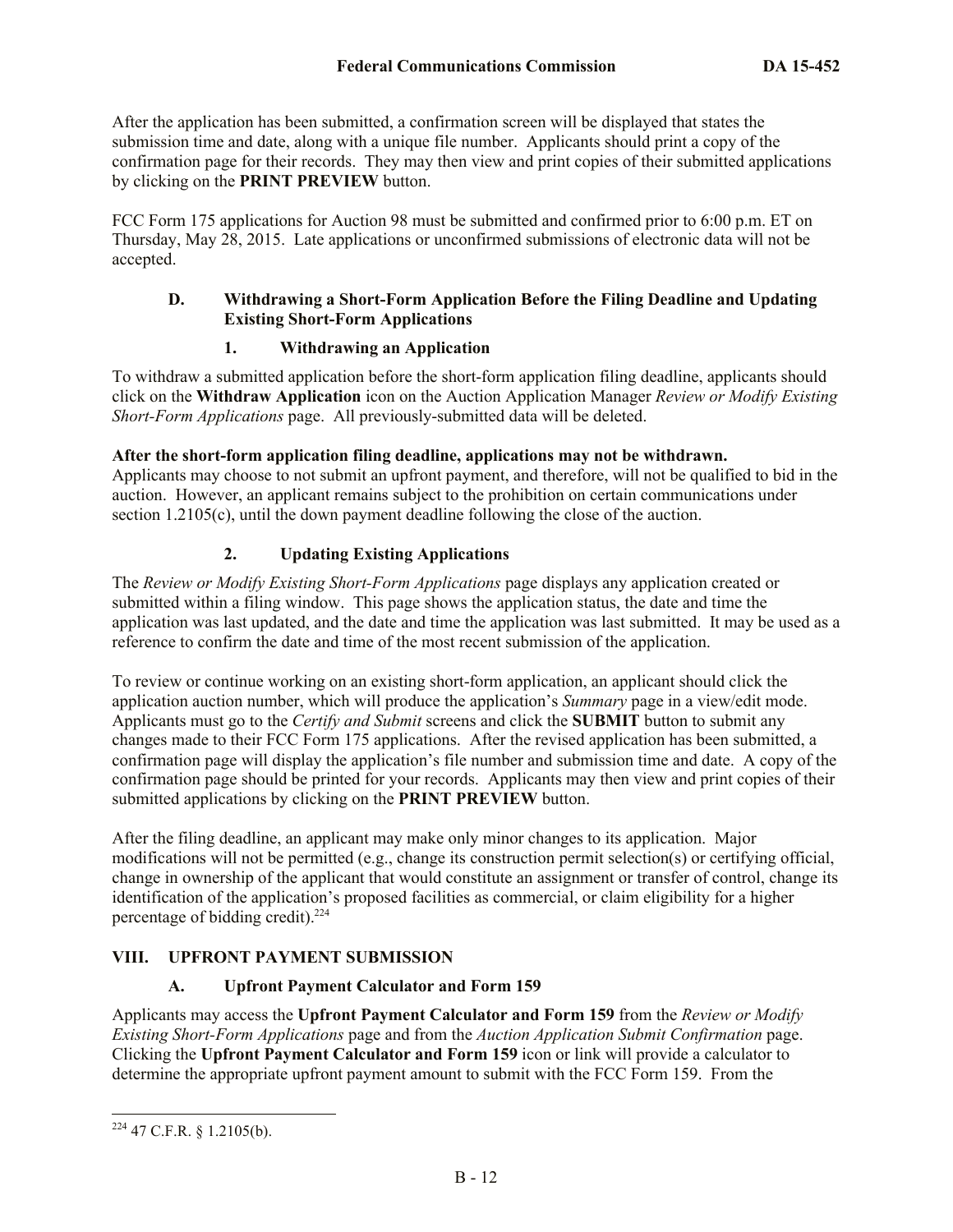After the application has been submitted, a confirmation screen will be displayed that states the submission time and date, along with a unique file number. Applicants should print a copy of the confirmation page for their records. They may then view and print copies of their submitted applications by clicking on the **PRINT PREVIEW** button.

FCC Form 175 applications for Auction 98 must be submitted and confirmed prior to 6:00 p.m. ET on Thursday, May 28, 2015. Late applications or unconfirmed submissions of electronic data will not be accepted.

### D. Withdrawing a Short-Form Application Before the Filing Deadline and Updating Existing Short-Form Applications

#### 1. Withdrawing an Application

To withdraw a submitted application before the short-form application filing deadline, applicants should click on the **Withdraw Application** icon on the Auction Application Manager *Review or Modify Existing Short-Form Applications* page. All previously-submitted data will be deleted.

**After the short-form application filing deadline, applications may not be withdrawn.** Applicants may choose to not submit an upfront payment, and therefore, will not be qualified to bid in the auction. However, an applicant remains subject to the prohibition on certain communications under section 1.2105(c), until the down payment deadline following the close of the auction.

#### 2. Updating Existing Applications

The *Review or Modify Existing Short-Form Applications* page displays any application created or submitted within a filing window. This page shows the application status, the date and time the application was last updated, and the date and time the application was last submitted. It may be used as a reference to confirm the date and time of the most recent submission of the application.

To review or continue working on an existing short-form application, an applicant should click the application auction number, which will produce the application's *Summary* page in a view/edit mode. Applicants must go to the *Certify and Submit* screens and click the **SUBMIT** button to submit any changes made to their FCC Form 175 applications. After the revised application has been submitted, a confirmation page will display the application's file number and submission time and date. A copy of the confirmation page should be printed for your records. Applicants may then view and print copies of their submitted applications by clicking on the **PRINT PREVIEW** button.

After the filing deadline, an applicant may make only minor changes to its application. Major modifications will not be permitted (e.g., change its construction permit selection(s) or certifying official, change in ownership of the applicant that would constitute an assignment or transfer of control, change its identification of the application's proposed facilities as commercial, or claim eligibility for a higher percentage of bidding credit).[224]

## VIII. UPFRONT PAYMENT SUBMISSION

### A. Upfront Payment Calculator and Form 159

Applicants may access the **Upfront Payment Calculator and Form 159** from the *Review or Modify Existing Short-Form Applications* page and from the *Auction Application Submit Confirmation* page. Clicking the **Upfront Payment Calculator and Form 159** icon or link will provide a calculator to determine the appropriate upfront payment amount to submit with the FCC Form 159. From the

---

[224] 47 C.F.R. § 1.2105(b).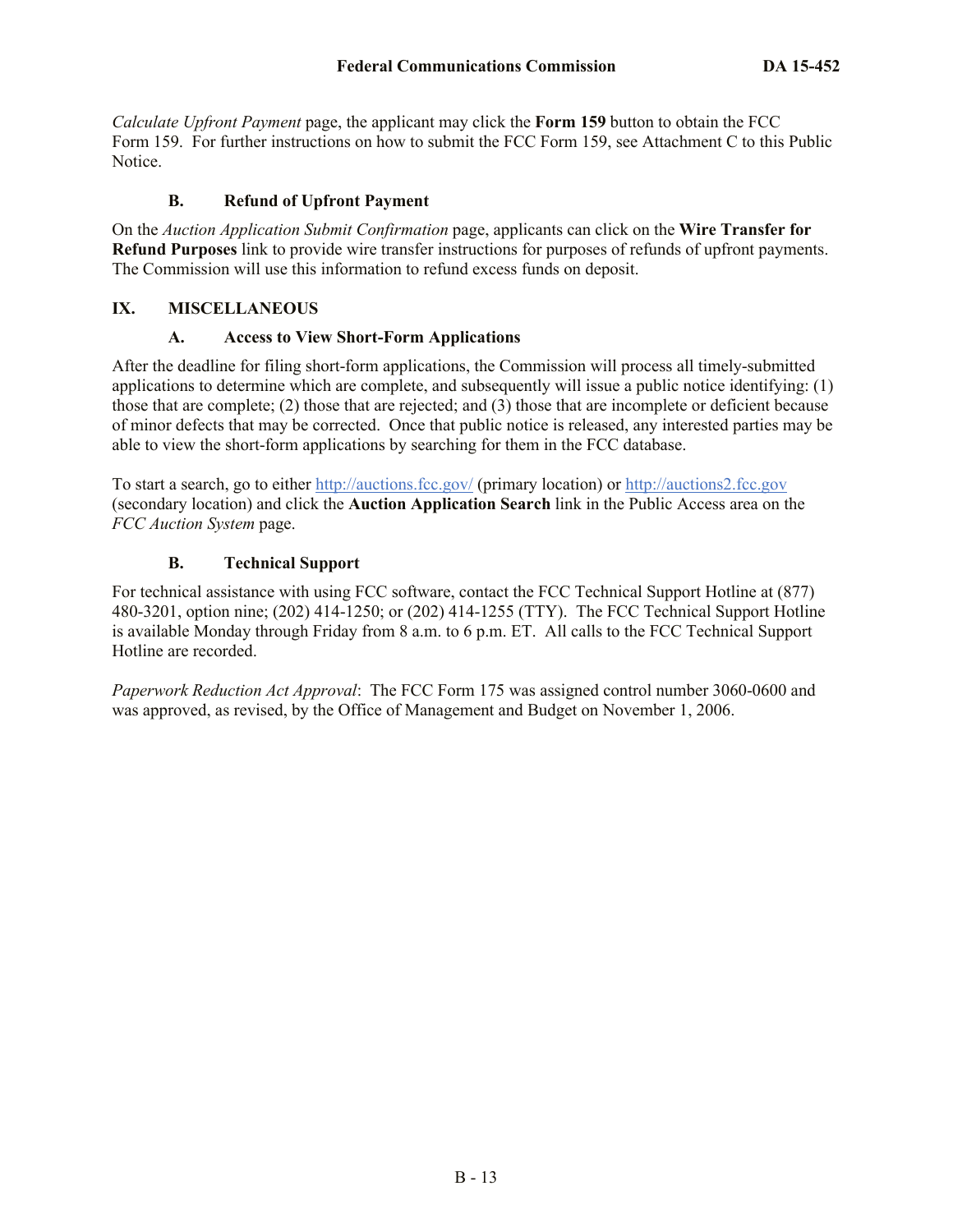*Calculate Upfront Payment* page, the applicant may click the **Form 159** button to obtain the FCC Form 159. For further instructions on how to submit the FCC Form 159, see Attachment C to this Public Notice.

### B. Refund of Upfront Payment

On the *Auction Application Submit Confirmation* page, applicants can click on the **Wire Transfer for Refund Purposes** link to provide wire transfer instructions for purposes of refunds of upfront payments. The Commission will use this information to refund excess funds on deposit.

## IX. MISCELLANEOUS

### A. Access to View Short-Form Applications

After the deadline for filing short-form applications, the Commission will process all timely-submitted applications to determine which are complete, and subsequently will issue a public notice identifying: (1) those that are complete; (2) those that are rejected; and (3) those that are incomplete or deficient because of minor defects that may be corrected. Once that public notice is released, any interested parties may be able to view the short-form applications by searching for them in the FCC database.

To start a search, go to either http://auctions.fcc.gov/ (primary location) or http://auctions2.fcc.gov (secondary location) and click the **Auction Application Search** link in the Public Access area on the *FCC Auction System* page.

### B. Technical Support

For technical assistance with using FCC software, contact the FCC Technical Support Hotline at (877) 480-3201, option nine; (202) 414-1250; or (202) 414-1255 (TTY). The FCC Technical Support Hotline is available Monday through Friday from 8 a.m. to 6 p.m. ET. All calls to the FCC Technical Support Hotline are recorded.

*Paperwork Reduction Act Approval*: The FCC Form 175 was assigned control number 3060-0600 and was approved, as revised, by the Office of Management and Budget on November 1, 2006.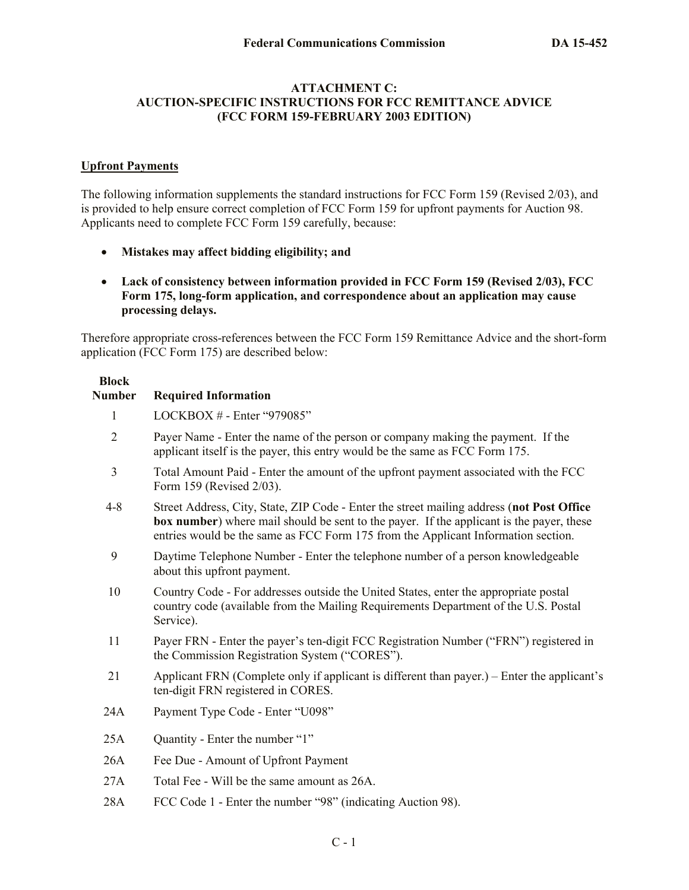### ATTACHMENT C:
### AUCTION-SPECIFIC INSTRUCTIONS FOR FCC REMITTANCE ADVICE
### (FCC FORM 159-FEBRUARY 2003 EDITION)

**Upfront Payments**

The following information supplements the standard instructions for FCC Form 159 (Revised 2/03), and is provided to help ensure correct completion of FCC Form 159 for upfront payments for Auction 98. Applicants need to complete FCC Form 159 carefully, because:

- **Mistakes may affect bidding eligibility; and**
- **Lack of consistency between information provided in FCC Form 159 (Revised 2/03), FCC Form 175, long-form application, and correspondence about an application may cause processing delays.**

Therefore appropriate cross-references between the FCC Form 159 Remittance Advice and the short-form application (FCC Form 175) are described below:

| Block Number | Required Information |
| --- | --- |
| 1 | LOCKBOX # - Enter "979085" |
| 2 | Payer Name - Enter the name of the person or company making the payment. If the applicant itself is the payer, this entry would be the same as FCC Form 175. |
| 3 | Total Amount Paid - Enter the amount of the upfront payment associated with the FCC Form 159 (Revised 2/03). |
| 4-8 | Street Address, City, State, ZIP Code - Enter the street mailing address (**not Post Office box number**) where mail should be sent to the payer. If the applicant is the payer, these entries would be the same as FCC Form 175 from the Applicant Information section. |
| 9 | Daytime Telephone Number - Enter the telephone number of a person knowledgeable about this upfront payment. |
| 10 | Country Code - For addresses outside the United States, enter the appropriate postal country code (available from the Mailing Requirements Department of the U.S. Postal Service). |
| 11 | Payer FRN - Enter the payer's ten-digit FCC Registration Number ("FRN") registered in the Commission Registration System ("CORES"). |
| 21 | Applicant FRN (Complete only if applicant is different than payer.) – Enter the applicant's ten-digit FRN registered in CORES. |
| 24A | Payment Type Code - Enter "U098" |
| 25A | Quantity - Enter the number "1" |
| 26A | Fee Due - Amount of Upfront Payment |
| 27A | Total Fee - Will be the same amount as 26A. |
| 28A | FCC Code 1 - Enter the number "98" (indicating Auction 98). |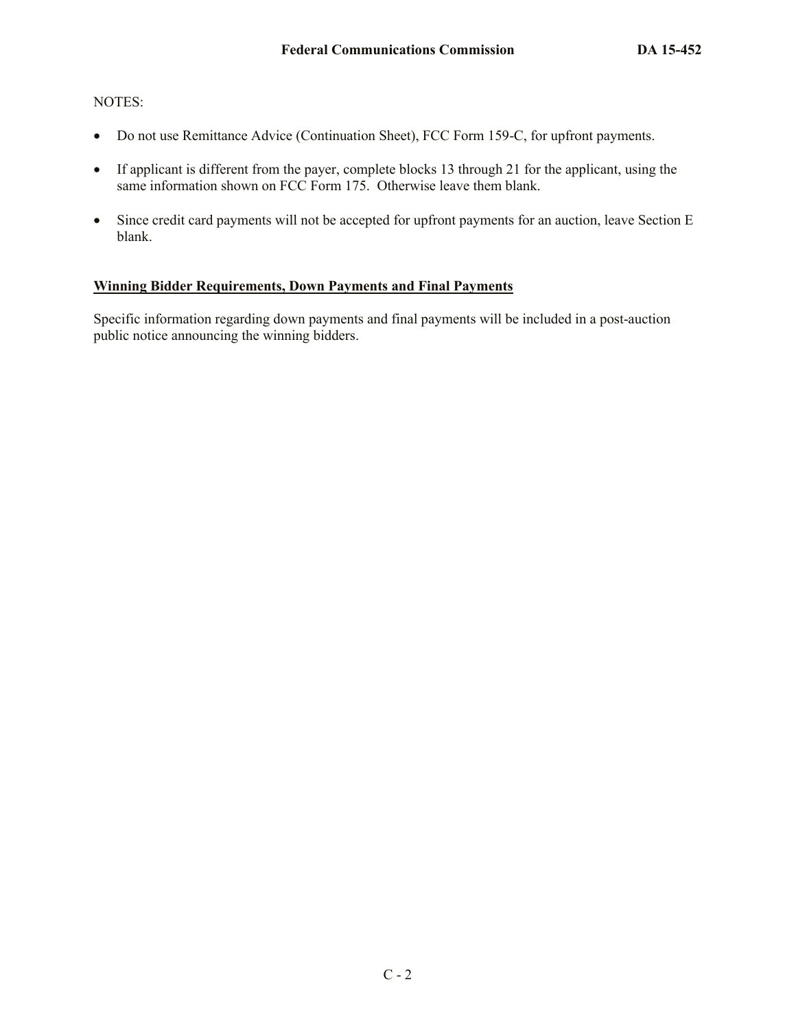NOTES:

- Do not use Remittance Advice (Continuation Sheet), FCC Form 159-C, for upfront payments.
- If applicant is different from the payer, complete blocks 13 through 21 for the applicant, using the same information shown on FCC Form 175. Otherwise leave them blank.
- Since credit card payments will not be accepted for upfront payments for an auction, leave Section E blank.

**Winning Bidder Requirements, Down Payments and Final Payments**

Specific information regarding down payments and final payments will be included in a post-auction public notice announcing the winning bidders.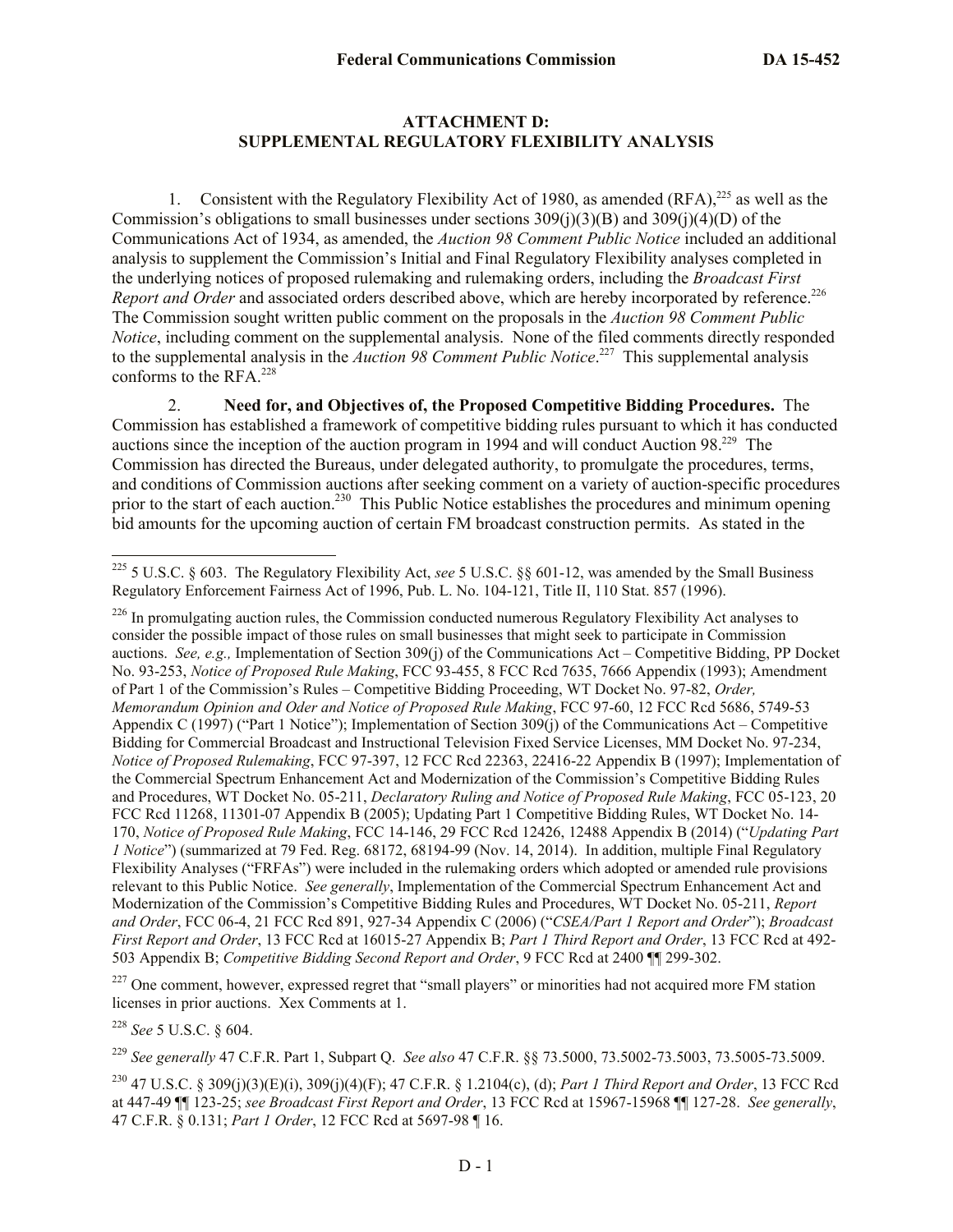## ATTACHMENT D: SUPPLEMENTAL REGULATORY FLEXIBILITY ANALYSIS

1. Consistent with the Regulatory Flexibility Act of 1980, as amended (RFA),[225] as well as the Commission's obligations to small businesses under sections 309(j)(3)(B) and 309(j)(4)(D) of the Communications Act of 1934, as amended, the *Auction 98 Comment Public Notice* included an additional analysis to supplement the Commission's Initial and Final Regulatory Flexibility analyses completed in the underlying notices of proposed rulemaking and rulemaking orders, including the *Broadcast First Report and Order* and associated orders described above, which are hereby incorporated by reference.[226] The Commission sought written public comment on the proposals in the *Auction 98 Comment Public Notice*, including comment on the supplemental analysis. None of the filed comments directly responded to the supplemental analysis in the *Auction 98 Comment Public Notice*.[227] This supplemental analysis conforms to the RFA.[228]

2. **Need for, and Objectives of, the Proposed Competitive Bidding Procedures.** The Commission has established a framework of competitive bidding rules pursuant to which it has conducted auctions since the inception of the auction program in 1994 and will conduct Auction 98.[229] The Commission has directed the Bureaus, under delegated authority, to promulgate the procedures, terms, and conditions of Commission auctions after seeking comment on a variety of auction-specific procedures prior to the start of each auction.[230] This Public Notice establishes the procedures and minimum opening bid amounts for the upcoming auction of certain FM broadcast construction permits. As stated in the

---

[225] 5 U.S.C. § 603. The Regulatory Flexibility Act, *see* 5 U.S.C. §§ 601-12, was amended by the Small Business Regulatory Enforcement Fairness Act of 1996, Pub. L. No. 104-121, Title II, 110 Stat. 857 (1996).

[226] In promulgating auction rules, the Commission conducted numerous Regulatory Flexibility Act analyses to consider the possible impact of those rules on small businesses that might seek to participate in Commission auctions. *See, e.g.,* Implementation of Section 309(j) of the Communications Act – Competitive Bidding, PP Docket No. 93-253, *Notice of Proposed Rule Making*, FCC 93-455, 8 FCC Rcd 7635, 7666 Appendix (1993); Amendment of Part 1 of the Commission's Rules – Competitive Bidding Proceeding, WT Docket No. 97-82, *Order, Memorandum Opinion and Oder and Notice of Proposed Rule Making*, FCC 97-60, 12 FCC Rcd 5686, 5749-53 Appendix C (1997) ("Part 1 Notice"); Implementation of Section 309(j) of the Communications Act – Competitive Bidding for Commercial Broadcast and Instructional Television Fixed Service Licenses, MM Docket No. 97-234, *Notice of Proposed Rulemaking*, FCC 97-397, 12 FCC Rcd 22363, 22416-22 Appendix B (1997); Implementation of the Commercial Spectrum Enhancement Act and Modernization of the Commission's Competitive Bidding Rules and Procedures, WT Docket No. 05-211, *Declaratory Ruling and Notice of Proposed Rule Making*, FCC 05-123, 20 FCC Rcd 11268, 11301-07 Appendix B (2005); Updating Part 1 Competitive Bidding Rules, WT Docket No. 14-170, *Notice of Proposed Rule Making*, FCC 14-146, 29 FCC Rcd 12426, 12488 Appendix B (2014) ("*Updating Part 1 Notice*") (summarized at 79 Fed. Reg. 68172, 68194-99 (Nov. 14, 2014). In addition, multiple Final Regulatory Flexibility Analyses ("FRFAs") were included in the rulemaking orders which adopted or amended rule provisions relevant to this Public Notice. *See generally*, Implementation of the Commercial Spectrum Enhancement Act and Modernization of the Commission's Competitive Bidding Rules and Procedures, WT Docket No. 05-211, *Report and Order*, FCC 06-4, 21 FCC Rcd 891, 927-34 Appendix C (2006) ("*CSEA/Part 1 Report and Order*"); *Broadcast First Report and Order*, 13 FCC Rcd at 16015-27 Appendix B; *Part 1 Third Report and Order*, 13 FCC Rcd at 492-503 Appendix B; *Competitive Bidding Second Report and Order*, 9 FCC Rcd at 2400 ¶¶ 299-302.

[227] One comment, however, expressed regret that "small players" or minorities had not acquired more FM station licenses in prior auctions. Xex Comments at 1.

[228] *See* 5 U.S.C. § 604.

[229] *See generally* 47 C.F.R. Part 1, Subpart Q. *See also* 47 C.F.R. §§ 73.5000, 73.5002-73.5003, 73.5005-73.5009.

[230] 47 U.S.C. § 309(j)(3)(E)(i), 309(j)(4)(F); 47 C.F.R. § 1.2104(c), (d); *Part 1 Third Report and Order*, 13 FCC Rcd at 447-49 ¶¶ 123-25; *see Broadcast First Report and Order*, 13 FCC Rcd at 15967-15968 ¶¶ 127-28. *See generally*, 47 C.F.R. § 0.131; *Part 1 Order*, 12 FCC Rcd at 5697-98 ¶ 16.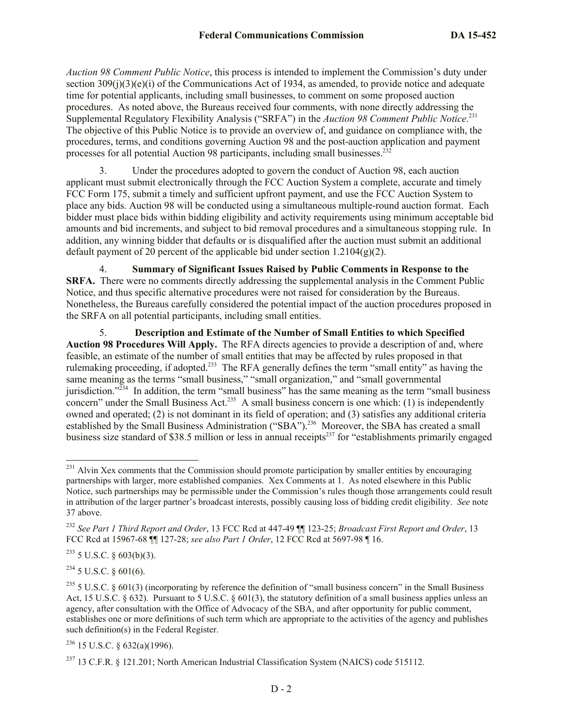*Auction 98 Comment Public Notice*, this process is intended to implement the Commission's duty under section 309(j)(3)(e)(i) of the Communications Act of 1934, as amended, to provide notice and adequate time for potential applicants, including small businesses, to comment on some proposed auction procedures. As noted above, the Bureaus received four comments, with none directly addressing the Supplemental Regulatory Flexibility Analysis ("SRFA") in the *Auction 98 Comment Public Notice*.[231] The objective of this Public Notice is to provide an overview of, and guidance on compliance with, the procedures, terms, and conditions governing Auction 98 and the post-auction application and payment processes for all potential Auction 98 participants, including small businesses.[232]

3. Under the procedures adopted to govern the conduct of Auction 98, each auction applicant must submit electronically through the FCC Auction System a complete, accurate and timely FCC Form 175, submit a timely and sufficient upfront payment, and use the FCC Auction System to place any bids. Auction 98 will be conducted using a simultaneous multiple-round auction format. Each bidder must place bids within bidding eligibility and activity requirements using minimum acceptable bid amounts and bid increments, and subject to bid removal procedures and a simultaneous stopping rule. In addition, any winning bidder that defaults or is disqualified after the auction must submit an additional default payment of 20 percent of the applicable bid under section 1.2104(g)(2).

4. **Summary of Significant Issues Raised by Public Comments in Response to the SRFA.** There were no comments directly addressing the supplemental analysis in the Comment Public Notice, and thus specific alternative procedures were not raised for consideration by the Bureaus. Nonetheless, the Bureaus carefully considered the potential impact of the auction procedures proposed in the SRFA on all potential participants, including small entities.

5. **Description and Estimate of the Number of Small Entities to which Specified Auction 98 Procedures Will Apply.** The RFA directs agencies to provide a description of and, where feasible, an estimate of the number of small entities that may be affected by rules proposed in that rulemaking proceeding, if adopted.[233] The RFA generally defines the term "small entity" as having the same meaning as the terms "small business," "small organization," and "small governmental jurisdiction."[234] In addition, the term "small business" has the same meaning as the term "small business concern" under the Small Business Act.[235] A small business concern is one which: (1) is independently owned and operated; (2) is not dominant in its field of operation; and (3) satisfies any additional criteria established by the Small Business Administration ("SBA").[236] Moreover, the SBA has created a small business size standard of $38.5 million or less in annual receipts[237] for "establishments primarily engaged

---

[231] Alvin Xex comments that the Commission should promote participation by smaller entities by encouraging partnerships with larger, more established companies. Xex Comments at 1. As noted elsewhere in this Public Notice, such partnerships may be permissible under the Commission's rules though those arrangements could result in attribution of the larger partner's broadcast interests, possibly causing loss of bidding credit eligibility. *See* note 37 above.

[232] *See Part 1 Third Report and Order*, 13 FCC Rcd at 447-49 ¶¶ 123-25; *Broadcast First Report and Order*, 13 FCC Rcd at 15967-68 ¶¶ 127-28; *see also Part 1 Order*, 12 FCC Rcd at 5697-98 ¶ 16.

[233] 5 U.S.C. § 603(b)(3).

[234] 5 U.S.C. § 601(6).

[235] 5 U.S.C. § 601(3) (incorporating by reference the definition of "small business concern" in the Small Business Act, 15 U.S.C. § 632). Pursuant to 5 U.S.C. § 601(3), the statutory definition of a small business applies unless an agency, after consultation with the Office of Advocacy of the SBA, and after opportunity for public comment, establishes one or more definitions of such term which are appropriate to the activities of the agency and publishes such definition(s) in the Federal Register.

[236] 15 U.S.C. § 632(a)(1996).

[237] 13 C.F.R. § 121.201; North American Industrial Classification System (NAICS) code 515112.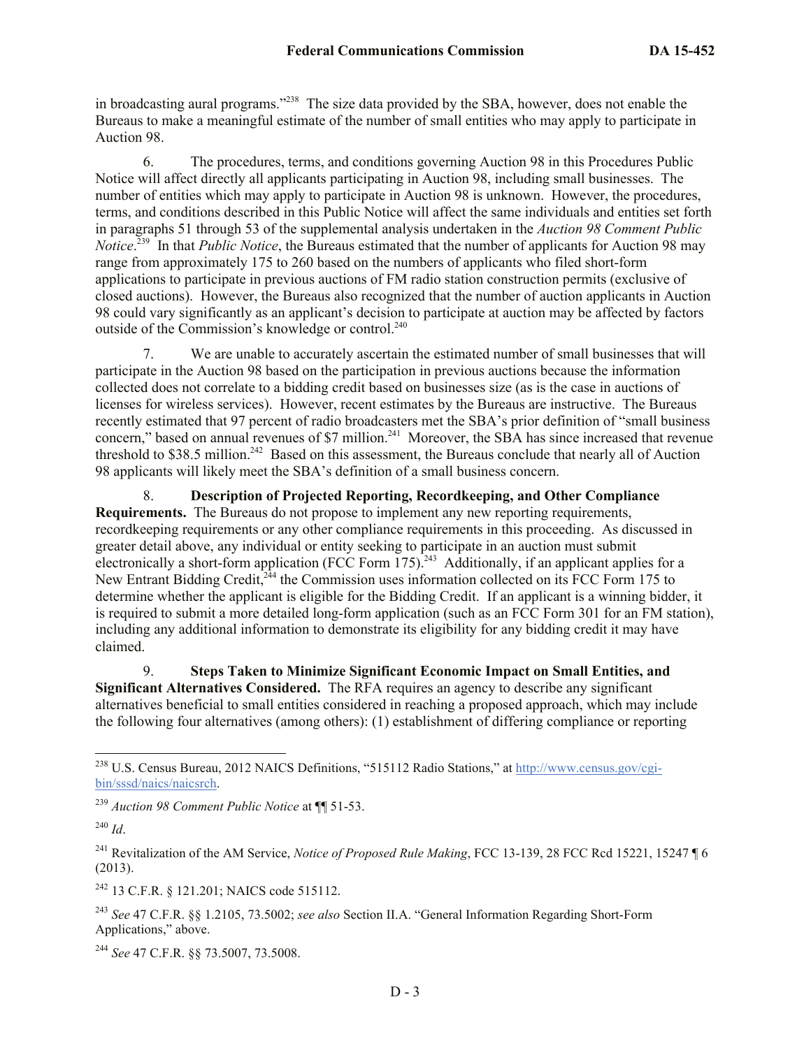in broadcasting aural programs."[238] The size data provided by the SBA, however, does not enable the Bureaus to make a meaningful estimate of the number of small entities who may apply to participate in Auction 98.

6. The procedures, terms, and conditions governing Auction 98 in this Procedures Public Notice will affect directly all applicants participating in Auction 98, including small businesses. The number of entities which may apply to participate in Auction 98 is unknown. However, the procedures, terms, and conditions described in this Public Notice will affect the same individuals and entities set forth in paragraphs 51 through 53 of the supplemental analysis undertaken in the *Auction 98 Comment Public Notice*.[239] In that *Public Notice*, the Bureaus estimated that the number of applicants for Auction 98 may range from approximately 175 to 260 based on the numbers of applicants who filed short-form applications to participate in previous auctions of FM radio station construction permits (exclusive of closed auctions). However, the Bureaus also recognized that the number of auction applicants in Auction 98 could vary significantly as an applicant's decision to participate at auction may be affected by factors outside of the Commission's knowledge or control.[240]

7. We are unable to accurately ascertain the estimated number of small businesses that will participate in the Auction 98 based on the participation in previous auctions because the information collected does not correlate to a bidding credit based on businesses size (as is the case in auctions of licenses for wireless services). However, recent estimates by the Bureaus are instructive. The Bureaus recently estimated that 97 percent of radio broadcasters met the SBA's prior definition of "small business concern," based on annual revenues of $7 million.[241] Moreover, the SBA has since increased that revenue threshold to $38.5 million.[242] Based on this assessment, the Bureaus conclude that nearly all of Auction 98 applicants will likely meet the SBA's definition of a small business concern.

8. **Description of Projected Reporting, Recordkeeping, and Other Compliance Requirements.** The Bureaus do not propose to implement any new reporting requirements, recordkeeping requirements or any other compliance requirements in this proceeding. As discussed in greater detail above, any individual or entity seeking to participate in an auction must submit electronically a short-form application (FCC Form 175).[243] Additionally, if an applicant applies for a New Entrant Bidding Credit,[244] the Commission uses information collected on its FCC Form 175 to determine whether the applicant is eligible for the Bidding Credit. If an applicant is a winning bidder, it is required to submit a more detailed long-form application (such as an FCC Form 301 for an FM station), including any additional information to demonstrate its eligibility for any bidding credit it may have claimed.

9. **Steps Taken to Minimize Significant Economic Impact on Small Entities, and Significant Alternatives Considered.** The RFA requires an agency to describe any significant alternatives beneficial to small entities considered in reaching a proposed approach, which may include the following four alternatives (among others): (1) establishment of differing compliance or reporting

---

[238] U.S. Census Bureau, 2012 NAICS Definitions, "515112 Radio Stations," at http://www.census.gov/cgi-bin/sssd/naics/naicsrch.

[239] *Auction 98 Comment Public Notice* at ¶¶ 51-53.

[240] *Id*.

[241] Revitalization of the AM Service, *Notice of Proposed Rule Making*, FCC 13-139, 28 FCC Rcd 15221, 15247 ¶ 6 (2013).

[242] 13 C.F.R. § 121.201; NAICS code 515112.

[243] *See* 47 C.F.R. §§ 1.2105, 73.5002; *see also* Section II.A. "General Information Regarding Short-Form Applications," above.

[244] *See* 47 C.F.R. §§ 73.5007, 73.5008.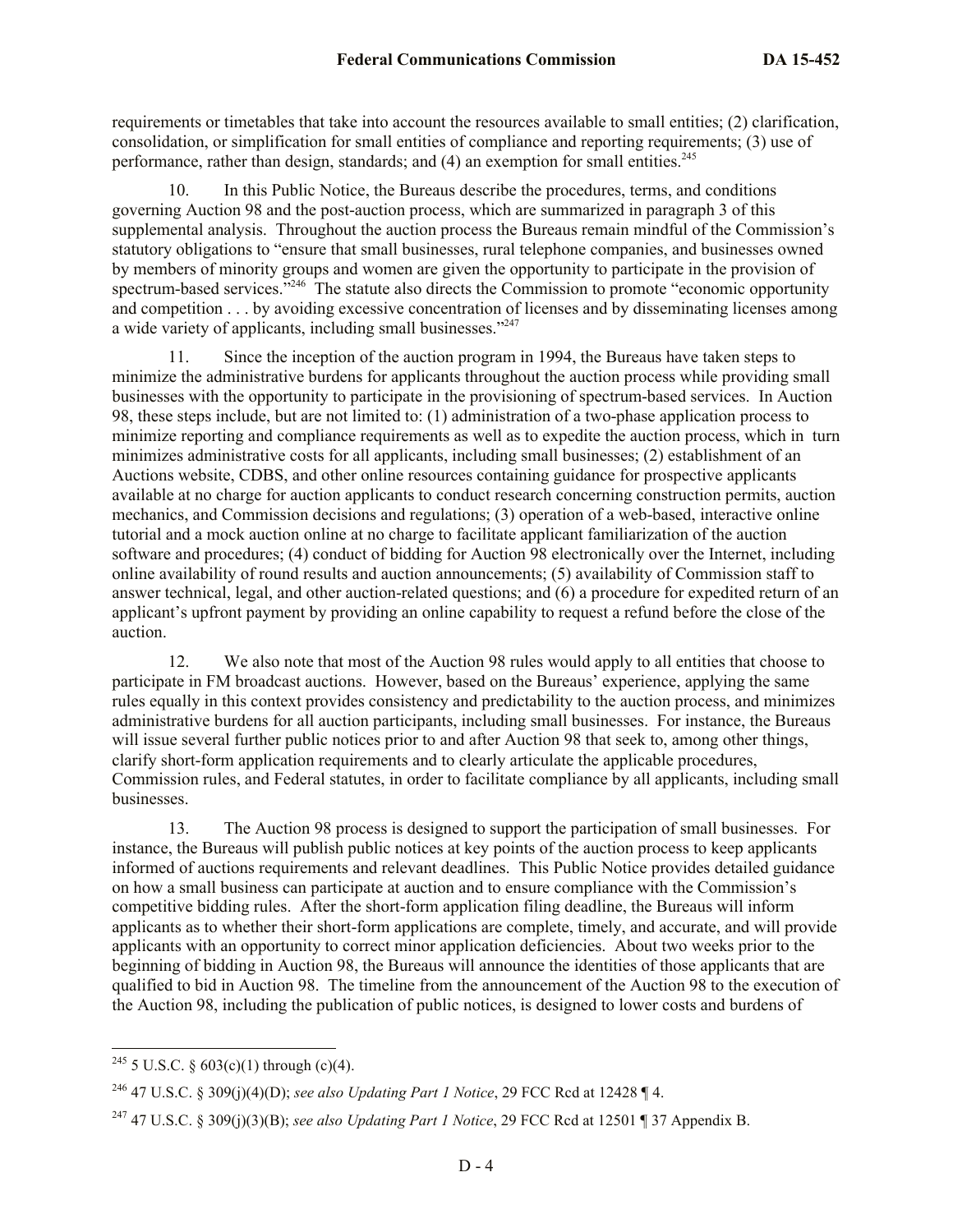requirements or timetables that take into account the resources available to small entities; (2) clarification, consolidation, or simplification for small entities of compliance and reporting requirements; (3) use of performance, rather than design, standards; and (4) an exemption for small entities.[245]

10. In this Public Notice, the Bureaus describe the procedures, terms, and conditions governing Auction 98 and the post-auction process, which are summarized in paragraph 3 of this supplemental analysis. Throughout the auction process the Bureaus remain mindful of the Commission's statutory obligations to "ensure that small businesses, rural telephone companies, and businesses owned by members of minority groups and women are given the opportunity to participate in the provision of spectrum-based services."[246] The statute also directs the Commission to promote "economic opportunity and competition . . . by avoiding excessive concentration of licenses and by disseminating licenses among a wide variety of applicants, including small businesses."[247]

11. Since the inception of the auction program in 1994, the Bureaus have taken steps to minimize the administrative burdens for applicants throughout the auction process while providing small businesses with the opportunity to participate in the provisioning of spectrum-based services. In Auction 98, these steps include, but are not limited to: (1) administration of a two-phase application process to minimize reporting and compliance requirements as well as to expedite the auction process, which in turn minimizes administrative costs for all applicants, including small businesses; (2) establishment of an Auctions website, CDBS, and other online resources containing guidance for prospective applicants available at no charge for auction applicants to conduct research concerning construction permits, auction mechanics, and Commission decisions and regulations; (3) operation of a web-based, interactive online tutorial and a mock auction online at no charge to facilitate applicant familiarization of the auction software and procedures; (4) conduct of bidding for Auction 98 electronically over the Internet, including online availability of round results and auction announcements; (5) availability of Commission staff to answer technical, legal, and other auction-related questions; and (6) a procedure for expedited return of an applicant's upfront payment by providing an online capability to request a refund before the close of the auction.

12. We also note that most of the Auction 98 rules would apply to all entities that choose to participate in FM broadcast auctions. However, based on the Bureaus' experience, applying the same rules equally in this context provides consistency and predictability to the auction process, and minimizes administrative burdens for all auction participants, including small businesses. For instance, the Bureaus will issue several further public notices prior to and after Auction 98 that seek to, among other things, clarify short-form application requirements and to clearly articulate the applicable procedures, Commission rules, and Federal statutes, in order to facilitate compliance by all applicants, including small businesses.

13. The Auction 98 process is designed to support the participation of small businesses. For instance, the Bureaus will publish public notices at key points of the auction process to keep applicants informed of auctions requirements and relevant deadlines. This Public Notice provides detailed guidance on how a small business can participate at auction and to ensure compliance with the Commission's competitive bidding rules. After the short-form application filing deadline, the Bureaus will inform applicants as to whether their short-form applications are complete, timely, and accurate, and will provide applicants with an opportunity to correct minor application deficiencies. About two weeks prior to the beginning of bidding in Auction 98, the Bureaus will announce the identities of those applicants that are qualified to bid in Auction 98. The timeline from the announcement of the Auction 98 to the execution of the Auction 98, including the publication of public notices, is designed to lower costs and burdens of

---

[245] 5 U.S.C. § 603(c)(1) through (c)(4).

[246] 47 U.S.C. § 309(j)(4)(D); *see also Updating Part 1 Notice*, 29 FCC Rcd at 12428 ¶ 4.

[247] 47 U.S.C. § 309(j)(3)(B); *see also Updating Part 1 Notice*, 29 FCC Rcd at 12501 ¶ 37 Appendix B.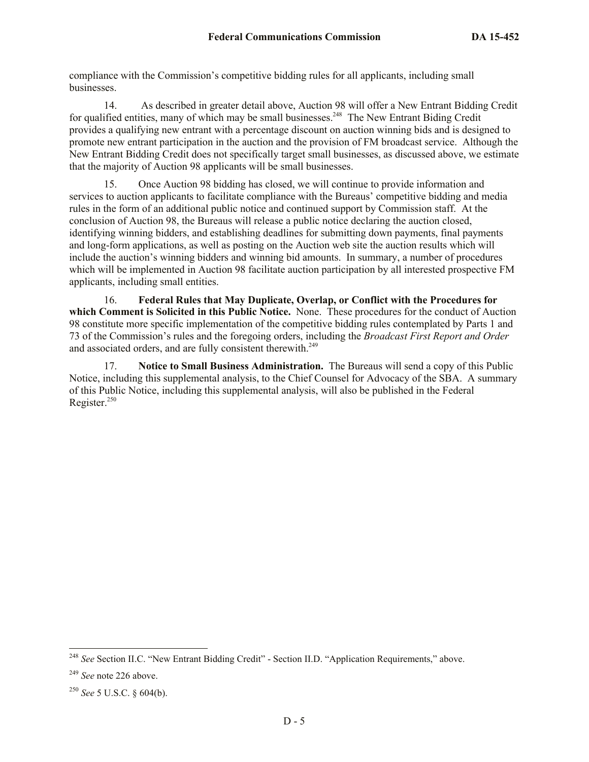compliance with the Commission's competitive bidding rules for all applicants, including small businesses.

14. As described in greater detail above, Auction 98 will offer a New Entrant Bidding Credit for qualified entities, many of which may be small businesses.[248] The New Entrant Biding Credit provides a qualifying new entrant with a percentage discount on auction winning bids and is designed to promote new entrant participation in the auction and the provision of FM broadcast service. Although the New Entrant Bidding Credit does not specifically target small businesses, as discussed above, we estimate that the majority of Auction 98 applicants will be small businesses.

15. Once Auction 98 bidding has closed, we will continue to provide information and services to auction applicants to facilitate compliance with the Bureaus' competitive bidding and media rules in the form of an additional public notice and continued support by Commission staff. At the conclusion of Auction 98, the Bureaus will release a public notice declaring the auction closed, identifying winning bidders, and establishing deadlines for submitting down payments, final payments and long-form applications, as well as posting on the Auction web site the auction results which will include the auction's winning bidders and winning bid amounts. In summary, a number of procedures which will be implemented in Auction 98 facilitate auction participation by all interested prospective FM applicants, including small entities.

16. **Federal Rules that May Duplicate, Overlap, or Conflict with the Procedures for which Comment is Solicited in this Public Notice.** None. These procedures for the conduct of Auction 98 constitute more specific implementation of the competitive bidding rules contemplated by Parts 1 and 73 of the Commission's rules and the foregoing orders, including the *Broadcast First Report and Order* and associated orders, and are fully consistent therewith.[249]

17. **Notice to Small Business Administration.** The Bureaus will send a copy of this Public Notice, including this supplemental analysis, to the Chief Counsel for Advocacy of the SBA. A summary of this Public Notice, including this supplemental analysis, will also be published in the Federal Register.[250]

---

[248] *See* Section II.C. "New Entrant Bidding Credit" - Section II.D. "Application Requirements," above.

[249] *See* note 226 above.

[250] *See* 5 U.S.C. § 604(b).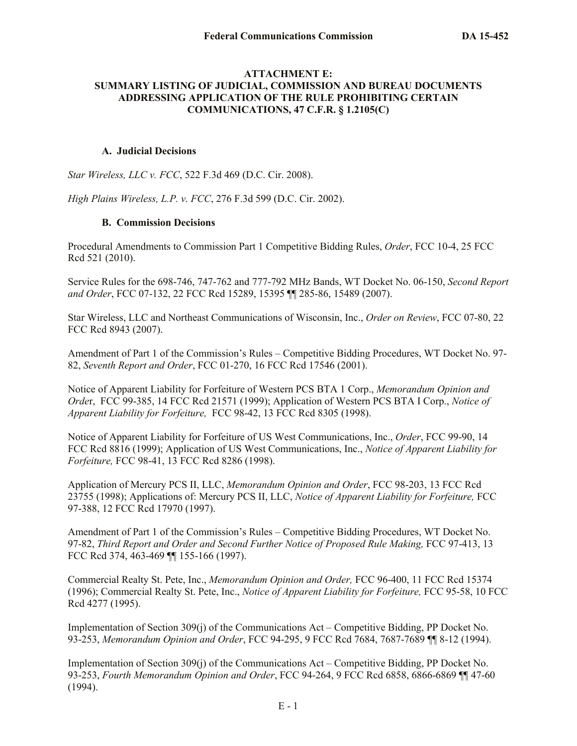# ATTACHMENT E: SUMMARY LISTING OF JUDICIAL, COMMISSION AND BUREAU DOCUMENTS ADDRESSING APPLICATION OF THE RULE PROHIBITING CERTAIN COMMUNICATIONS, 47 C.F.R. § 1.2105(C)

## A. Judicial Decisions

*Star Wireless, LLC v. FCC*, 522 F.3d 469 (D.C. Cir. 2008).

*High Plains Wireless, L.P. v. FCC*, 276 F.3d 599 (D.C. Cir. 2002).

## B. Commission Decisions

Procedural Amendments to Commission Part 1 Competitive Bidding Rules, *Order*, FCC 10-4, 25 FCC Rcd 521 (2010).

Service Rules for the 698-746, 747-762 and 777-792 MHz Bands, WT Docket No. 06-150, *Second Report and Order*, FCC 07-132, 22 FCC Rcd 15289, 15395 ¶¶ 285-86, 15489 (2007).

Star Wireless, LLC and Northeast Communications of Wisconsin, Inc., *Order on Review*, FCC 07-80, 22 FCC Rcd 8943 (2007).

Amendment of Part 1 of the Commission's Rules – Competitive Bidding Procedures, WT Docket No. 97-82, *Seventh Report and Order*, FCC 01-270, 16 FCC Rcd 17546 (2001).

Notice of Apparent Liability for Forfeiture of Western PCS BTA 1 Corp., *Memorandum Opinion and Order*, FCC 99-385, 14 FCC Rcd 21571 (1999); Application of Western PCS BTA I Corp., *Notice of Apparent Liability for Forfeiture,* FCC 98-42, 13 FCC Rcd 8305 (1998).

Notice of Apparent Liability for Forfeiture of US West Communications, Inc., *Order*, FCC 99-90, 14 FCC Rcd 8816 (1999); Application of US West Communications, Inc., *Notice of Apparent Liability for Forfeiture,* FCC 98-41, 13 FCC Rcd 8286 (1998).

Application of Mercury PCS II, LLC, *Memorandum Opinion and Order*, FCC 98-203, 13 FCC Rcd 23755 (1998); Applications of: Mercury PCS II, LLC, *Notice of Apparent Liability for Forfeiture,* FCC 97-388, 12 FCC Rcd 17970 (1997).

Amendment of Part 1 of the Commission's Rules – Competitive Bidding Procedures, WT Docket No. 97-82, *Third Report and Order and Second Further Notice of Proposed Rule Making,* FCC 97-413, 13 FCC Rcd 374, 463-469 ¶¶ 155-166 (1997).

Commercial Realty St. Pete, Inc., *Memorandum Opinion and Order,* FCC 96-400, 11 FCC Rcd 15374 (1996); Commercial Realty St. Pete, Inc., *Notice of Apparent Liability for Forfeiture,* FCC 95-58, 10 FCC Rcd 4277 (1995).

Implementation of Section 309(j) of the Communications Act – Competitive Bidding, PP Docket No. 93-253, *Memorandum Opinion and Order*, FCC 94-295, 9 FCC Rcd 7684, 7687-7689 ¶¶ 8-12 (1994).

Implementation of Section 309(j) of the Communications Act – Competitive Bidding, PP Docket No. 93-253, *Fourth Memorandum Opinion and Order*, FCC 94-264, 9 FCC Rcd 6858, 6866-6869 ¶¶ 47-60 (1994).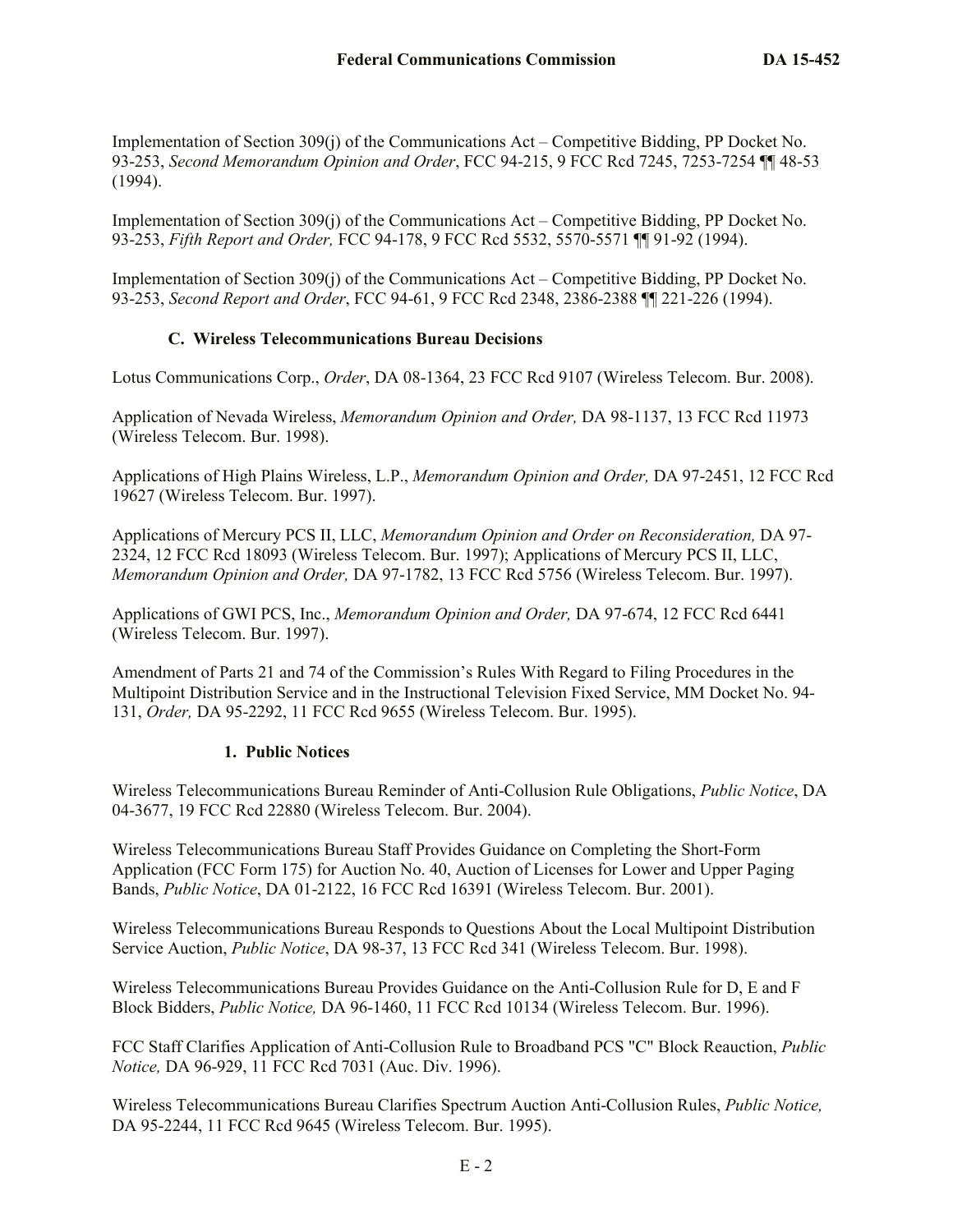Implementation of Section 309(j) of the Communications Act – Competitive Bidding, PP Docket No. 93-253, *Second Memorandum Opinion and Order*, FCC 94-215, 9 FCC Rcd 7245, 7253-7254 ¶¶ 48-53 (1994).

Implementation of Section 309(j) of the Communications Act – Competitive Bidding, PP Docket No. 93-253, *Fifth Report and Order,* FCC 94-178, 9 FCC Rcd 5532, 5570-5571 ¶¶ 91-92 (1994).

Implementation of Section 309(j) of the Communications Act – Competitive Bidding, PP Docket No. 93-253, *Second Report and Order*, FCC 94-61, 9 FCC Rcd 2348, 2386-2388 ¶¶ 221-226 (1994).

### C. Wireless Telecommunications Bureau Decisions

Lotus Communications Corp., *Order*, DA 08-1364, 23 FCC Rcd 9107 (Wireless Telecom. Bur. 2008).

Application of Nevada Wireless, *Memorandum Opinion and Order,* DA 98-1137, 13 FCC Rcd 11973 (Wireless Telecom. Bur. 1998).

Applications of High Plains Wireless, L.P., *Memorandum Opinion and Order,* DA 97-2451, 12 FCC Rcd 19627 (Wireless Telecom. Bur. 1997).

Applications of Mercury PCS II, LLC, *Memorandum Opinion and Order on Reconsideration,* DA 97-2324, 12 FCC Rcd 18093 (Wireless Telecom. Bur. 1997); Applications of Mercury PCS II, LLC, *Memorandum Opinion and Order,* DA 97-1782, 13 FCC Rcd 5756 (Wireless Telecom. Bur. 1997).

Applications of GWI PCS, Inc., *Memorandum Opinion and Order,* DA 97-674, 12 FCC Rcd 6441 (Wireless Telecom. Bur. 1997).

Amendment of Parts 21 and 74 of the Commission's Rules With Regard to Filing Procedures in the Multipoint Distribution Service and in the Instructional Television Fixed Service, MM Docket No. 94-131, *Order,* DA 95-2292, 11 FCC Rcd 9655 (Wireless Telecom. Bur. 1995).

#### 1. Public Notices

Wireless Telecommunications Bureau Reminder of Anti-Collusion Rule Obligations, *Public Notice*, DA 04-3677, 19 FCC Rcd 22880 (Wireless Telecom. Bur. 2004).

Wireless Telecommunications Bureau Staff Provides Guidance on Completing the Short-Form Application (FCC Form 175) for Auction No. 40, Auction of Licenses for Lower and Upper Paging Bands, *Public Notice*, DA 01-2122, 16 FCC Rcd 16391 (Wireless Telecom. Bur. 2001).

Wireless Telecommunications Bureau Responds to Questions About the Local Multipoint Distribution Service Auction, *Public Notice*, DA 98-37, 13 FCC Rcd 341 (Wireless Telecom. Bur. 1998).

Wireless Telecommunications Bureau Provides Guidance on the Anti-Collusion Rule for D, E and F Block Bidders, *Public Notice,* DA 96-1460, 11 FCC Rcd 10134 (Wireless Telecom. Bur. 1996).

FCC Staff Clarifies Application of Anti-Collusion Rule to Broadband PCS "C" Block Reauction, *Public Notice,* DA 96-929, 11 FCC Rcd 7031 (Auc. Div. 1996).

Wireless Telecommunications Bureau Clarifies Spectrum Auction Anti-Collusion Rules, *Public Notice,* DA 95-2244, 11 FCC Rcd 9645 (Wireless Telecom. Bur. 1995).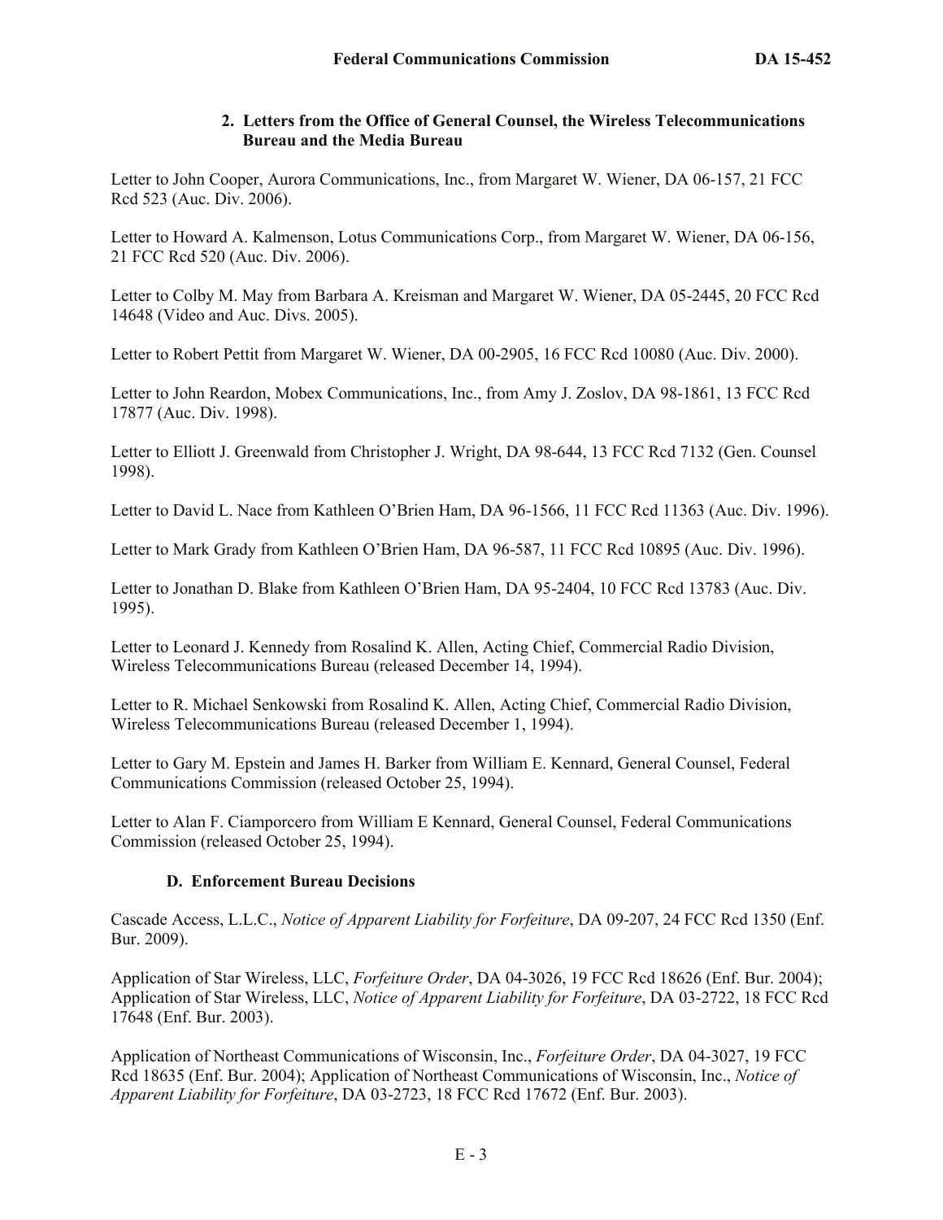#### 2. Letters from the Office of General Counsel, the Wireless Telecommunications Bureau and the Media Bureau

Letter to John Cooper, Aurora Communications, Inc., from Margaret W. Wiener, DA 06-157, 21 FCC Rcd 523 (Auc. Div. 2006).

Letter to Howard A. Kalmenson, Lotus Communications Corp., from Margaret W. Wiener, DA 06-156, 21 FCC Rcd 520 (Auc. Div. 2006).

Letter to Colby M. May from Barbara A. Kreisman and Margaret W. Wiener, DA 05-2445, 20 FCC Rcd 14648 (Video and Auc. Divs. 2005).

Letter to Robert Pettit from Margaret W. Wiener, DA 00-2905, 16 FCC Rcd 10080 (Auc. Div. 2000).

Letter to John Reardon, Mobex Communications, Inc., from Amy J. Zoslov, DA 98-1861, 13 FCC Rcd 17877 (Auc. Div. 1998).

Letter to Elliott J. Greenwald from Christopher J. Wright, DA 98-644, 13 FCC Rcd 7132 (Gen. Counsel 1998).

Letter to David L. Nace from Kathleen O'Brien Ham, DA 96-1566, 11 FCC Rcd 11363 (Auc. Div. 1996).

Letter to Mark Grady from Kathleen O'Brien Ham, DA 96-587, 11 FCC Rcd 10895 (Auc. Div. 1996).

Letter to Jonathan D. Blake from Kathleen O'Brien Ham, DA 95-2404, 10 FCC Rcd 13783 (Auc. Div. 1995).

Letter to Leonard J. Kennedy from Rosalind K. Allen, Acting Chief, Commercial Radio Division, Wireless Telecommunications Bureau (released December 14, 1994).

Letter to R. Michael Senkowski from Rosalind K. Allen, Acting Chief, Commercial Radio Division, Wireless Telecommunications Bureau (released December 1, 1994).

Letter to Gary M. Epstein and James H. Barker from William E. Kennard, General Counsel, Federal Communications Commission (released October 25, 1994).

Letter to Alan F. Ciamporcero from William E Kennard, General Counsel, Federal Communications Commission (released October 25, 1994).

### D. Enforcement Bureau Decisions

Cascade Access, L.L.C., *Notice of Apparent Liability for Forfeiture*, DA 09-207, 24 FCC Rcd 1350 (Enf. Bur. 2009).

Application of Star Wireless, LLC, *Forfeiture Order*, DA 04-3026, 19 FCC Rcd 18626 (Enf. Bur. 2004); Application of Star Wireless, LLC, *Notice of Apparent Liability for Forfeiture*, DA 03-2722, 18 FCC Rcd 17648 (Enf. Bur. 2003).

Application of Northeast Communications of Wisconsin, Inc., *Forfeiture Order*, DA 04-3027, 19 FCC Rcd 18635 (Enf. Bur. 2004); Application of Northeast Communications of Wisconsin, Inc., *Notice of Apparent Liability for Forfeiture*, DA 03-2723, 18 FCC Rcd 17672 (Enf. Bur. 2003).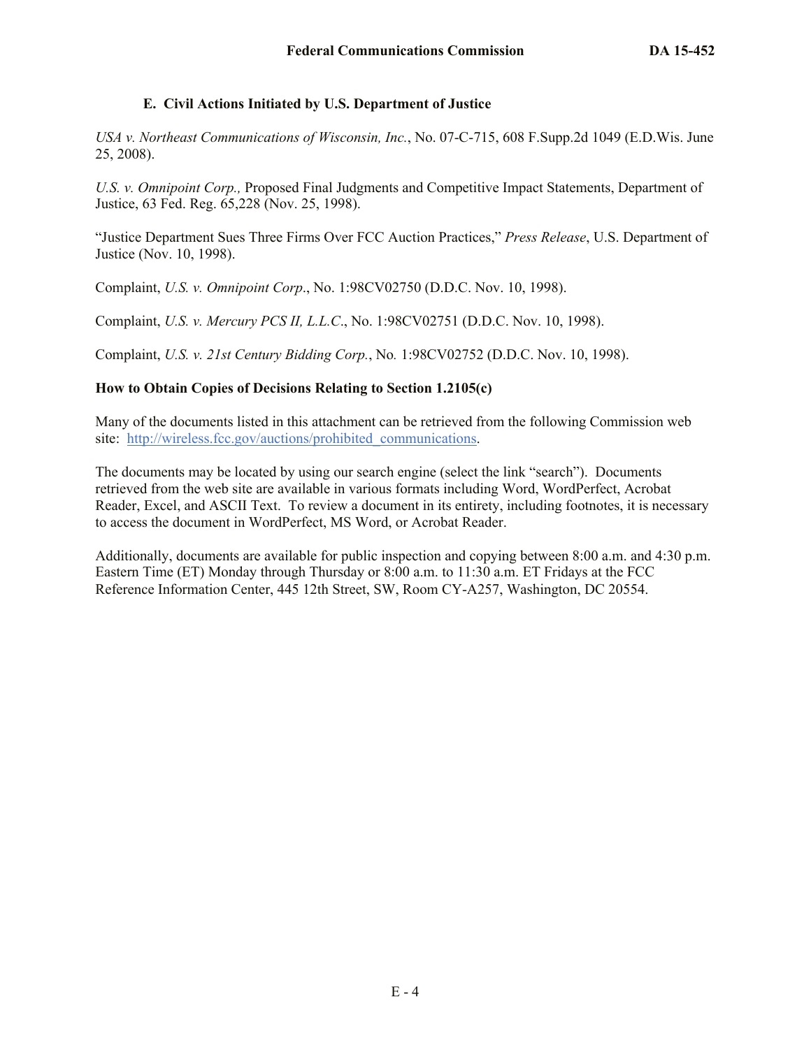### E. Civil Actions Initiated by U.S. Department of Justice

*USA v. Northeast Communications of Wisconsin, Inc.*, No. 07-C-715, 608 F.Supp.2d 1049 (E.D.Wis. June 25, 2008).

*U.S. v. Omnipoint Corp.,* Proposed Final Judgments and Competitive Impact Statements, Department of Justice, 63 Fed. Reg. 65,228 (Nov. 25, 1998).

"Justice Department Sues Three Firms Over FCC Auction Practices," *Press Release*, U.S. Department of Justice (Nov. 10, 1998).

Complaint, *U.S. v. Omnipoint Corp*., No. 1:98CV02750 (D.D.C. Nov. 10, 1998).

Complaint, *U.S. v. Mercury PCS II, L.L.C*., No. 1:98CV02751 (D.D.C. Nov. 10, 1998).

Complaint, *U.S. v. 21st Century Bidding Corp.*, No. 1:98CV02752 (D.D.C. Nov. 10, 1998).

**How to Obtain Copies of Decisions Relating to Section 1.2105(c)**

Many of the documents listed in this attachment can be retrieved from the following Commission web site: http://wireless.fcc.gov/auctions/prohibited_communications.

The documents may be located by using our search engine (select the link "search"). Documents retrieved from the web site are available in various formats including Word, WordPerfect, Acrobat Reader, Excel, and ASCII Text. To review a document in its entirety, including footnotes, it is necessary to access the document in WordPerfect, MS Word, or Acrobat Reader.

Additionally, documents are available for public inspection and copying between 8:00 a.m. and 4:30 p.m. Eastern Time (ET) Monday through Thursday or 8:00 a.m. to 11:30 a.m. ET Fridays at the FCC Reference Information Center, 445 12th Street, SW, Room CY-A257, Washington, DC 20554.